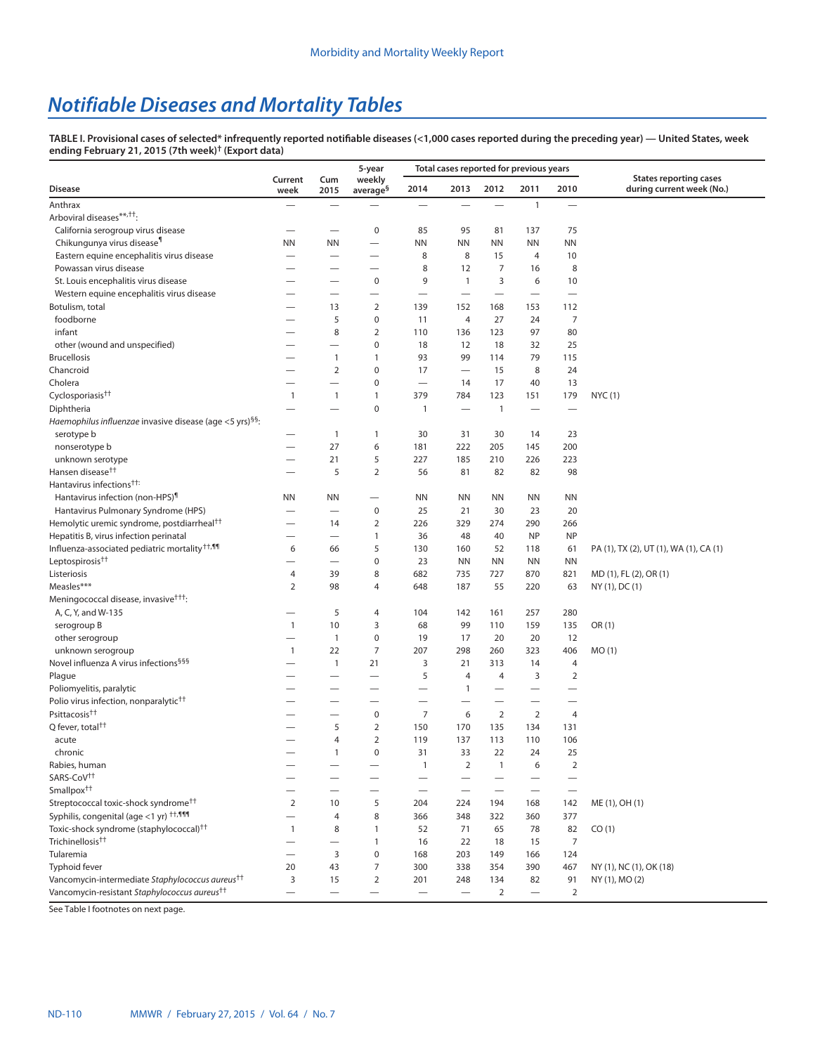# Notifiable Diseases and Mortality Tables

**TABLE I. Provisional cases of selected* infrequently reported notifiable diseases (<1,000 cases reported during the preceding year) — United States, week ending February 21, 2015 (7th week)† (Export data)**

| Disease | Current week | Cum 2015 | 5-year weekly average§ | Total cases reported for previous years | | | | | States reporting cases during current week (No.) |
|---|---|---|---|---|---|---|---|---|---|
| | | | | 2014 | 2013 | 2012 | 2011 | 2010 | |
| Anthrax | — | — | — | — | — | — | 1 | — | |
| Arboviral diseases**,††: | | | | | | | | | |
| California serogroup virus disease | — | — | 0 | 85 | 95 | 81 | 137 | 75 | |
| Chikungunya virus disease¶ | NN | NN | — | NN | NN | NN | NN | NN | |
| Eastern equine encephalitis virus disease | — | — | — | 8 | 8 | 15 | 4 | 10 | |
| Powassan virus disease | — | — | — | 8 | 12 | 7 | 16 | 8 | |
| St. Louis encephalitis virus disease | — | — | 0 | 9 | 1 | 3 | 6 | 10 | |
| Western equine encephalitis virus disease | — | — | — | — | — | — | — | — | |
| Botulism, total | — | 13 | 2 | 139 | 152 | 168 | 153 | 112 | |
| foodborne | — | 5 | 0 | 11 | 4 | 27 | 24 | 7 | |
| infant | — | 8 | 2 | 110 | 136 | 123 | 97 | 80 | |
| other (wound and unspecified) | — | — | 0 | 18 | 12 | 18 | 32 | 25 | |
| Brucellosis | — | 1 | 1 | 93 | 99 | 114 | 79 | 115 | |
| Chancroid | — | 2 | 0 | 17 | — | 15 | 8 | 24 | |
| Cholera | — | — | 0 | — | 14 | 17 | 40 | 13 | |
| Cyclosporiasis†† | 1 | 1 | 1 | 379 | 784 | 123 | 151 | 179 | NYC (1) |
| Diphtheria | — | — | 0 | 1 | — | 1 | — | — | |
| *Haemophilus influenzae* invasive disease (age <5 yrs)§§: | | | | | | | | | |
| serotype b | — | 1 | 1 | 30 | 31 | 30 | 14 | 23 | |
| nonserotype b | — | 27 | 6 | 181 | 222 | 205 | 145 | 200 | |
| unknown serotype | — | 21 | 5 | 227 | 185 | 210 | 226 | 223 | |
| Hansen disease†† | — | 5 | 2 | 56 | 81 | 82 | 82 | 98 | |
| Hantavirus infections††: | | | | | | | | | |
| Hantavirus infection (non-HPS)¶ | NN | NN | — | NN | NN | NN | NN | NN | |
| Hantavirus Pulmonary Syndrome (HPS) | — | — | 0 | 25 | 21 | 30 | 23 | 20 | |
| Hemolytic uremic syndrome, postdiarrheal†† | — | 14 | 2 | 226 | 329 | 274 | 290 | 266 | |
| Hepatitis B, virus infection perinatal | — | — | 1 | 36 | 48 | 40 | NP | NP | |
| Influenza-associated pediatric mortality††,¶¶ | 6 | 66 | 5 | 130 | 160 | 52 | 118 | 61 | PA (1), TX (2), UT (1), WA (1), CA (1) |
| Leptospirosis†† | — | — | 0 | 23 | NN | NN | NN | NN | |
| Listeriosis | 4 | 39 | 8 | 682 | 735 | 727 | 870 | 821 | MD (1), FL (2), OR (1) |
| Measles*** | 2 | 98 | 4 | 648 | 187 | 55 | 220 | 63 | NY (1), DC (1) |
| Meningococcal disease, invasive†††: | | | | | | | | | |
| A, C, Y, and W-135 | — | 5 | 4 | 104 | 142 | 161 | 257 | 280 | |
| serogroup B | 1 | 10 | 3 | 68 | 99 | 110 | 159 | 135 | OR (1) |
| other serogroup | — | 1 | 0 | 19 | 17 | 20 | 20 | 12 | |
| unknown serogroup | 1 | 22 | 7 | 207 | 298 | 260 | 323 | 406 | MO (1) |
| Novel influenza A virus infections§§§ | — | 1 | 21 | 3 | 21 | 313 | 14 | 4 | |
| Plague | — | — | — | 5 | 4 | 4 | 3 | 2 | |
| Poliomyelitis, paralytic | — | — | — | — | 1 | — | — | — | |
| Polio virus infection, nonparalytic†† | — | — | — | — | — | — | — | — | |
| Psittacosis†† | — | — | 0 | 7 | 6 | 2 | 2 | 4 | |
| Q fever, total†† | — | 5 | 2 | 150 | 170 | 135 | 134 | 131 | |
| acute | — | 4 | 2 | 119 | 137 | 113 | 110 | 106 | |
| chronic | — | 1 | 0 | 31 | 33 | 22 | 24 | 25 | |
| Rabies, human | — | — | — | 1 | 2 | 1 | 6 | 2 | |
| SARS-CoV†† | — | — | — | — | — | — | — | — | |
| Smallpox†† | — | — | — | — | — | — | — | — | |
| Streptococcal toxic-shock syndrome†† | 2 | 10 | 5 | 204 | 224 | 194 | 168 | 142 | ME (1), OH (1) |
| Syphilis, congenital (age <1 yr) ††,¶¶¶ | — | 4 | 8 | 366 | 348 | 322 | 360 | 377 | |
| Toxic-shock syndrome (staphylococcal)†† | 1 | 8 | 1 | 52 | 71 | 65 | 78 | 82 | CO (1) |
| Trichinellosis†† | — | — | 1 | 16 | 22 | 18 | 15 | 7 | |
| Tularemia | — | 3 | 0 | 168 | 203 | 149 | 166 | 124 | |
| Typhoid fever | 20 | 43 | 7 | 300 | 338 | 354 | 390 | 467 | NY (1), NC (1), OK (18) |
| Vancomycin-intermediate *Staphylococcus aureus*†† | 3 | 15 | 2 | 201 | 248 | 134 | 82 | 91 | NY (1), MO (2) |
| Vancomycin-resistant *Staphylococcus aureus*†† | — | — | — | — | — | 2 | — | 2 | |

See Table I footnotes on next page.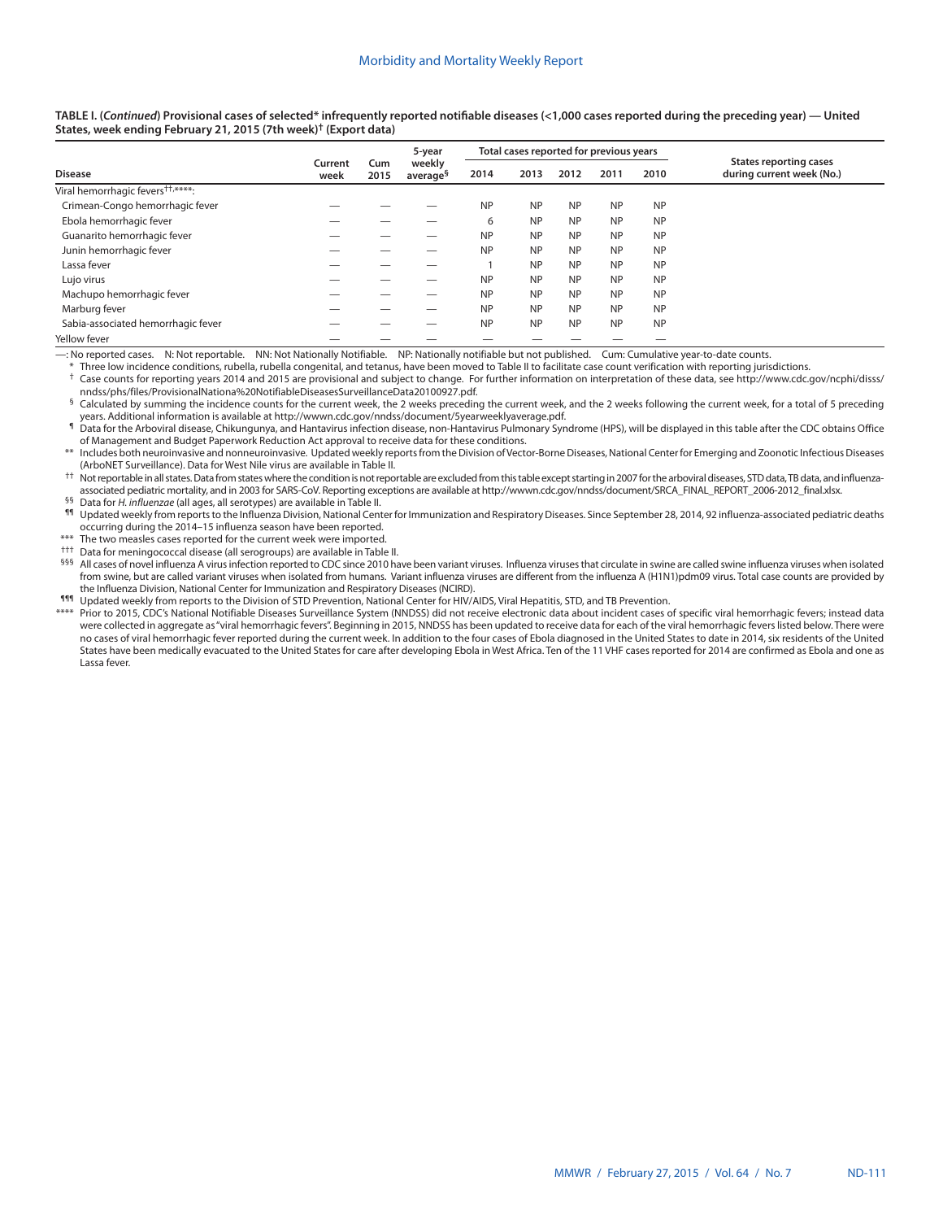**TABLE I. (*Continued*) Provisional cases of selected* infrequently reported notifiable diseases (<1,000 cases reported during the preceding year) — United States, week ending February 21, 2015 (7th week)† (Export data)**

| Disease | Current week | Cum 2015 | 5-year weekly average§ | Total cases reported for previous years | | | | | States reporting cases during current week (No.) |
|---|---|---|---|---|---|---|---|---|---|
| | | | | 2014 | 2013 | 2012 | 2011 | 2010 | |
| Viral hemorrhagic fevers††,****: | | | | | | | | | |
| Crimean-Congo hemorrhagic fever | — | — | — | NP | NP | NP | NP | NP | |
| Ebola hemorrhagic fever | — | — | — | 6 | NP | NP | NP | NP | |
| Guanarito hemorrhagic fever | — | — | — | NP | NP | NP | NP | NP | |
| Junin hemorrhagic fever | — | — | — | NP | NP | NP | NP | NP | |
| Lassa fever | — | — | — | 1 | NP | NP | NP | NP | |
| Lujo virus | — | — | — | NP | NP | NP | NP | NP | |
| Machupo hemorrhagic fever | — | — | — | NP | NP | NP | NP | NP | |
| Marburg fever | — | — | — | NP | NP | NP | NP | NP | |
| Sabia-associated hemorrhagic fever | — | — | — | NP | NP | NP | NP | NP | |
| Yellow fever | — | — | — | — | — | — | — | — | |

—: No reported cases. N: Not reportable. NN: Not Nationally Notifiable. NP: Nationally notifiable but not published. Cum: Cumulative year-to-date counts.

\* Three low incidence conditions, rubella, rubella congenital, and tetanus, have been moved to Table II to facilitate case count verification with reporting jurisdictions.

† Case counts for reporting years 2014 and 2015 are provisional and subject to change. For further information on interpretation of these data, see http://www.cdc.gov/ncphi/disss/nndss/phs/files/ProvisionalNationa%20NotifiableDiseasesSurveillanceData20100927.pdf.

§ Calculated by summing the incidence counts for the current week, the 2 weeks preceding the current week, and the 2 weeks following the current week, for a total of 5 preceding years. Additional information is available at http://wwwn.cdc.gov/nndss/document/5yearweeklyaverage.pdf.

¶ Data for the Arboviral disease, Chikungunya, and Hantavirus infection disease, non-Hantavirus Pulmonary Syndrome (HPS), will be displayed in this table after the CDC obtains Office of Management and Budget Paperwork Reduction Act approval to receive data for these conditions.

\** Includes both neuroinvasive and nonneuroinvasive. Updated weekly reports from the Division of Vector-Borne Diseases, National Center for Emerging and Zoonotic Infectious Diseases (ArboNET Surveillance). Data for West Nile virus are available in Table II.

†† Not reportable in all states. Data from states where the condition is not reportable are excluded from this table except starting in 2007 for the arboviral diseases, STD data, TB data, and influenza-associated pediatric mortality, and in 2003 for SARS-CoV. Reporting exceptions are available at http://wwwn.cdc.gov/nndss/document/SRCA_FINAL_REPORT_2006-2012_final.xlsx.

§§ Data for *H. influenzae* (all ages, all serotypes) are available in Table II.

¶¶ Updated weekly from reports to the Influenza Division, National Center for Immunization and Respiratory Diseases. Since September 28, 2014, 92 influenza-associated pediatric deaths occurring during the 2014–15 influenza season have been reported.

\*** The two measles cases reported for the current week were imported.

††† Data for meningococcal disease (all serogroups) are available in Table II.

§§§ All cases of novel influenza A virus infection reported to CDC since 2010 have been variant viruses. Influenza viruses that circulate in swine are called swine influenza viruses when isolated from swine, but are called variant viruses when isolated from humans. Variant influenza viruses are different from the influenza A (H1N1)pdm09 virus. Total case counts are provided by the Influenza Division, National Center for Immunization and Respiratory Diseases (NCIRD).

¶¶¶ Updated weekly from reports to the Division of STD Prevention, National Center for HIV/AIDS, Viral Hepatitis, STD, and TB Prevention.

\**** Prior to 2015, CDC's National Notifiable Diseases Surveillance System (NNDSS) did not receive electronic data about incident cases of specific viral hemorrhagic fevers; instead data were collected in aggregate as "viral hemorrhagic fevers". Beginning in 2015, NNDSS has been updated to receive data for each of the viral hemorrhagic fevers listed below. There were no cases of viral hemorrhagic fever reported during the current week. In addition to the four cases of Ebola diagnosed in the United States to date in 2014, six residents of the United States have been medically evacuated to the United States for care after developing Ebola in West Africa. Ten of the 11 VHF cases reported for 2014 are confirmed as Ebola and one as Lassa fever.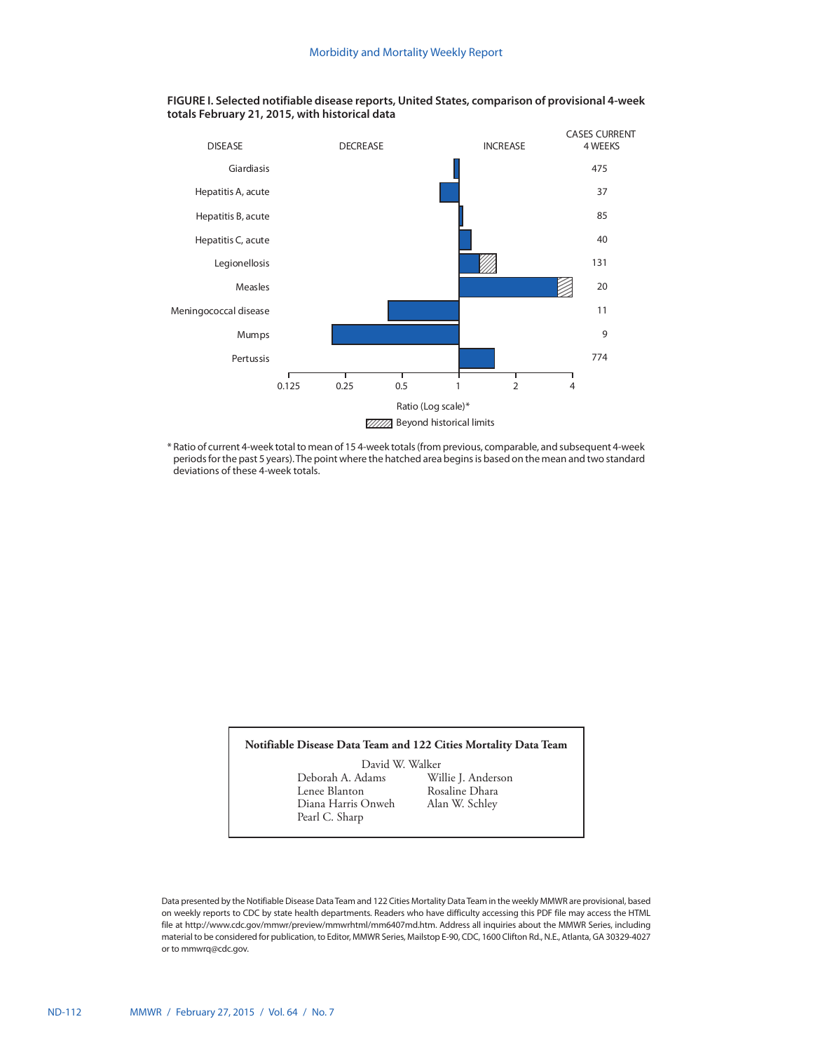**FIGURE I. Selected notifiable disease reports, United States, comparison of provisional 4-week totals February 21, 2015, with historical data**

| DISEASE | CASES CURRENT 4 WEEKS |
|---|---|
| Giardiasis | 475 |
| Hepatitis A, acute | 37 |
| Hepatitis B, acute | 85 |
| Hepatitis C, acute | 40 |
| Legionellosis | 131 |
| Measles | 20 |
| Meningococcal disease | 11 |
| Mumps | 9 |
| Pertussis | 774 |

DECREASE — INCREASE

Ratio (Log scale)*: 0.125, 0.25, 0.5, 1, 2, 4

Beyond historical limits

\* Ratio of current 4-week total to mean of 15 4-week totals (from previous, comparable, and subsequent 4-week periods for the past 5 years). The point where the hatched area begins is based on the mean and two standard deviations of these 4-week totals.

**Notifiable Disease Data Team and 122 Cities Mortality Data Team**

David W. Walker
Deborah A. Adams
Willie J. Anderson
Lenee Blanton
Rosaline Dhara
Diana Harris Onweh
Alan W. Schley
Pearl C. Sharp

Data presented by the Notifiable Disease Data Team and 122 Cities Mortality Data Team in the weekly MMWR are provisional, based on weekly reports to CDC by state health departments. Readers who have difficulty accessing this PDF file may access the HTML file at http://www.cdc.gov/mmwr/preview/mmwrhtml/mm6407md.htm. Address all inquiries about the MMWR Series, including material to be considered for publication, to Editor, MMWR Series, Mailstop E-90, CDC, 1600 Clifton Rd., N.E., Atlanta, GA 30329-4027 or to mmwrq@cdc.gov.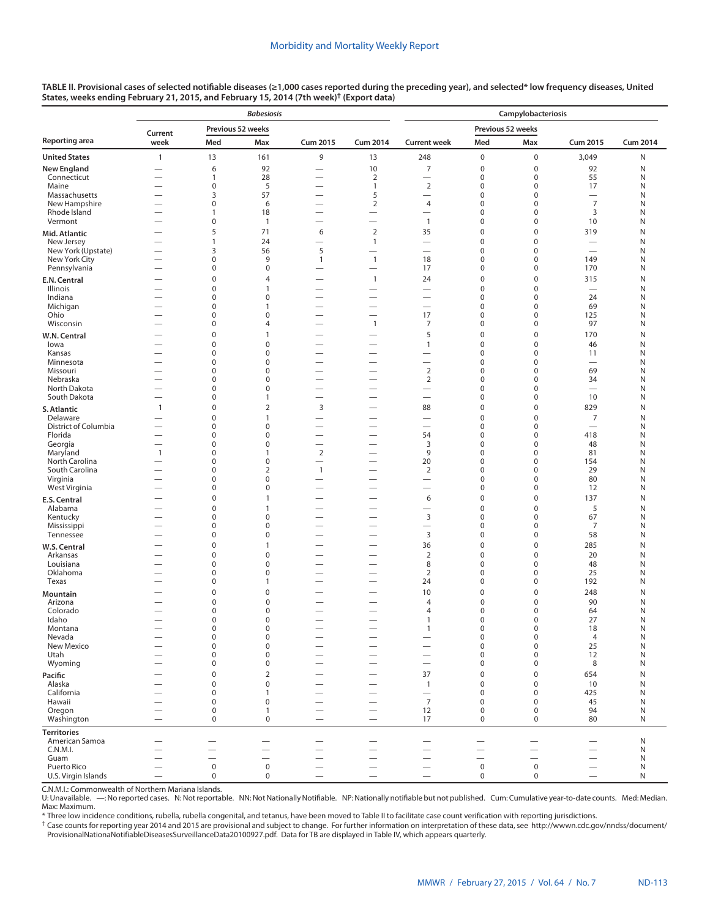**TABLE II. Provisional cases of selected notifiable diseases (≥1,000 cases reported during the preceding year), and selected* low frequency diseases, United States, weeks ending February 21, 2015, and February 15, 2014 (7th week)† (Export data)**

| Reporting area | *Babesiosis* | | | | | Campylobacteriosis | | | | |
|---|---|---|---|---|---|---|---|---|---|---|
| | Current week | Previous 52 weeks | | Cum 2015 | Cum 2014 | Current week | Previous 52 weeks | | Cum 2015 | Cum 2014 |
| | | Med | Max | | | | Med | Max | | |
| **United States** | 1 | 13 | 161 | 9 | 13 | 248 | 0 | 0 | 3,049 | N |
| **New England** | — | 6 | 92 | — | 10 | 7 | 0 | 0 | 92 | N |
| Connecticut | — | 1 | 28 | — | 2 | — | 0 | 0 | 55 | N |
| Maine | — | 0 | 5 | — | 1 | 2 | 0 | 0 | 17 | N |
| Massachusetts | — | 3 | 57 | — | 5 | — | 0 | 0 | — | N |
| New Hampshire | — | 0 | 6 | — | 2 | 4 | 0 | 0 | 7 | N |
| Rhode Island | — | 1 | 18 | — | — | — | 0 | 0 | 3 | N |
| Vermont | — | 0 | 1 | — | — | 1 | 0 | 0 | 10 | N |
| **Mid. Atlantic** | — | 5 | 71 | 6 | 2 | 35 | 0 | 0 | 319 | N |
| New Jersey | — | 1 | 24 | — | 1 | — | 0 | 0 | — | N |
| New York (Upstate) | — | 3 | 56 | 5 | — | — | 0 | 0 | — | N |
| New York City | — | 0 | 9 | 1 | 1 | 18 | 0 | 0 | 149 | N |
| Pennsylvania | — | 0 | 0 | — | — | 17 | 0 | 0 | 170 | N |
| **E.N. Central** | — | 0 | 4 | — | 1 | 24 | 0 | 0 | 315 | N |
| Illinois | — | 0 | 1 | — | — | — | 0 | 0 | — | N |
| Indiana | — | 0 | 0 | — | — | — | 0 | 0 | 24 | N |
| Michigan | — | 0 | 1 | — | — | — | 0 | 0 | 69 | N |
| Ohio | — | 0 | 0 | — | — | 17 | 0 | 0 | 125 | N |
| Wisconsin | — | 0 | 4 | — | 1 | 7 | 0 | 0 | 97 | N |
| **W.N. Central** | — | 0 | 1 | — | — | 5 | 0 | 0 | 170 | N |
| Iowa | — | 0 | 0 | — | — | 1 | 0 | 0 | 46 | N |
| Kansas | — | 0 | 0 | — | — | — | 0 | 0 | 11 | N |
| Minnesota | — | 0 | 0 | — | — | — | 0 | 0 | — | N |
| Missouri | — | 0 | 0 | — | — | 2 | 0 | 0 | 69 | N |
| Nebraska | — | 0 | 0 | — | — | 2 | 0 | 0 | 34 | N |
| North Dakota | — | 0 | 0 | — | — | — | 0 | 0 | — | N |
| South Dakota | — | 0 | 1 | — | — | — | 0 | 0 | 10 | N |
| **S. Atlantic** | 1 | 0 | 2 | 3 | — | 88 | 0 | 0 | 829 | N |
| Delaware | — | 0 | 1 | — | — | — | 0 | 0 | 7 | N |
| District of Columbia | — | 0 | 0 | — | — | — | 0 | 0 | — | N |
| Florida | — | 0 | 0 | — | — | 54 | 0 | 0 | 418 | N |
| Georgia | — | 0 | 0 | — | — | 3 | 0 | 0 | 48 | N |
| Maryland | 1 | 0 | 1 | 2 | — | 9 | 0 | 0 | 81 | N |
| North Carolina | — | 0 | 0 | — | — | 20 | 0 | 0 | 154 | N |
| South Carolina | — | 0 | 2 | 1 | — | 2 | 0 | 0 | 29 | N |
| Virginia | — | 0 | 0 | — | — | — | 0 | 0 | 80 | N |
| West Virginia | — | 0 | 0 | — | — | — | 0 | 0 | 12 | N |
| **E.S. Central** | — | 0 | 1 | — | — | 6 | 0 | 0 | 137 | N |
| Alabama | — | 0 | 1 | — | — | — | 0 | 0 | 5 | N |
| Kentucky | — | 0 | 0 | — | — | 3 | 0 | 0 | 67 | N |
| Mississippi | — | 0 | 0 | — | — | — | 0 | 0 | 7 | N |
| Tennessee | — | 0 | 0 | — | — | 3 | 0 | 0 | 58 | N |
| **W.S. Central** | — | 0 | 1 | — | — | 36 | 0 | 0 | 285 | N |
| Arkansas | — | 0 | 0 | — | — | 2 | 0 | 0 | 20 | N |
| Louisiana | — | 0 | 0 | — | — | 8 | 0 | 0 | 48 | N |
| Oklahoma | — | 0 | 0 | — | — | 2 | 0 | 0 | 25 | N |
| Texas | — | 0 | 1 | — | — | 24 | 0 | 0 | 192 | N |
| **Mountain** | — | 0 | 0 | — | — | 10 | 0 | 0 | 248 | N |
| Arizona | — | 0 | 0 | — | — | 4 | 0 | 0 | 90 | N |
| Colorado | — | 0 | 0 | — | — | 4 | 0 | 0 | 64 | N |
| Idaho | — | 0 | 0 | — | — | 1 | 0 | 0 | 27 | N |
| Montana | — | 0 | 0 | — | — | 1 | 0 | 0 | 18 | N |
| Nevada | — | 0 | 0 | — | — | — | 0 | 0 | 4 | N |
| New Mexico | — | 0 | 0 | — | — | — | 0 | 0 | 25 | N |
| Utah | — | 0 | 0 | — | — | — | 0 | 0 | 12 | N |
| Wyoming | — | 0 | 0 | — | — | — | 0 | 0 | 8 | N |
| **Pacific** | — | 0 | 2 | — | — | 37 | 0 | 0 | 654 | N |
| Alaska | — | 0 | 0 | — | — | 1 | 0 | 0 | 10 | N |
| California | — | 0 | 1 | — | — | — | 0 | 0 | 425 | N |
| Hawaii | — | 0 | 0 | — | — | 7 | 0 | 0 | 45 | N |
| Oregon | — | 0 | 1 | — | — | 12 | 0 | 0 | 94 | N |
| Washington | — | 0 | 0 | — | — | 17 | 0 | 0 | 80 | N |
| **Territories** | | | | | | | | | | |
| American Samoa | — | — | — | — | — | — | — | — | — | N |
| C.N.M.I. | — | — | — | — | — | — | — | — | — | N |
| Guam | — | — | — | — | — | — | — | — | — | N |
| Puerto Rico | — | 0 | 0 | — | — | — | 0 | 0 | — | N |
| U.S. Virgin Islands | — | 0 | 0 | — | — | — | 0 | 0 | — | N |

C.N.M.I.: Commonwealth of Northern Mariana Islands.
U: Unavailable. —: No reported cases. N: Not reportable. NN: Not Nationally Notifiable. NP: Nationally notifiable but not published. Cum: Cumulative year-to-date counts. Med: Median. Max: Maximum.
* Three low incidence conditions, rubella, rubella congenital, and tetanus, have been moved to Table II to facilitate case count verification with reporting jurisdictions.
† Case counts for reporting year 2014 and 2015 are provisional and subject to change. For further information on interpretation of these data, see http://wwwn.cdc.gov/nndss/document/ProvisionalNationaNotifiableDiseasesSurveillanceData20100927.pdf. Data for TB are displayed in Table IV, which appears quarterly.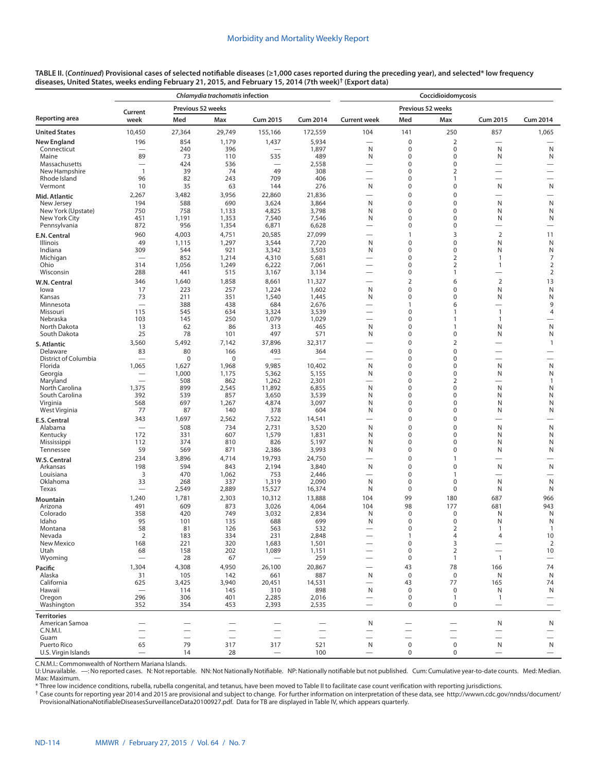**TABLE II. (*Continued*) Provisional cases of selected notifiable diseases (≥1,000 cases reported during the preceding year), and selected* low frequency diseases, United States, weeks ending February 21, 2015, and February 15, 2014 (7th week)† (Export data)**

| Reporting area | *Chlamydia trachomatis* infection | | | | | Coccidioidomycosis | | | | |
|---|---|---|---|---|---|---|---|---|---|---|
| | Current week | Previous 52 weeks | | Cum 2015 | Cum 2014 | Current week | Previous 52 weeks | | Cum 2015 | Cum 2014 |
| | | Med | Max | | | | Med | Max | | |
| **United States** | 10,450 | 27,364 | 29,749 | 155,166 | 172,559 | 104 | 141 | 250 | 857 | 1,065 |
| **New England** | 196 | 854 | 1,179 | 1,437 | 5,934 | — | 0 | 2 | — | — |
| Connecticut | — | 240 | 396 | — | 1,897 | N | 0 | 0 | N | N |
| Maine | 89 | 73 | 110 | 535 | 489 | N | 0 | 0 | N | N |
| Massachusetts | — | 424 | 536 | — | 2,558 | — | 0 | 0 | — | — |
| New Hampshire | 1 | 39 | 74 | 49 | 308 | — | 0 | 2 | — | — |
| Rhode Island | 96 | 82 | 243 | 709 | 406 | — | 0 | 1 | — | — |
| Vermont | 10 | 35 | 63 | 144 | 276 | N | 0 | 0 | N | N |
| **Mid. Atlantic** | 2,267 | 3,482 | 3,956 | 22,860 | 21,836 | — | 0 | 0 | — | — |
| New Jersey | 194 | 588 | 690 | 3,624 | 3,864 | N | 0 | 0 | N | N |
| New York (Upstate) | 750 | 758 | 1,133 | 4,825 | 3,798 | N | 0 | 0 | N | N |
| New York City | 451 | 1,191 | 1,353 | 7,540 | 7,546 | N | 0 | 0 | N | N |
| Pennsylvania | 872 | 956 | 1,354 | 6,871 | 6,628 | — | 0 | 0 | — | — |
| **E.N. Central** | 960 | 4,003 | 4,751 | 20,585 | 27,099 | — | 1 | 3 | 2 | 11 |
| Illinois | 49 | 1,115 | 1,297 | 3,544 | 7,720 | N | 0 | 0 | N | N |
| Indiana | 309 | 544 | 921 | 3,342 | 3,503 | N | 0 | 0 | N | N |
| Michigan | — | 852 | 1,214 | 4,310 | 5,681 | — | 0 | 2 | 1 | 7 |
| Ohio | 314 | 1,056 | 1,249 | 6,222 | 7,061 | — | 0 | 2 | 1 | 2 |
| Wisconsin | 288 | 441 | 515 | 3,167 | 3,134 | — | 0 | 1 | — | 2 |
| **W.N. Central** | 346 | 1,640 | 1,858 | 8,661 | 11,327 | — | 2 | 6 | 2 | 13 |
| Iowa | 17 | 223 | 257 | 1,224 | 1,602 | N | 0 | 0 | N | N |
| Kansas | 73 | 211 | 351 | 1,540 | 1,445 | N | 0 | 0 | N | N |
| Minnesota | — | 388 | 438 | 684 | 2,676 | — | 1 | 6 | — | 9 |
| Missouri | 115 | 545 | 634 | 3,324 | 3,539 | — | 0 | 1 | 1 | 4 |
| Nebraska | 103 | 145 | 250 | 1,079 | 1,029 | — | 0 | 1 | 1 | — |
| North Dakota | 13 | 62 | 86 | 313 | 465 | N | 0 | 1 | N | N |
| South Dakota | 25 | 78 | 101 | 497 | 571 | N | 0 | 0 | N | N |
| **S. Atlantic** | 3,560 | 5,492 | 7,142 | 37,896 | 32,317 | — | 0 | 2 | — | 1 |
| Delaware | 83 | 80 | 166 | 493 | 364 | — | 0 | 0 | — | — |
| District of Columbia | — | 0 | 0 | — | — | — | 0 | 0 | — | — |
| Florida | 1,065 | 1,627 | 1,968 | 9,985 | 10,402 | N | 0 | 0 | N | N |
| Georgia | — | 1,000 | 1,175 | 5,362 | 5,155 | N | 0 | 0 | N | N |
| Maryland | — | 508 | 862 | 1,262 | 2,301 | — | 0 | 2 | — | 1 |
| North Carolina | 1,375 | 899 | 2,545 | 11,892 | 6,855 | N | 0 | 0 | N | N |
| South Carolina | 392 | 539 | 857 | 3,650 | 3,539 | N | 0 | 0 | N | N |
| Virginia | 568 | 697 | 1,267 | 4,874 | 3,097 | N | 0 | 0 | N | N |
| West Virginia | 77 | 87 | 140 | 378 | 604 | N | 0 | 0 | N | N |
| **E.S. Central** | 343 | 1,697 | 2,562 | 7,522 | 14,541 | — | 0 | 0 | — | — |
| Alabama | — | 508 | 734 | 2,731 | 3,520 | N | 0 | 0 | N | N |
| Kentucky | 172 | 331 | 607 | 1,579 | 1,831 | N | 0 | 0 | N | N |
| Mississippi | 112 | 374 | 810 | 826 | 5,197 | N | 0 | 0 | N | N |
| Tennessee | 59 | 569 | 871 | 2,386 | 3,993 | N | 0 | 0 | N | N |
| **W.S. Central** | 234 | 3,896 | 4,714 | 19,793 | 24,750 | — | 0 | 1 | — | — |
| Arkansas | 198 | 594 | 843 | 2,194 | 3,840 | N | 0 | 0 | N | N |
| Louisiana | 3 | 470 | 1,062 | 753 | 2,446 | — | 0 | 1 | — | — |
| Oklahoma | 33 | 268 | 337 | 1,319 | 2,090 | N | 0 | 0 | N | N |
| Texas | — | 2,549 | 2,889 | 15,527 | 16,374 | N | 0 | 0 | N | N |
| **Mountain** | 1,240 | 1,781 | 2,303 | 10,312 | 13,888 | 104 | 99 | 180 | 687 | 966 |
| Arizona | 491 | 609 | 873 | 3,026 | 4,064 | 104 | 98 | 177 | 681 | 943 |
| Colorado | 358 | 420 | 749 | 3,032 | 2,834 | N | 0 | 0 | N | N |
| Idaho | 95 | 101 | 135 | 688 | 699 | N | 0 | 0 | N | N |
| Montana | 58 | 81 | 126 | 563 | 532 | — | 0 | 2 | 1 | 1 |
| Nevada | 2 | 183 | 334 | 231 | 2,848 | — | 1 | 4 | 4 | 10 |
| New Mexico | 168 | 221 | 320 | 1,683 | 1,501 | — | 0 | 3 | — | 2 |
| Utah | 68 | 158 | 202 | 1,089 | 1,151 | — | 0 | 2 | — | 10 |
| Wyoming | — | 28 | 67 | — | 259 | — | 0 | 1 | 1 | — |
| **Pacific** | 1,304 | 4,308 | 4,950 | 26,100 | 20,867 | — | 43 | 78 | 166 | 74 |
| Alaska | 31 | 105 | 142 | 661 | 887 | N | 0 | 0 | N | N |
| California | 625 | 3,425 | 3,940 | 20,451 | 14,531 | — | 43 | 77 | 165 | 74 |
| Hawaii | — | 114 | 145 | 310 | 898 | N | 0 | 0 | N | N |
| Oregon | 296 | 306 | 401 | 2,285 | 2,016 | — | 0 | 1 | 1 | — |
| Washington | 352 | 354 | 453 | 2,393 | 2,535 | — | 0 | 0 | — | — |
| **Territories** | | | | | | | | | | |
| American Samoa | — | — | — | — | — | N | — | — | N | N |
| C.N.M.I. | — | — | — | — | — | — | — | — | — | — |
| Guam | — | — | — | — | — | — | — | — | — | — |
| Puerto Rico | 65 | 79 | 317 | 317 | 521 | N | 0 | 0 | N | N |
| U.S. Virgin Islands | — | 14 | 28 | — | 100 | — | 0 | 0 | — | — |

C.N.M.I.: Commonwealth of Northern Mariana Islands.

U: Unavailable. —: No reported cases. N: Not reportable. NN: Not Nationally Notifiable. NP: Nationally notifiable but not published. Cum: Cumulative year-to-date counts. Med: Median. Max: Maximum.

\* Three low incidence conditions, rubella, rubella congenital, and tetanus, have been moved to Table II to facilitate case count verification with reporting jurisdictions.

† Case counts for reporting year 2014 and 2015 are provisional and subject to change. For further information on interpretation of these data, see http://wwwn.cdc.gov/nndss/document/ProvisionalNationaNotifiableDiseasesSurveillanceData20100927.pdf. Data for TB are displayed in Table IV, which appears quarterly.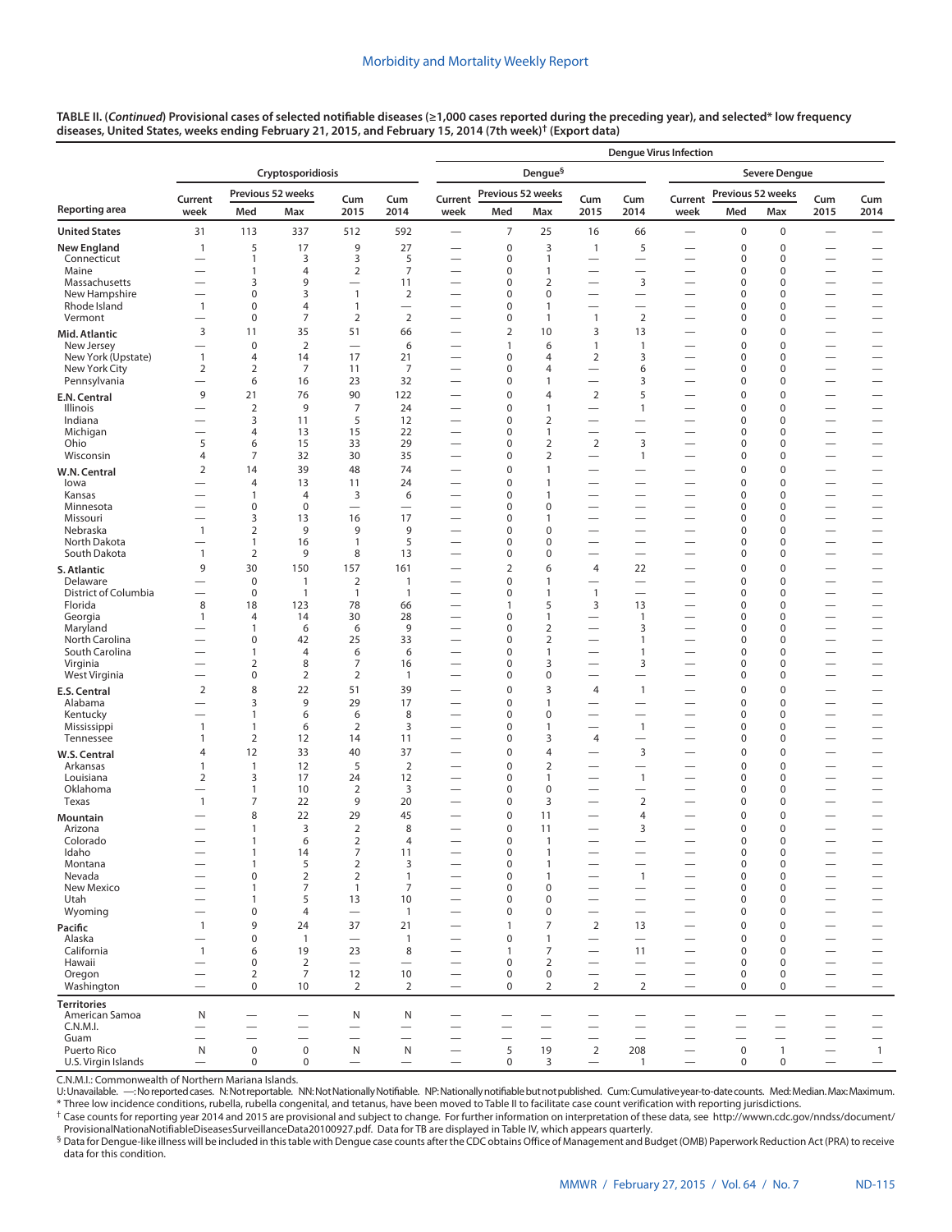**TABLE II. (*Continued*) Provisional cases of selected notifiable diseases (≥1,000 cases reported during the preceding year), and selected* low frequency diseases, United States, weeks ending February 21, 2015, and February 15, 2014 (7th week)† (Export data)**

| Reporting area | Cryptosporidiosis | | | | | Dengue Virus Infection: Dengue§ | | | | | Dengue Virus Infection: Severe Dengue | | | | |
|---|---|---|---|---|---|---|---|---|---|---|---|---|---|---|---|
| | Current week | Previous 52 weeks Med | Previous 52 weeks Max | Cum 2015 | Cum 2014 | Current week | Previous 52 weeks Med | Previous 52 weeks Max | Cum 2015 | Cum 2014 | Current week | Previous 52 weeks Med | Previous 52 weeks Max | Cum 2015 | Cum 2014 |
| **United States** | 31 | 113 | 337 | 512 | 592 | — | 7 | 25 | 16 | 66 | — | 0 | 0 | — | — |
| **New England** | 1 | 5 | 17 | 9 | 27 | — | 0 | 3 | 1 | 5 | — | 0 | 0 | — | — |
| Connecticut | — | 1 | 3 | 3 | 5 | — | 0 | 1 | — | — | — | 0 | 0 | — | — |
| Maine | — | 1 | 4 | 2 | 7 | — | 0 | 1 | — | — | — | 0 | 0 | — | — |
| Massachusetts | — | 3 | 9 | — | 11 | — | 0 | 2 | — | 3 | — | 0 | 0 | — | — |
| New Hampshire | — | 0 | 3 | 1 | 2 | — | 0 | 0 | — | — | — | 0 | 0 | — | — |
| Rhode Island | 1 | 0 | 4 | 1 | — | — | 0 | 1 | — | — | — | 0 | 0 | — | — |
| Vermont | — | 0 | 7 | 2 | 2 | — | 0 | 1 | 1 | 2 | — | 0 | 0 | — | — |
| **Mid. Atlantic** | 3 | 11 | 35 | 51 | 66 | — | 2 | 10 | 3 | 13 | — | 0 | 0 | — | — |
| New Jersey | — | 0 | 2 | — | 6 | — | 1 | 6 | 1 | 1 | — | 0 | 0 | — | — |
| New York (Upstate) | 1 | 4 | 14 | 17 | 21 | — | 0 | 4 | 2 | 3 | — | 0 | 0 | — | — |
| New York City | 2 | 2 | 7 | 11 | 7 | — | 0 | 4 | — | 6 | — | 0 | 0 | — | — |
| Pennsylvania | — | 6 | 16 | 23 | 32 | — | 0 | 1 | — | 3 | — | 0 | 0 | — | — |
| **E.N. Central** | 9 | 21 | 76 | 90 | 122 | — | 0 | 4 | 2 | 5 | — | 0 | 0 | — | — |
| Illinois | — | 2 | 9 | 7 | 24 | — | 0 | 1 | — | 1 | — | 0 | 0 | — | — |
| Indiana | — | 3 | 11 | 5 | 12 | — | 0 | 2 | — | — | — | 0 | 0 | — | — |
| Michigan | — | 4 | 13 | 15 | 22 | — | 0 | 1 | — | — | — | 0 | 0 | — | — |
| Ohio | 5 | 6 | 15 | 33 | 29 | — | 0 | 2 | 2 | 3 | — | 0 | 0 | — | — |
| Wisconsin | 4 | 7 | 32 | 30 | 35 | — | 0 | 2 | — | 1 | — | 0 | 0 | — | — |
| **W.N. Central** | 2 | 14 | 39 | 48 | 74 | — | 0 | 1 | — | — | — | 0 | 0 | — | — |
| Iowa | — | 4 | 13 | 11 | 24 | — | 0 | 1 | — | — | — | 0 | 0 | — | — |
| Kansas | — | 1 | 4 | 3 | 6 | — | 0 | 1 | — | — | — | 0 | 0 | — | — |
| Minnesota | — | 0 | 0 | — | — | — | 0 | 0 | — | — | — | 0 | 0 | — | — |
| Missouri | — | 3 | 13 | 16 | 17 | — | 0 | 1 | — | — | — | 0 | 0 | — | — |
| Nebraska | 1 | 2 | 9 | 9 | 9 | — | 0 | 0 | — | — | — | 0 | 0 | — | — |
| North Dakota | — | 1 | 16 | 1 | 5 | — | 0 | 0 | — | — | — | 0 | 0 | — | — |
| South Dakota | 1 | 2 | 9 | 8 | 13 | — | 0 | 0 | — | — | — | 0 | 0 | — | — |
| **S. Atlantic** | 9 | 30 | 150 | 157 | 161 | — | 2 | 6 | 4 | 22 | — | 0 | 0 | — | — |
| Delaware | — | 0 | 1 | 2 | 1 | — | 0 | 1 | — | — | — | 0 | 0 | — | — |
| District of Columbia | — | 0 | 1 | 1 | 1 | — | 0 | 1 | 1 | — | — | 0 | 0 | — | — |
| Florida | 8 | 18 | 123 | 78 | 66 | — | 1 | 5 | 3 | 13 | — | 0 | 0 | — | — |
| Georgia | 1 | 4 | 14 | 30 | 28 | — | 0 | 1 | — | 1 | — | 0 | 0 | — | — |
| Maryland | — | 1 | 6 | 6 | 9 | — | 0 | 2 | — | 3 | — | 0 | 0 | — | — |
| North Carolina | — | 0 | 42 | 25 | 33 | — | 0 | 2 | — | 1 | — | 0 | 0 | — | — |
| South Carolina | — | 1 | 4 | 6 | 6 | — | 0 | 1 | — | 1 | — | 0 | 0 | — | — |
| Virginia | — | 2 | 8 | 7 | 16 | — | 0 | 3 | — | 3 | — | 0 | 0 | — | — |
| West Virginia | — | 0 | 2 | 2 | 1 | — | 0 | 0 | — | — | — | 0 | 0 | — | — |
| **E.S. Central** | 2 | 8 | 22 | 51 | 39 | — | 0 | 3 | 4 | 1 | — | 0 | 0 | — | — |
| Alabama | — | 3 | 9 | 29 | 17 | — | 0 | 1 | — | — | — | 0 | 0 | — | — |
| Kentucky | — | 1 | 6 | 6 | 8 | — | 0 | 0 | — | — | — | 0 | 0 | — | — |
| Mississippi | 1 | 1 | 6 | 2 | 3 | — | 0 | 1 | — | 1 | — | 0 | 0 | — | — |
| Tennessee | 1 | 2 | 12 | 14 | 11 | — | 0 | 3 | 4 | — | — | 0 | 0 | — | — |
| **W.S. Central** | 4 | 12 | 33 | 40 | 37 | — | 0 | 4 | — | 3 | — | 0 | 0 | — | — |
| Arkansas | 1 | 1 | 12 | 5 | 2 | — | 0 | 2 | — | — | — | 0 | 0 | — | — |
| Louisiana | 2 | 3 | 17 | 24 | 12 | — | 0 | 1 | — | 1 | — | 0 | 0 | — | — |
| Oklahoma | — | 1 | 10 | 2 | 3 | — | 0 | 0 | — | — | — | 0 | 0 | — | — |
| Texas | 1 | 7 | 22 | 9 | 20 | — | 0 | 3 | — | 2 | — | 0 | 0 | — | — |
| **Mountain** | — | 8 | 22 | 29 | 45 | — | 0 | 11 | — | 4 | — | 0 | 0 | — | — |
| Arizona | — | 1 | 3 | 2 | 8 | — | 0 | 11 | — | 3 | — | 0 | 0 | — | — |
| Colorado | — | 1 | 6 | 2 | 4 | — | 0 | 1 | — | — | — | 0 | 0 | — | — |
| Idaho | — | 1 | 14 | 7 | 11 | — | 0 | 1 | — | — | — | 0 | 0 | — | — |
| Montana | — | 1 | 5 | 2 | 3 | — | 0 | 1 | — | — | — | 0 | 0 | — | — |
| Nevada | — | 0 | 2 | 2 | 1 | — | 0 | 1 | — | 1 | — | 0 | 0 | — | — |
| New Mexico | — | 1 | 7 | 1 | 7 | — | 0 | 0 | — | — | — | 0 | 0 | — | — |
| Utah | — | 1 | 5 | 13 | 10 | — | 0 | 0 | — | — | — | 0 | 0 | — | — |
| Wyoming | — | 0 | 4 | — | 1 | — | 0 | 0 | — | — | — | 0 | 0 | — | — |
| **Pacific** | 1 | 9 | 24 | 37 | 21 | — | 1 | 7 | 2 | 13 | — | 0 | 0 | — | — |
| Alaska | — | 0 | 1 | — | 1 | — | 0 | 1 | — | — | — | 0 | 0 | — | — |
| California | 1 | 6 | 19 | 23 | 8 | — | 1 | 7 | — | 11 | — | 0 | 0 | — | — |
| Hawaii | — | 0 | 2 | — | — | — | 0 | 2 | — | — | — | 0 | 0 | — | — |
| Oregon | — | 2 | 7 | 12 | 10 | — | 0 | 0 | — | — | — | 0 | 0 | — | — |
| Washington | — | 0 | 10 | 2 | 2 | — | 0 | 2 | 2 | 2 | — | 0 | 0 | — | — |
| **Territories** | | | | | | | | | | | | | | | |
| American Samoa | N | — | — | N | N | — | — | — | — | — | — | — | — | — | — |
| C.N.M.I. | — | — | — | — | — | — | — | — | — | — | — | — | — | — | — |
| Guam | — | — | — | — | — | — | — | — | — | — | — | — | — | — | — |
| Puerto Rico | N | 0 | 0 | N | N | — | 5 | 19 | 2 | 208 | — | 0 | 1 | — | 1 |
| U.S. Virgin Islands | — | 0 | 0 | — | — | — | 0 | 3 | — | 1 | — | 0 | 0 | — | — |

C.N.M.I.: Commonwealth of Northern Mariana Islands.

U: Unavailable. —: No reported cases. N: Not reportable. NN: Not Nationally Notifiable. NP: Nationally notifiable but not published. Cum: Cumulative year-to-date counts. Med: Median. Max: Maximum.

\* Three low incidence conditions, rubella, rubella congenital, and tetanus, have been moved to Table II to facilitate case count verification with reporting jurisdictions.

† Case counts for reporting year 2014 and 2015 are provisional and subject to change. For further information on interpretation of these data, see http://wwwn.cdc.gov/nndss/document/ProvisionalNationaNotifiableDiseasesSurveillanceData20100927.pdf. Data for TB are displayed in Table IV, which appears quarterly.

§ Data for Dengue-like illness will be included in this table with Dengue case counts after the CDC obtains Office of Management and Budget (OMB) Paperwork Reduction Act (PRA) to receive data for this condition.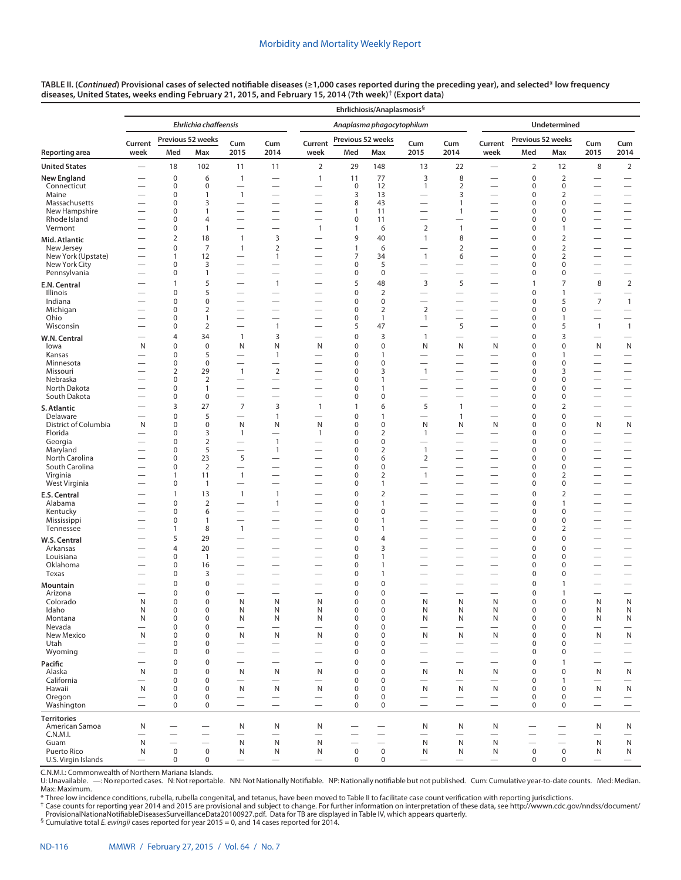**TABLE II. (*Continued*) Provisional cases of selected notifiable diseases (≥1,000 cases reported during the preceding year), and selected* low frequency diseases, United States, weeks ending February 21, 2015, and February 15, 2014 (7th week)† (Export data)**

| | Ehrlichiosis/Anaplasmosis§ | | | | | | | | | | | | | | |
|---|---|---|---|---|---|---|---|---|---|---|---|---|---|---|---|
| | *Ehrlichia chaffeensis* | | | | | *Anaplasma phagocytophilum* | | | | | Undetermined | | | | |
| Reporting area | Current week | Previous 52 weeks Med | Previous 52 weeks Max | Cum 2015 | Cum 2014 | Current week | Previous 52 weeks Med | Previous 52 weeks Max | Cum 2015 | Cum 2014 | Current week | Previous 52 weeks Med | Previous 52 weeks Max | Cum 2015 | Cum 2014 |
| **United States** | — | 18 | 102 | 11 | 11 | 2 | 29 | 148 | 13 | 22 | — | 2 | 12 | 8 | 2 |
| **New England** | — | 0 | 6 | 1 | — | 1 | 11 | 77 | 3 | 8 | — | 0 | 2 | — | — |
| Connecticut | — | 0 | 0 | — | — | — | 0 | 12 | 1 | 2 | — | 0 | 0 | — | — |
| Maine | — | 0 | 1 | 1 | — | — | 3 | 13 | — | 3 | — | 0 | 2 | — | — |
| Massachusetts | — | 0 | 3 | — | — | — | 8 | 43 | — | 1 | — | 0 | 0 | — | — |
| New Hampshire | — | 0 | 1 | — | — | — | 1 | 11 | — | 1 | — | 0 | 0 | — | — |
| Rhode Island | — | 0 | 4 | — | — | — | 0 | 11 | — | — | — | 0 | 0 | — | — |
| Vermont | — | 0 | 1 | — | — | 1 | 1 | 6 | 2 | 1 | — | 0 | 1 | — | — |
| **Mid. Atlantic** | — | 2 | 18 | 1 | 3 | — | 9 | 40 | 1 | 8 | — | 0 | 2 | — | — |
| New Jersey | — | 0 | 7 | 1 | 2 | — | 1 | 6 | — | 2 | — | 0 | 2 | — | — |
| New York (Upstate) | — | 1 | 12 | — | 1 | — | 7 | 34 | 1 | 6 | — | 0 | 2 | — | — |
| New York City | — | 0 | 3 | — | — | — | 0 | 5 | — | — | — | 0 | 0 | — | — |
| Pennsylvania | — | 0 | 1 | — | — | — | 0 | 0 | — | — | — | 0 | 0 | — | — |
| **E.N. Central** | — | 1 | 5 | — | 1 | — | 5 | 48 | 3 | 5 | — | 1 | 7 | 8 | 2 |
| Illinois | — | 0 | 5 | — | — | — | 0 | 2 | — | — | — | 0 | 1 | — | — |
| Indiana | — | 0 | 0 | — | — | — | 0 | 0 | — | — | — | 0 | 5 | 7 | 1 |
| Michigan | — | 0 | 2 | — | — | — | 0 | 2 | 2 | — | — | 0 | 0 | — | — |
| Ohio | — | 0 | 1 | — | — | — | 0 | 1 | 1 | — | — | 0 | 1 | — | — |
| Wisconsin | — | 0 | 2 | — | 1 | — | 5 | 47 | — | 5 | — | 0 | 5 | 1 | 1 |
| **W.N. Central** | — | 4 | 34 | 1 | 3 | — | 0 | 3 | 1 | — | — | 0 | 3 | — | — |
| Iowa | N | 0 | 0 | N | N | N | 0 | 0 | N | N | N | 0 | 0 | N | N |
| Kansas | — | 0 | 5 | — | 1 | — | 0 | 1 | — | — | — | 0 | 1 | — | — |
| Minnesota | — | 0 | 0 | — | — | — | 0 | 0 | — | — | — | 0 | 0 | — | — |
| Missouri | — | 2 | 29 | 1 | 2 | — | 0 | 3 | 1 | — | — | 0 | 3 | — | — |
| Nebraska | — | 0 | 2 | — | — | — | 0 | 1 | — | — | — | 0 | 0 | — | — |
| North Dakota | — | 0 | 1 | — | — | — | 0 | 1 | — | — | — | 0 | 0 | — | — |
| South Dakota | — | 0 | 0 | — | — | — | 0 | 0 | — | — | — | 0 | 0 | — | — |
| **S. Atlantic** | — | 3 | 27 | 7 | 3 | 1 | 1 | 6 | 5 | 1 | — | 0 | 2 | — | — |
| Delaware | — | 0 | 5 | — | 1 | — | 0 | 1 | — | 1 | — | 0 | 0 | — | — |
| District of Columbia | N | 0 | 0 | N | N | N | 0 | 0 | N | N | N | 0 | 0 | N | N |
| Florida | — | 0 | 3 | 1 | — | 1 | 0 | 2 | 1 | — | — | 0 | 0 | — | — |
| Georgia | — | 0 | 2 | — | 1 | — | 0 | 0 | — | — | — | 0 | 0 | — | — |
| Maryland | — | 0 | 5 | — | 1 | — | 0 | 2 | 1 | — | — | 0 | 0 | — | — |
| North Carolina | — | 0 | 23 | 5 | — | — | 0 | 6 | 2 | — | — | 0 | 0 | — | — |
| South Carolina | — | 0 | 2 | — | — | — | 0 | 0 | — | — | — | 0 | 0 | — | — |
| Virginia | — | 1 | 11 | 1 | — | — | 0 | 2 | 1 | — | — | 0 | 2 | — | — |
| West Virginia | — | 0 | 1 | — | — | — | 0 | 1 | — | — | — | 0 | 0 | — | — |
| **E.S. Central** | — | 1 | 13 | 1 | 1 | — | 0 | 2 | — | — | — | 0 | 2 | — | — |
| Alabama | — | 0 | 2 | — | 1 | — | 0 | 1 | — | — | — | 0 | 1 | — | — |
| Kentucky | — | 0 | 6 | — | — | — | 0 | 0 | — | — | — | 0 | 0 | — | — |
| Mississippi | — | 0 | 1 | — | — | — | 0 | 1 | — | — | — | 0 | 0 | — | — |
| Tennessee | — | 1 | 8 | 1 | — | — | 0 | 1 | — | — | — | 0 | 2 | — | — |
| **W.S. Central** | — | 5 | 29 | — | — | — | 0 | 4 | — | — | — | 0 | 0 | — | — |
| Arkansas | — | 4 | 20 | — | — | — | 0 | 3 | — | — | — | 0 | 0 | — | — |
| Louisiana | — | 0 | 1 | — | — | — | 0 | 1 | — | — | — | 0 | 0 | — | — |
| Oklahoma | — | 0 | 16 | — | — | — | 0 | 1 | — | — | — | 0 | 0 | — | — |
| Texas | — | 0 | 3 | — | — | — | 0 | 1 | — | — | — | 0 | 0 | — | — |
| **Mountain** | — | 0 | 0 | — | — | — | 0 | 0 | — | — | — | 0 | 1 | — | — |
| Arizona | — | 0 | 0 | — | — | — | 0 | 0 | — | — | — | 0 | 1 | — | — |
| Colorado | N | 0 | 0 | N | N | N | 0 | 0 | N | N | N | 0 | 0 | N | N |
| Idaho | N | 0 | 0 | N | N | N | 0 | 0 | N | N | N | 0 | 0 | N | N |
| Montana | N | 0 | 0 | N | N | N | 0 | 0 | N | N | N | 0 | 0 | N | N |
| Nevada | — | 0 | 0 | — | — | — | 0 | 0 | — | — | — | 0 | 0 | — | — |
| New Mexico | N | 0 | 0 | N | N | N | 0 | 0 | N | N | N | 0 | 0 | N | N |
| Utah | — | 0 | 0 | — | — | — | 0 | 0 | — | — | — | 0 | 0 | — | — |
| Wyoming | — | 0 | 0 | — | — | — | 0 | 0 | — | — | — | 0 | 0 | — | — |
| **Pacific** | — | 0 | 0 | — | — | — | 0 | 0 | — | — | — | 0 | 1 | — | — |
| Alaska | N | 0 | 0 | N | N | N | 0 | 0 | N | N | N | 0 | 0 | N | N |
| California | — | 0 | 0 | — | — | — | 0 | 0 | — | — | — | 0 | 1 | — | — |
| Hawaii | N | 0 | 0 | N | N | N | 0 | 0 | N | N | N | 0 | 0 | N | N |
| Oregon | — | 0 | 0 | — | — | — | 0 | 0 | — | — | — | 0 | 0 | — | — |
| Washington | — | 0 | 0 | — | — | — | 0 | 0 | — | — | — | 0 | 0 | — | — |
| **Territories** | | | | | | | | | | | | | | | |
| American Samoa | N | — | — | N | N | N | — | — | N | N | N | — | — | N | N |
| C.N.M.I. | — | — | — | — | — | — | — | — | — | — | — | — | — | — | — |
| Guam | N | — | — | N | N | N | — | — | N | N | N | — | — | N | N |
| Puerto Rico | N | 0 | 0 | N | N | N | 0 | 0 | N | N | N | 0 | 0 | N | N |
| U.S. Virgin Islands | — | 0 | 0 | — | — | — | 0 | 0 | — | — | — | 0 | 0 | — | — |

C.N.M.I.: Commonwealth of Northern Mariana Islands.

U: Unavailable. —: No reported cases. N: Not reportable. NN: Not Nationally Notifiable. NP: Nationally notifiable but not published. Cum: Cumulative year-to-date counts. Med: Median. Max: Maximum.

\* Three low incidence conditions, rubella, rubella congenital, and tetanus, have been moved to Table II to facilitate case count verification with reporting jurisdictions.

† Case counts for reporting year 2014 and 2015 are provisional and subject to change. For further information on interpretation of these data, see http://wwwn.cdc.gov/nndss/document/ProvisionalNationaNotifiableDiseasesSurveillanceData20100927.pdf. Data for TB are displayed in Table IV, which appears quarterly.

§ Cumulative total *E. ewingii* cases reported for year 2015 = 0, and 14 cases reported for 2014.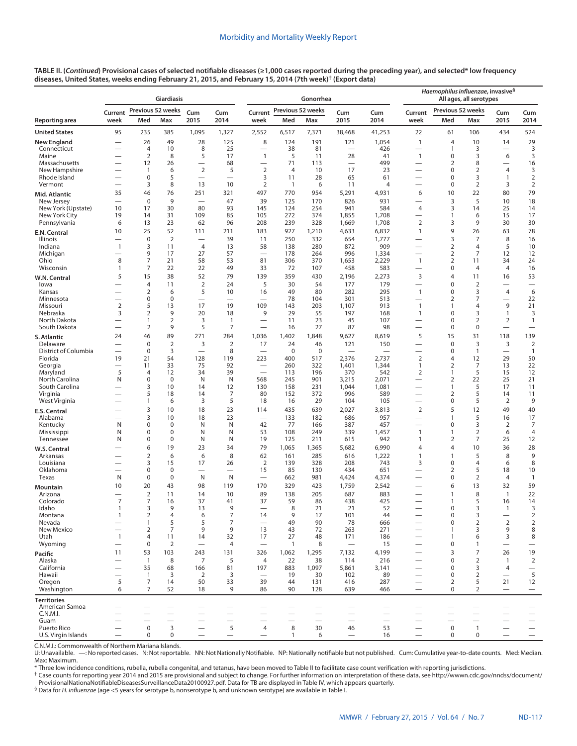**TABLE II. (*Continued*) Provisional cases of selected notifiable diseases (≥1,000 cases reported during the preceding year), and selected* low frequency diseases, United States, weeks ending February 21, 2015, and February 15, 2014 (7th week)† (Export data)**

| Reporting area | Giardiasis | | | | | Gonorrhea | | | | | *Haemophilus influenzae*, invasive§ All ages, all serotypes | | | | |
|---|---|---|---|---|---|---|---|---|---|---|---|---|---|---|---|
| | Current week | Previous 52 weeks Med | Previous 52 weeks Max | Cum 2015 | Cum 2014 | Current week | Previous 52 weeks Med | Previous 52 weeks Max | Cum 2015 | Cum 2014 | Current week | Previous 52 weeks Med | Previous 52 weeks Max | Cum 2015 | Cum 2014 |
| **United States** | 95 | 235 | 385 | 1,095 | 1,327 | 2,552 | 6,517 | 7,371 | 38,468 | 41,253 | 22 | 61 | 106 | 434 | 524 |
| **New England** | — | 26 | 49 | 28 | 125 | 8 | 124 | 191 | 121 | 1,054 | 1 | 4 | 10 | 14 | 29 |
| Connecticut | — | 4 | 10 | 8 | 25 | — | 38 | 81 | — | 426 | — | 1 | 3 | — | 3 |
| Maine | — | 2 | 8 | 5 | 17 | 1 | 5 | 11 | 28 | 41 | 1 | 0 | 3 | 6 | 3 |
| Massachusetts | — | 12 | 26 | — | 68 | — | 71 | 113 | — | 499 | — | 2 | 8 | — | 16 |
| New Hampshire | — | 1 | 6 | 2 | 5 | 2 | 4 | 10 | 17 | 23 | — | 0 | 2 | 4 | 3 |
| Rhode Island | — | 0 | 5 | — | — | 3 | 11 | 28 | 65 | 61 | — | 0 | 3 | 1 | 2 |
| Vermont | — | 3 | 8 | 13 | 10 | 2 | 1 | 6 | 11 | 4 | — | 0 | 2 | 3 | 2 |
| **Mid. Atlantic** | 35 | 46 | 76 | 251 | 321 | 497 | 770 | 954 | 5,291 | 4,931 | 6 | 10 | 22 | 80 | 79 |
| New Jersey | — | 0 | 9 | — | 47 | 39 | 125 | 170 | 826 | 931 | — | 3 | 5 | 10 | 18 |
| New York (Upstate) | 10 | 17 | 30 | 80 | 93 | 145 | 124 | 254 | 941 | 584 | 4 | 3 | 14 | 25 | 14 |
| New York City | 19 | 14 | 31 | 109 | 85 | 105 | 272 | 374 | 1,855 | 1,708 | — | 1 | 6 | 15 | 17 |
| Pennsylvania | 6 | 13 | 23 | 62 | 96 | 208 | 239 | 328 | 1,669 | 1,708 | 2 | 3 | 9 | 30 | 30 |
| **E.N. Central** | 10 | 25 | 52 | 111 | 211 | 183 | 927 | 1,210 | 4,633 | 6,832 | 1 | 9 | 26 | 63 | 78 |
| Illinois | — | 0 | 2 | — | 39 | 11 | 250 | 332 | 654 | 1,777 | — | 3 | 7 | 8 | 16 |
| Indiana | 1 | 3 | 11 | 4 | 13 | 58 | 138 | 280 | 872 | 909 | — | 2 | 4 | 5 | 10 |
| Michigan | — | 9 | 17 | 27 | 57 | — | 178 | 264 | 996 | 1,334 | — | 2 | 7 | 12 | 12 |
| Ohio | 8 | 7 | 21 | 58 | 53 | 81 | 306 | 370 | 1,653 | 2,229 | 1 | 2 | 11 | 34 | 24 |
| Wisconsin | 1 | 7 | 22 | 22 | 49 | 33 | 72 | 107 | 458 | 583 | — | 0 | 4 | 4 | 16 |
| **W.N. Central** | 5 | 15 | 38 | 52 | 79 | 139 | 359 | 430 | 2,196 | 2,273 | 3 | 4 | 11 | 16 | 53 |
| Iowa | — | 4 | 11 | 2 | 24 | 5 | 30 | 54 | 177 | 179 | — | 0 | 2 | — | — |
| Kansas | — | 2 | 6 | 5 | 10 | 16 | 49 | 80 | 282 | 295 | 1 | 0 | 3 | 4 | 6 |
| Minnesota | — | 0 | 0 | — | — | — | 78 | 104 | 301 | 513 | — | 2 | 7 | — | 22 |
| Missouri | 2 | 5 | 13 | 17 | 19 | 109 | 143 | 203 | 1,107 | 913 | 1 | 1 | 4 | 9 | 21 |
| Nebraska | 3 | 2 | 9 | 20 | 18 | 9 | 29 | 55 | 197 | 168 | 1 | 0 | 3 | 1 | 3 |
| North Dakota | — | 1 | 2 | 3 | 1 | — | 11 | 23 | 45 | 107 | — | 0 | 2 | 2 | 1 |
| South Dakota | — | 2 | 9 | 5 | 7 | — | 16 | 27 | 87 | 98 | — | 0 | 0 | — | — |
| **S. Atlantic** | 24 | 46 | 89 | 271 | 284 | 1,036 | 1,402 | 1,848 | 9,627 | 8,619 | 5 | 15 | 31 | 118 | 139 |
| Delaware | — | 0 | 2 | 3 | 2 | 17 | 24 | 46 | 121 | 150 | — | 0 | 3 | 3 | 2 |
| District of Columbia | — | 0 | 3 | — | 8 | — | 0 | 0 | — | — | — | 0 | 1 | — | 1 |
| Florida | 19 | 21 | 54 | 128 | 119 | 223 | 400 | 517 | 2,376 | 2,737 | 2 | 4 | 12 | 29 | 50 |
| Georgia | — | 11 | 33 | 75 | 92 | — | 260 | 322 | 1,401 | 1,344 | 1 | 2 | 7 | 13 | 22 |
| Maryland | 5 | 4 | 12 | 34 | 39 | — | 113 | 196 | 370 | 542 | 2 | 1 | 5 | 15 | 12 |
| North Carolina | N | 0 | 0 | N | N | 568 | 245 | 901 | 3,215 | 2,071 | — | 2 | 22 | 25 | 21 |
| South Carolina | — | 3 | 10 | 14 | 12 | 130 | 158 | 231 | 1,044 | 1,081 | — | 1 | 5 | 17 | 11 |
| Virginia | — | 5 | 18 | 14 | 7 | 80 | 152 | 372 | 996 | 589 | — | 2 | 5 | 14 | 11 |
| West Virginia | — | 1 | 6 | 3 | 5 | 18 | 16 | 29 | 104 | 105 | — | 0 | 5 | 2 | 9 |
| **E.S. Central** | — | 3 | 10 | 18 | 23 | 114 | 435 | 639 | 2,027 | 3,813 | 2 | 5 | 12 | 49 | 40 |
| Alabama | — | 3 | 10 | 18 | 23 | — | 133 | 182 | 686 | 957 | — | 1 | 5 | 16 | 17 |
| Kentucky | N | 0 | 0 | N | N | 42 | 77 | 166 | 387 | 457 | — | 0 | 3 | 2 | 7 |
| Mississippi | N | 0 | 0 | N | N | 53 | 108 | 249 | 339 | 1,457 | 1 | 1 | 2 | 6 | 4 |
| Tennessee | N | 0 | 0 | N | N | 19 | 125 | 211 | 615 | 942 | 1 | 2 | 7 | 25 | 12 |
| **W.S. Central** | — | 6 | 19 | 23 | 34 | 79 | 1,065 | 1,365 | 5,682 | 6,990 | 4 | 4 | 10 | 36 | 28 |
| Arkansas | — | 2 | 6 | 6 | 8 | 62 | 161 | 285 | 616 | 1,222 | 1 | 1 | 5 | 8 | 9 |
| Louisiana | — | 3 | 15 | 17 | 26 | 2 | 139 | 328 | 208 | 743 | 3 | 0 | 4 | 6 | 8 |
| Oklahoma | — | 0 | 0 | — | — | 15 | 85 | 130 | 434 | 651 | — | 2 | 5 | 18 | 10 |
| Texas | N | 0 | 0 | N | N | — | 662 | 981 | 4,424 | 4,374 | — | 0 | 2 | 4 | 1 |
| **Mountain** | 10 | 20 | 43 | 98 | 119 | 170 | 329 | 423 | 1,759 | 2,542 | — | 6 | 13 | 32 | 59 |
| Arizona | — | 2 | 11 | 14 | 10 | 89 | 138 | 205 | 687 | 883 | — | 1 | 8 | 1 | 22 |
| Colorado | 7 | 7 | 16 | 37 | 41 | 37 | 59 | 86 | 438 | 425 | — | 1 | 5 | 16 | 14 |
| Idaho | 1 | 3 | 9 | 13 | 9 | — | 8 | 21 | 21 | 52 | — | 0 | 3 | 1 | 3 |
| Montana | 1 | 2 | 4 | 6 | 7 | 14 | 9 | 17 | 101 | 44 | — | 0 | 3 | — | 2 |
| Nevada | — | 1 | 5 | 5 | 7 | — | 49 | 90 | 78 | 666 | — | 0 | 2 | 2 | 2 |
| New Mexico | — | 2 | 7 | 9 | 9 | 13 | 43 | 72 | 263 | 271 | — | 1 | 3 | 9 | 8 |
| Utah | 1 | 4 | 11 | 14 | 32 | 17 | 27 | 48 | 171 | 186 | — | 1 | 6 | 3 | 8 |
| Wyoming | — | 0 | 2 | — | 4 | — | 1 | 8 | — | 15 | — | 0 | 1 | — | — |
| **Pacific** | 11 | 53 | 103 | 243 | 131 | 326 | 1,062 | 1,295 | 7,132 | 4,199 | — | 3 | 7 | 26 | 19 |
| Alaska | — | 1 | 8 | 7 | 5 | 4 | 22 | 38 | 114 | 216 | — | 0 | 2 | 1 | 2 |
| California | — | 35 | 68 | 166 | 81 | 197 | 883 | 1,097 | 5,861 | 3,141 | — | 0 | 3 | 4 | — |
| Hawaii | — | 1 | 3 | 2 | 3 | — | 19 | 30 | 102 | 89 | — | 0 | 2 | — | 5 |
| Oregon | 5 | 7 | 14 | 50 | 33 | 39 | 44 | 131 | 416 | 287 | — | 2 | 5 | 21 | 12 |
| Washington | 6 | 7 | 52 | 18 | 9 | 86 | 90 | 128 | 639 | 466 | — | 0 | 2 | — | — |
| **Territories** | | | | | | | | | | | | | | | |
| American Samoa | — | — | — | — | — | — | — | — | — | — | — | — | — | — | — |
| C.N.M.I. | — | — | — | — | — | — | — | — | — | — | — | — | — | — | — |
| Guam | — | — | — | — | — | — | — | — | — | — | — | — | — | — | — |
| Puerto Rico | — | 0 | 3 | — | 5 | 4 | 8 | 30 | 46 | 53 | — | 0 | 1 | — | — |
| U.S. Virgin Islands | — | 0 | 0 | — | — | — | 1 | 6 | — | 16 | — | 0 | 0 | — | — |

C.N.M.I.: Commonwealth of Northern Mariana Islands.

U: Unavailable. —: No reported cases. N: Not reportable. NN: Not Nationally Notifiable. NP: Nationally notifiable but not published. Cum: Cumulative year-to-date counts. Med: Median. Max: Maximum.

\* Three low incidence conditions, rubella, rubella congenital, and tetanus, have been moved to Table II to facilitate case count verification with reporting jurisdictions.

† Case counts for reporting year 2014 and 2015 are provisional and subject to change. For further information on interpretation of these data, see http://wwwn.cdc.gov/nndss/document/ProvisionalNationaNotifiableDiseasesSurveillanceData20100927.pdf. Data for TB are displayed in Table IV, which appears quarterly.

§ Data for *H. influenzae* (age <5 years for serotype b, nonserotype b, and unknown serotype) are available in Table I.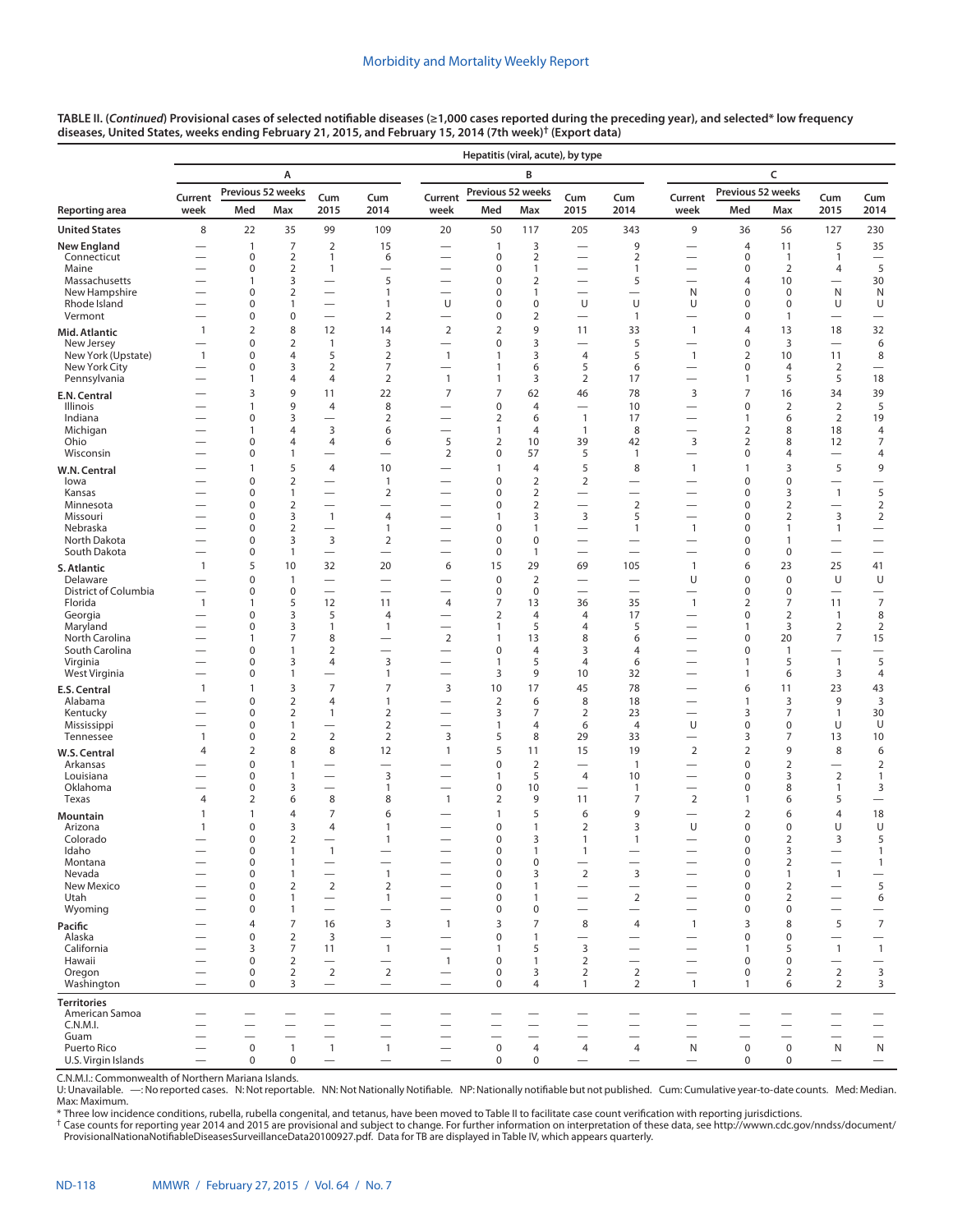**TABLE II. (*Continued*) Provisional cases of selected notifiable diseases (≥1,000 cases reported during the preceding year), and selected* low frequency diseases, United States, weeks ending February 21, 2015, and February 15, 2014 (7th week)† (Export data)**

| Reporting area | Hepatitis (viral, acute), by type | | | | | | | | | | | | | | |
|---|---|---|---|---|---|---|---|---|---|---|---|---|---|---|---|
| | A | | | | | B | | | | | C | | | | |
| | Current week | Previous 52 weeks | | Cum 2015 | Cum 2014 | Current week | Previous 52 weeks | | Cum 2015 | Cum 2014 | Current week | Previous 52 weeks | | Cum 2015 | Cum 2014 |
| | | Med | Max | | | | Med | Max | | | | Med | Max | | |
| United States | 8 | 22 | 35 | 99 | 109 | 20 | 50 | 117 | 205 | 343 | 9 | 36 | 56 | 127 | 230 |
| New England | — | 1 | 7 | 2 | 15 | — | 1 | 3 | — | 9 | — | 4 | 11 | 5 | 35 |
| Connecticut | — | 0 | 2 | 1 | 6 | — | 0 | 2 | — | 2 | — | 0 | 1 | 1 | — |
| Maine | — | 0 | 2 | 1 | — | — | 0 | 1 | — | 1 | — | 0 | 2 | 4 | 5 |
| Massachusetts | — | 1 | 3 | — | 5 | — | 0 | 2 | — | 5 | — | 4 | 10 | — | 30 |
| New Hampshire | — | 0 | 2 | — | 1 | — | 0 | 1 | — | — | N | 0 | 0 | N | N |
| Rhode Island | — | 0 | 1 | — | 1 | U | 0 | 0 | U | U | U | 0 | 0 | U | U |
| Vermont | — | 0 | 0 | — | 2 | — | 0 | 2 | — | 1 | — | 0 | 1 | — | — |
| Mid. Atlantic | 1 | 2 | 8 | 12 | 14 | 2 | 2 | 9 | 11 | 33 | 1 | 4 | 13 | 18 | 32 |
| New Jersey | — | 0 | 2 | 1 | 3 | — | 0 | 3 | — | 5 | — | 0 | 3 | — | 6 |
| New York (Upstate) | 1 | 0 | 4 | 5 | 2 | 1 | 1 | 3 | 4 | 5 | 1 | 2 | 10 | 11 | 8 |
| New York City | — | 0 | 3 | 2 | 7 | — | 1 | 6 | 5 | 6 | — | 0 | 4 | 2 | — |
| Pennsylvania | — | 1 | 4 | 4 | 2 | 1 | 1 | 3 | 2 | 17 | — | 1 | 5 | 5 | 18 |
| E.N. Central | — | 3 | 9 | 11 | 22 | 7 | 7 | 62 | 46 | 78 | 3 | 7 | 16 | 34 | 39 |
| Illinois | — | 1 | 9 | 4 | 8 | — | 0 | 4 | — | 10 | — | 0 | 2 | 2 | 5 |
| Indiana | — | 0 | 3 | — | 2 | — | 2 | 6 | 1 | 17 | — | 1 | 6 | 2 | 19 |
| Michigan | — | 1 | 4 | 3 | 6 | — | 1 | 4 | 1 | 8 | — | 2 | 8 | 18 | 4 |
| Ohio | — | 0 | 4 | 4 | 6 | 5 | 2 | 10 | 39 | 42 | 3 | 2 | 8 | 12 | 7 |
| Wisconsin | — | 0 | 1 | — | — | 2 | 0 | 57 | 5 | 1 | — | 0 | 4 | — | 4 |
| W.N. Central | — | 1 | 5 | 4 | 10 | — | 1 | 4 | 5 | 8 | 1 | 1 | 3 | 5 | 9 |
| Iowa | — | 0 | 2 | — | 1 | — | 0 | 2 | 2 | — | — | 0 | 0 | — | — |
| Kansas | — | 0 | 1 | — | 2 | — | 0 | 2 | — | — | — | 0 | 3 | 1 | 5 |
| Minnesota | — | 0 | 2 | — | — | — | 0 | 2 | — | 2 | — | 0 | 2 | — | 2 |
| Missouri | — | 0 | 3 | 1 | 4 | — | 1 | 3 | 3 | 5 | — | 0 | 2 | 3 | 2 |
| Nebraska | — | 0 | 2 | — | 1 | — | 0 | 1 | — | 1 | 1 | 0 | 1 | 1 | — |
| North Dakota | — | 0 | 3 | 3 | 2 | — | 0 | 0 | — | — | — | 0 | 1 | — | — |
| South Dakota | — | 0 | 1 | — | — | — | 0 | 1 | — | — | — | 0 | 0 | — | — |
| S. Atlantic | 1 | 5 | 10 | 32 | 20 | 6 | 15 | 29 | 69 | 105 | 1 | 6 | 23 | 25 | 41 |
| Delaware | — | 0 | 1 | — | — | — | 0 | 2 | — | — | U | 0 | 0 | U | U |
| District of Columbia | — | 0 | 0 | — | — | — | 0 | 0 | — | — | — | 0 | 0 | — | — |
| Florida | 1 | 1 | 5 | 12 | 11 | 4 | 7 | 13 | 36 | 35 | 1 | 2 | 7 | 11 | 7 |
| Georgia | — | 0 | 3 | 5 | 4 | — | 2 | 4 | 4 | 17 | — | 0 | 2 | 1 | 8 |
| Maryland | — | 0 | 3 | 1 | 1 | — | 1 | 5 | 4 | 5 | — | 1 | 3 | 2 | 2 |
| North Carolina | — | 1 | 7 | 8 | — | 2 | 1 | 13 | 8 | 6 | — | 0 | 20 | 7 | 15 |
| South Carolina | — | 0 | 1 | 2 | — | — | 0 | 4 | 3 | 4 | — | 0 | 1 | — | — |
| Virginia | — | 0 | 3 | 4 | 3 | — | 1 | 5 | 4 | 6 | — | 1 | 5 | 1 | 5 |
| West Virginia | — | 0 | 1 | — | 1 | — | 3 | 9 | 10 | 32 | — | 1 | 6 | 3 | 4 |
| E.S. Central | 1 | 1 | 3 | 7 | 7 | 3 | 10 | 17 | 45 | 78 | — | 6 | 11 | 23 | 43 |
| Alabama | — | 0 | 2 | 4 | 1 | — | 2 | 6 | 8 | 18 | — | 1 | 3 | 9 | 3 |
| Kentucky | — | 0 | 2 | 1 | 2 | — | 3 | 7 | 2 | 23 | — | 3 | 7 | 1 | 30 |
| Mississippi | — | 0 | 1 | — | 2 | — | 1 | 4 | 6 | 4 | U | 0 | 0 | U | U |
| Tennessee | 1 | 0 | 2 | 2 | 2 | 3 | 5 | 8 | 29 | 33 | — | 3 | 7 | 13 | 10 |
| W.S. Central | 4 | 2 | 8 | 8 | 12 | 1 | 5 | 11 | 15 | 19 | 2 | 2 | 9 | 8 | 6 |
| Arkansas | — | 0 | 1 | — | — | — | 0 | 2 | — | 1 | — | 0 | 2 | — | 2 |
| Louisiana | — | 0 | 1 | — | 3 | — | 1 | 5 | 4 | 10 | — | 0 | 3 | 2 | 1 |
| Oklahoma | — | 0 | 3 | — | 1 | — | 0 | 10 | — | 1 | — | 0 | 8 | 1 | 3 |
| Texas | 4 | 2 | 6 | 8 | 8 | 1 | 2 | 9 | 11 | 7 | 2 | 1 | 6 | 5 | — |
| Mountain | 1 | 1 | 4 | 7 | 6 | — | 1 | 5 | 6 | 9 | — | 2 | 6 | 4 | 18 |
| Arizona | 1 | 0 | 3 | 4 | 1 | — | 0 | 1 | 2 | 3 | U | 0 | 0 | U | U |
| Colorado | — | 0 | 2 | — | 1 | — | 0 | 3 | 1 | 1 | — | 0 | 2 | 3 | 5 |
| Idaho | — | 0 | 1 | 1 | — | — | 0 | 1 | 1 | — | — | 0 | 3 | — | 1 |
| Montana | — | 0 | 1 | — | — | — | 0 | 0 | — | — | — | 0 | 2 | — | 1 |
| Nevada | — | 0 | 1 | — | 1 | — | 0 | 3 | 2 | 3 | — | 0 | 1 | 1 | — |
| New Mexico | — | 0 | 2 | 2 | 2 | — | 0 | 1 | — | — | — | 0 | 2 | — | 5 |
| Utah | — | 0 | 1 | — | 1 | — | 0 | 1 | — | 2 | — | 0 | 2 | — | 6 |
| Wyoming | — | 0 | 1 | — | — | — | 0 | 0 | — | — | — | 0 | 0 | — | — |
| Pacific | — | 4 | 7 | 16 | 3 | 1 | 3 | 7 | 8 | 4 | 1 | 3 | 8 | 5 | 7 |
| Alaska | — | 0 | 2 | 3 | — | — | 0 | 1 | — | — | — | 0 | 0 | — | — |
| California | — | 3 | 7 | 11 | 1 | — | 1 | 5 | 3 | — | — | 1 | 5 | 1 | 1 |
| Hawaii | — | 0 | 2 | — | — | 1 | 0 | 1 | 2 | — | — | 0 | 0 | — | — |
| Oregon | — | 0 | 2 | 2 | 2 | — | 0 | 3 | 2 | 2 | — | 0 | 2 | 2 | 3 |
| Washington | — | 0 | 3 | — | — | — | 0 | 4 | 1 | 2 | 1 | 1 | 6 | 2 | 3 |
| Territories | | | | | | | | | | | | | | | |
| American Samoa | — | — | — | — | — | — | — | — | — | — | — | — | — | — | — |
| C.N.M.I. | — | — | — | — | — | — | — | — | — | — | — | — | — | — | — |
| Guam | — | — | — | — | — | — | — | — | — | — | — | — | — | — | — |
| Puerto Rico | — | 0 | 1 | 1 | 1 | — | 0 | 4 | 4 | 4 | N | 0 | 0 | N | N |
| U.S. Virgin Islands | — | 0 | 0 | — | — | — | 0 | 0 | — | — | — | 0 | 0 | — | — |

C.N.M.I.: Commonwealth of Northern Mariana Islands.
U: Unavailable. —: No reported cases. N: Not reportable. NN: Not Nationally Notifiable. NP: Nationally notifiable but not published. Cum: Cumulative year-to-date counts. Med: Median. Max: Maximum.
\* Three low incidence conditions, rubella, rubella congenital, and tetanus, have been moved to Table II to facilitate case count verification with reporting jurisdictions.
† Case counts for reporting year 2014 and 2015 are provisional and subject to change. For further information on interpretation of these data, see http://wwwn.cdc.gov/nndss/document/ProvisionalNationaNotifiableDiseasesSurveillanceData20100927.pdf. Data for TB are displayed in Table IV, which appears quarterly.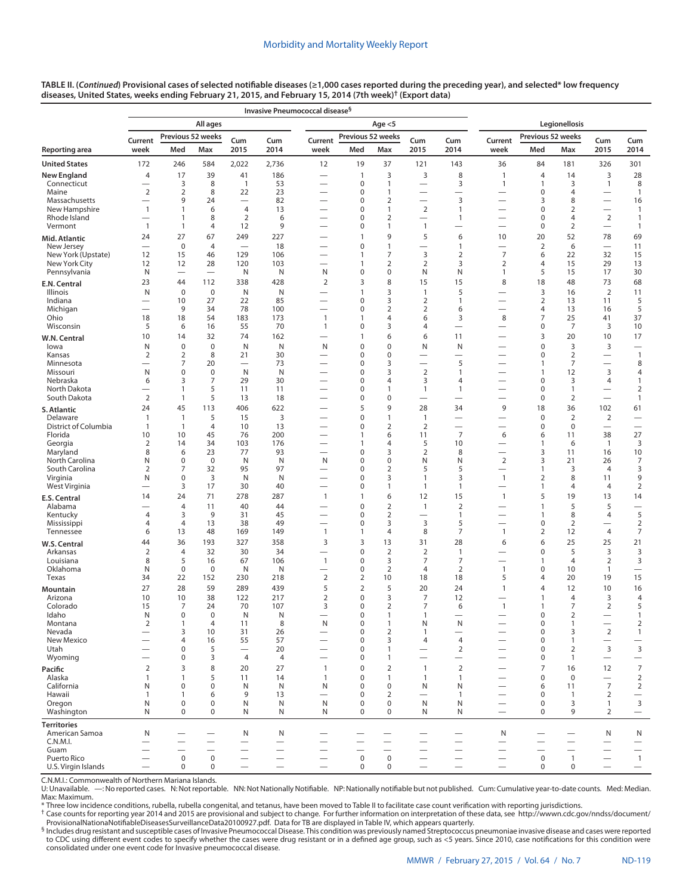**TABLE II. (*Continued*) Provisional cases of selected notifiable diseases (≥1,000 cases reported during the preceding year), and selected* low frequency diseases, United States, weeks ending February 21, 2015, and February 15, 2014 (7th week)† (Export data)**

| Reporting area | Invasive Pneumococcal disease§ | | | | | | | | | | Legionellosis | | | | |
|---|---|---|---|---|---|---|---|---|---|---|---|---|---|---|---|
| | All ages | | | | | Age <5 | | | | | | | | | |
| | Current week | Previous 52 weeks Med | Previous 52 weeks Max | Cum 2015 | Cum 2014 | Current week | Previous 52 weeks Med | Previous 52 weeks Max | Cum 2015 | Cum 2014 | Current week | Previous 52 weeks Med | Previous 52 weeks Max | Cum 2015 | Cum 2014 |
| **United States** | 172 | 246 | 584 | 2,022 | 2,736 | 12 | 19 | 37 | 121 | 143 | 36 | 84 | 181 | 326 | 301 |
| **New England** | 4 | 17 | 39 | 41 | 186 | — | 1 | 3 | 3 | 8 | 1 | 4 | 14 | 3 | 28 |
| Connecticut | — | 3 | 8 | 1 | 53 | — | 0 | 1 | — | 3 | 1 | 1 | 3 | 1 | 8 |
| Maine | 2 | 2 | 8 | 22 | 23 | — | 0 | 1 | — | — | — | 0 | 4 | — | 1 |
| Massachusetts | — | 9 | 24 | — | 82 | — | 0 | 2 | — | 3 | — | 3 | 8 | — | 16 |
| New Hampshire | 1 | 1 | 6 | 4 | 13 | — | 0 | 1 | 2 | 1 | — | 0 | 2 | — | 1 |
| Rhode Island | — | 1 | 8 | 2 | 6 | — | 0 | 2 | — | 1 | — | 0 | 4 | 2 | 1 |
| Vermont | 1 | 1 | 4 | 12 | 9 | — | 0 | 1 | 1 | — | — | 0 | 2 | — | 1 |
| **Mid. Atlantic** | 24 | 27 | 67 | 249 | 227 | — | 1 | 9 | 5 | 6 | 10 | 20 | 52 | 78 | 69 |
| New Jersey | — | 0 | 4 | — | 18 | — | 0 | 1 | — | 1 | — | 2 | 6 | — | 11 |
| New York (Upstate) | 12 | 15 | 46 | 129 | 106 | — | 1 | 7 | 3 | 2 | 7 | 6 | 22 | 32 | 15 |
| New York City | 12 | 12 | 28 | 120 | 103 | — | 1 | 2 | 2 | 3 | 2 | 4 | 15 | 29 | 13 |
| Pennsylvania | N | — | — | N | N | N | 0 | 0 | N | N | 1 | 5 | 15 | 17 | 30 |
| **E.N. Central** | 23 | 44 | 112 | 338 | 428 | 2 | 3 | 8 | 15 | 15 | 8 | 18 | 48 | 73 | 68 |
| Illinois | N | 0 | 0 | N | N | — | 1 | 3 | 1 | 5 | — | 3 | 16 | 2 | 11 |
| Indiana | — | 10 | 27 | 22 | 85 | — | 0 | 3 | 2 | 1 | — | 2 | 13 | 11 | 5 |
| Michigan | — | 9 | 34 | 78 | 100 | — | 0 | 2 | 2 | 6 | — | 4 | 13 | 16 | 5 |
| Ohio | 18 | 18 | 54 | 183 | 173 | 1 | 1 | 4 | 6 | 3 | 8 | 7 | 25 | 41 | 37 |
| Wisconsin | 5 | 6 | 16 | 55 | 70 | 1 | 0 | 3 | 4 | — | — | 0 | 7 | 3 | 10 |
| **W.N. Central** | 10 | 14 | 32 | 74 | 162 | — | 1 | 6 | 6 | 11 | — | 3 | 20 | 10 | 17 |
| Iowa | N | 0 | 0 | N | N | N | 0 | 0 | N | N | — | 0 | 3 | 3 | — |
| Kansas | 2 | 2 | 8 | 21 | 30 | — | 0 | 0 | — | — | — | 0 | 2 | — | 1 |
| Minnesota | — | 7 | 20 | — | 73 | — | 0 | 3 | — | 5 | — | 1 | 7 | — | 8 |
| Missouri | N | 0 | 0 | N | N | — | 0 | 3 | 2 | 1 | — | 1 | 12 | 3 | 4 |
| Nebraska | 6 | 3 | 7 | 29 | 30 | — | 0 | 4 | 3 | 4 | — | 0 | 3 | 4 | 1 |
| North Dakota | — | 1 | 5 | 11 | 11 | — | 0 | 1 | 1 | 1 | — | 0 | 1 | — | 2 |
| South Dakota | 2 | 1 | 5 | 13 | 18 | — | 0 | 0 | — | — | — | 0 | 2 | — | 1 |
| **S. Atlantic** | 24 | 45 | 113 | 406 | 622 | — | 5 | 9 | 28 | 34 | 9 | 18 | 36 | 102 | 61 |
| Delaware | 1 | 1 | 5 | 15 | 3 | — | 0 | 1 | 1 | — | — | 0 | 2 | 2 | — |
| District of Columbia | 1 | 1 | 4 | 10 | 13 | — | 0 | 2 | 2 | — | — | 0 | 0 | — | — |
| Florida | 10 | 10 | 45 | 76 | 200 | — | 1 | 6 | 11 | 7 | 6 | 6 | 11 | 38 | 27 |
| Georgia | 2 | 14 | 34 | 103 | 176 | — | 1 | 4 | 5 | 10 | — | 1 | 6 | 1 | 3 |
| Maryland | 8 | 6 | 23 | 77 | 93 | — | 0 | 3 | 2 | 8 | — | 3 | 11 | 16 | 10 |
| North Carolina | N | 0 | 0 | N | N | N | 0 | 0 | N | N | 2 | 3 | 21 | 26 | 7 |
| South Carolina | 2 | 7 | 32 | 95 | 97 | — | 0 | 2 | 5 | 5 | — | 1 | 3 | 4 | 3 |
| Virginia | N | 0 | 3 | N | N | — | 0 | 3 | 1 | 3 | 1 | 2 | 8 | 11 | 9 |
| West Virginia | — | 3 | 17 | 30 | 40 | — | 0 | 1 | 1 | 1 | — | 1 | 4 | 4 | 2 |
| **E.S. Central** | 14 | 24 | 71 | 278 | 287 | 1 | 1 | 6 | 12 | 15 | 1 | 5 | 19 | 13 | 14 |
| Alabama | — | 4 | 11 | 40 | 44 | — | 0 | 2 | 1 | 2 | — | 1 | 5 | 5 | — |
| Kentucky | 4 | 3 | 9 | 31 | 45 | — | 0 | 2 | — | 1 | — | 1 | 8 | 4 | 5 |
| Mississippi | 4 | 4 | 13 | 38 | 49 | — | 0 | 3 | 3 | 5 | — | 0 | 2 | — | 2 |
| Tennessee | 6 | 13 | 48 | 169 | 149 | 1 | 1 | 4 | 8 | 7 | 1 | 2 | 12 | 4 | 7 |
| **W.S. Central** | 44 | 36 | 193 | 327 | 358 | 3 | 3 | 13 | 31 | 28 | 6 | 6 | 25 | 25 | 21 |
| Arkansas | 2 | 4 | 32 | 30 | 34 | — | 0 | 2 | 2 | 1 | — | 0 | 5 | 3 | 3 |
| Louisiana | 8 | 5 | 16 | 67 | 106 | 1 | 0 | 3 | 7 | 7 | — | 1 | 4 | 2 | 3 |
| Oklahoma | N | 0 | 0 | N | N | — | 0 | 2 | 4 | 2 | 1 | 0 | 10 | 1 | — |
| Texas | 34 | 22 | 152 | 230 | 218 | 2 | 2 | 10 | 18 | 18 | 5 | 4 | 20 | 19 | 15 |
| **Mountain** | 27 | 28 | 59 | 289 | 439 | 5 | 2 | 5 | 20 | 24 | 1 | 4 | 12 | 10 | 16 |
| Arizona | 10 | 10 | 38 | 122 | 217 | 2 | 0 | 3 | 7 | 12 | — | 1 | 4 | 3 | 4 |
| Colorado | 15 | 7 | 24 | 70 | 107 | 3 | 0 | 2 | 7 | 6 | 1 | 1 | 7 | 2 | 5 |
| Idaho | N | 0 | 0 | N | N | — | 0 | 1 | 1 | — | — | 0 | 2 | — | 1 |
| Montana | 2 | 1 | 4 | 11 | 8 | N | 0 | 1 | N | N | — | 0 | 1 | — | 2 |
| Nevada | — | 3 | 10 | 31 | 26 | — | 0 | 2 | 1 | — | — | 0 | 3 | 2 | 1 |
| New Mexico | — | 4 | 16 | 55 | 57 | — | 0 | 3 | 4 | 4 | — | 0 | 1 | — | — |
| Utah | — | 0 | 5 | — | 20 | — | 0 | 1 | — | 2 | — | 0 | 2 | 3 | 3 |
| Wyoming | — | 0 | 3 | 4 | 4 | — | 0 | 1 | — | — | — | 0 | 1 | — | — |
| **Pacific** | 2 | 3 | 8 | 20 | 27 | 1 | 0 | 2 | 1 | 2 | — | 7 | 16 | 12 | 7 |
| Alaska | 1 | 1 | 5 | 11 | 14 | 1 | 0 | 1 | 1 | 1 | — | 0 | 0 | — | 2 |
| California | N | 0 | 0 | N | N | N | 0 | 0 | N | N | — | 6 | 11 | 7 | 2 |
| Hawaii | 1 | 1 | 6 | 9 | 13 | — | 0 | 2 | — | 1 | — | 0 | 1 | 2 | — |
| Oregon | N | 0 | 0 | N | N | N | 0 | 0 | N | N | — | 0 | 3 | 1 | 3 |
| Washington | N | 0 | 0 | N | N | N | 0 | 0 | N | N | — | 0 | 9 | 2 | — |
| **Territories** | | | | | | | | | | | | | | | |
| American Samoa | N | — | — | N | N | — | — | — | — | — | N | — | — | N | N |
| C.N.M.I. | — | — | — | — | — | — | — | — | — | — | — | — | — | — | — |
| Guam | — | — | — | — | — | — | — | — | — | — | — | — | — | — | — |
| Puerto Rico | — | 0 | 0 | — | — | — | 0 | 0 | — | — | — | 0 | 1 | — | 1 |
| U.S. Virgin Islands | — | 0 | 0 | — | — | — | 0 | 0 | — | — | — | 0 | 0 | — | — |

C.N.M.I.: Commonwealth of Northern Mariana Islands.
U: Unavailable. —: No reported cases. N: Not reportable. NN: Not Nationally Notifiable. NP: Nationally notifiable but not published. Cum: Cumulative year-to-date counts. Med: Median. Max: Maximum.

\* Three low incidence conditions, rubella, rubella congenital, and tetanus, have been moved to Table II to facilitate case count verification with reporting jurisdictions.

† Case counts for reporting year 2014 and 2015 are provisional and subject to change. For further information on interpretation of these data, see http://wwwn.cdc.gov/nndss/document/ProvisionalNationaNotifiableDiseasesSurveillanceData20100927.pdf. Data for TB are displayed in Table IV, which appears quarterly.

§ Includes drug resistant and susceptible cases of Invasive Pneumococcal Disease. This condition was previously named Streptococcus pneumoniae invasive disease and cases were reported to CDC using different event codes to specify whether the cases were drug resistant or in a defined age group, such as <5 years. Since 2010, case notifications for this condition were consolidated under one event code for Invasive pneumococcal disease.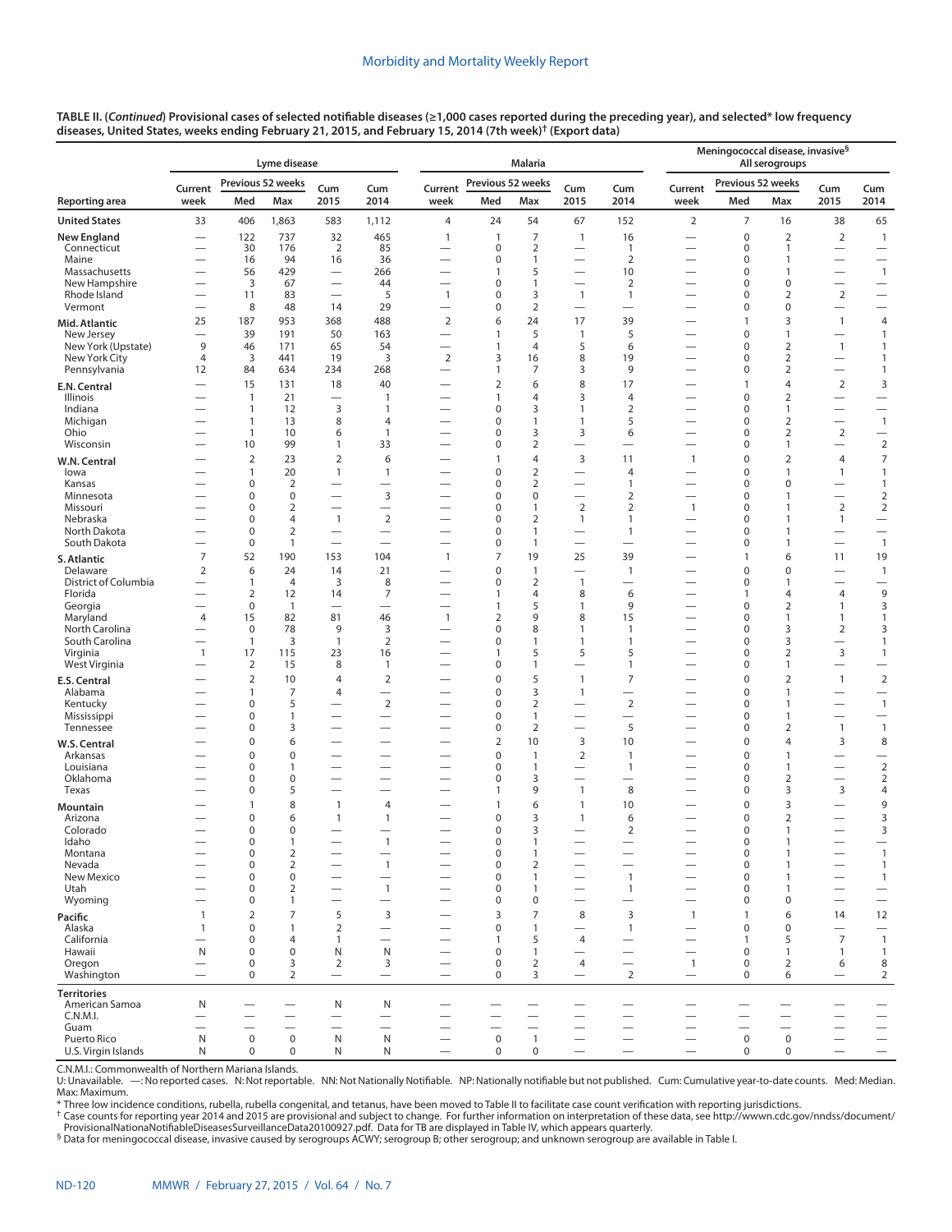**TABLE II. (*Continued*) Provisional cases of selected notifiable diseases (≥1,000 cases reported during the preceding year), and selected* low frequency diseases, United States, weeks ending February 21, 2015, and February 15, 2014 (7th week)† (Export data)**

| Reporting area | Lyme disease | | | | | Malaria | | | | | Meningococcal disease, invasive§ All serogroups | | | | |
|---|---|---|---|---|---|---|---|---|---|---|---|---|---|---|---|
| | Current week | Previous 52 weeks Med | Previous 52 weeks Max | Cum 2015 | Cum 2014 | Current week | Previous 52 weeks Med | Previous 52 weeks Max | Cum 2015 | Cum 2014 | Current week | Previous 52 weeks Med | Previous 52 weeks Max | Cum 2015 | Cum 2014 |
| **United States** | 33 | 406 | 1,863 | 583 | 1,112 | 4 | 24 | 54 | 67 | 152 | 2 | 7 | 16 | 38 | 65 |
| **New England** | — | 122 | 737 | 32 | 465 | 1 | 1 | 7 | 1 | 16 | — | 0 | 2 | 2 | 1 |
| Connecticut | — | 30 | 176 | 2 | 85 | — | 0 | 2 | — | 1 | — | 0 | 1 | — | — |
| Maine | — | 16 | 94 | 16 | 36 | — | 0 | 1 | — | 2 | — | 0 | 1 | — | — |
| Massachusetts | — | 56 | 429 | — | 266 | — | 1 | 5 | — | 10 | — | 0 | 1 | — | 1 |
| New Hampshire | — | 3 | 67 | — | 44 | — | 0 | 1 | — | 2 | — | 0 | 0 | — | — |
| Rhode Island | — | 11 | 83 | — | 5 | 1 | 0 | 3 | 1 | 1 | — | 0 | 2 | 2 | — |
| Vermont | — | 8 | 48 | 14 | 29 | — | 0 | 2 | — | — | — | 0 | 0 | — | — |
| **Mid. Atlantic** | 25 | 187 | 953 | 368 | 488 | 2 | 6 | 24 | 17 | 39 | — | 1 | 3 | 1 | 4 |
| New Jersey | — | 39 | 191 | 50 | 163 | — | 1 | 5 | 1 | 5 | — | 0 | 1 | — | 1 |
| New York (Upstate) | 9 | 46 | 171 | 65 | 54 | — | 1 | 4 | 5 | 6 | — | 0 | 2 | 1 | 1 |
| New York City | 4 | 3 | 441 | 19 | 3 | 2 | 3 | 16 | 8 | 19 | — | 0 | 2 | — | 1 |
| Pennsylvania | 12 | 84 | 634 | 234 | 268 | — | 1 | 7 | 3 | 9 | — | 0 | 2 | — | 1 |
| **E.N. Central** | — | 15 | 131 | 18 | 40 | — | 2 | 6 | 8 | 17 | — | 1 | 4 | 2 | 3 |
| Illinois | — | 1 | 21 | — | 1 | — | 1 | 4 | 3 | 4 | — | 0 | 2 | — | — |
| Indiana | — | 1 | 12 | 3 | 1 | — | 0 | 3 | 1 | 2 | — | 0 | 1 | — | — |
| Michigan | — | 1 | 13 | 8 | 4 | — | 0 | 1 | 1 | 5 | — | 0 | 2 | — | 1 |
| Ohio | — | 1 | 10 | 6 | 1 | — | 0 | 3 | 3 | 6 | — | 0 | 2 | 2 | — |
| Wisconsin | — | 10 | 99 | 1 | 33 | — | 0 | 2 | — | — | — | 0 | 1 | — | 2 |
| **W.N. Central** | — | 2 | 23 | 2 | 6 | — | 1 | 4 | 3 | 11 | 1 | 0 | 2 | 4 | 7 |
| Iowa | — | 1 | 20 | 1 | 1 | — | 0 | 2 | — | 4 | — | 0 | 1 | 1 | 1 |
| Kansas | — | 0 | 2 | — | — | — | 0 | 2 | — | 1 | — | 0 | 0 | — | 1 |
| Minnesota | — | 0 | 0 | — | 3 | — | 0 | 0 | — | 2 | — | 0 | 1 | — | 2 |
| Missouri | — | 0 | 2 | — | — | — | 0 | 1 | 2 | 2 | 1 | 0 | 1 | 2 | 2 |
| Nebraska | — | 0 | 4 | 1 | 2 | — | 0 | 2 | 1 | 1 | — | 0 | 1 | 1 | — |
| North Dakota | — | 0 | 2 | — | — | — | 0 | 1 | — | 1 | — | 0 | 1 | — | — |
| South Dakota | — | 0 | 1 | — | — | — | 0 | 1 | — | — | — | 0 | 1 | — | 1 |
| **S. Atlantic** | 7 | 52 | 190 | 153 | 104 | 1 | 7 | 19 | 25 | 39 | — | 1 | 6 | 11 | 19 |
| Delaware | 2 | 6 | 24 | 14 | 21 | — | 0 | 1 | — | 1 | — | 0 | 0 | — | 1 |
| District of Columbia | — | 1 | 4 | 3 | 8 | — | 0 | 2 | 1 | — | — | 0 | 1 | — | — |
| Florida | — | 2 | 12 | 14 | 7 | — | 1 | 4 | 8 | 6 | — | 1 | 4 | 4 | 9 |
| Georgia | — | 0 | 1 | — | — | — | 1 | 5 | 1 | 9 | — | 0 | 2 | 1 | 3 |
| Maryland | 4 | 15 | 82 | 81 | 46 | 1 | 2 | 9 | 8 | 15 | — | 0 | 1 | 1 | 1 |
| North Carolina | — | 0 | 78 | 9 | 3 | — | 0 | 8 | 1 | 1 | — | 0 | 3 | 2 | 3 |
| South Carolina | — | 1 | 3 | 1 | 2 | — | 0 | 1 | 1 | 1 | — | 0 | 3 | — | 1 |
| Virginia | 1 | 17 | 115 | 23 | 16 | — | 1 | 5 | 5 | 5 | — | 0 | 2 | 3 | 1 |
| West Virginia | — | 2 | 15 | 8 | 1 | — | 0 | 1 | — | 1 | — | 0 | 1 | — | — |
| **E.S. Central** | — | 2 | 10 | 4 | 2 | — | 0 | 5 | 1 | 7 | — | 0 | 2 | 1 | 2 |
| Alabama | — | 1 | 7 | 4 | — | — | 0 | 3 | 1 | — | — | 0 | 1 | — | — |
| Kentucky | — | 0 | 5 | — | 2 | — | 0 | 2 | — | 2 | — | 0 | 1 | — | 1 |
| Mississippi | — | 0 | 1 | — | — | — | 0 | 1 | — | — | — | 0 | 1 | — | — |
| Tennessee | — | 0 | 3 | — | — | — | 0 | 2 | — | 5 | — | 0 | 2 | 1 | 1 |
| **W.S. Central** | — | 0 | 6 | — | — | — | 2 | 10 | 3 | 10 | — | 0 | 4 | 3 | 8 |
| Arkansas | — | 0 | 0 | — | — | — | 0 | 1 | 2 | 1 | — | 0 | 1 | — | — |
| Louisiana | — | 0 | 1 | — | — | — | 0 | 1 | — | 1 | — | 0 | 1 | — | 2 |
| Oklahoma | — | 0 | 0 | — | — | — | 0 | 3 | — | — | — | 0 | 2 | — | 2 |
| Texas | — | 0 | 5 | — | — | — | 1 | 9 | 1 | 8 | — | 0 | 3 | 3 | 4 |
| **Mountain** | — | 1 | 8 | 1 | 4 | — | 1 | 6 | 1 | 10 | — | 0 | 3 | — | 9 |
| Arizona | — | 0 | 6 | 1 | 1 | — | 0 | 3 | 1 | 6 | — | 0 | 2 | — | 3 |
| Colorado | — | 0 | 0 | — | — | — | 0 | 3 | — | 2 | — | 0 | 1 | — | 3 |
| Idaho | — | 0 | 1 | — | 1 | — | 0 | 1 | — | — | — | 0 | 1 | — | — |
| Montana | — | 0 | 2 | — | — | — | 0 | 1 | — | — | — | 0 | 1 | — | 1 |
| Nevada | — | 0 | 2 | — | 1 | — | 0 | 2 | — | — | — | 0 | 1 | — | 1 |
| New Mexico | — | 0 | 0 | — | — | — | 0 | 1 | — | 1 | — | 0 | 1 | — | 1 |
| Utah | — | 0 | 2 | — | 1 | — | 0 | 1 | — | 1 | — | 0 | 1 | — | — |
| Wyoming | — | 0 | 1 | — | — | — | 0 | 0 | — | — | — | 0 | 0 | — | — |
| **Pacific** | 1 | 2 | 7 | 5 | 3 | — | 3 | 7 | 8 | 3 | 1 | 1 | 6 | 14 | 12 |
| Alaska | 1 | 0 | 1 | 2 | — | — | 0 | 1 | — | 1 | — | 0 | 0 | — | — |
| California | — | 0 | 4 | 1 | — | — | 1 | 5 | 4 | — | — | 1 | 5 | 7 | 1 |
| Hawaii | N | 0 | 0 | N | N | — | 0 | 1 | — | — | — | 0 | 1 | 1 | 1 |
| Oregon | — | 0 | 3 | 2 | 3 | — | 0 | 2 | 4 | — | 1 | 0 | 2 | 6 | 8 |
| Washington | — | 0 | 2 | — | — | — | 0 | 3 | — | 2 | — | 0 | 6 | — | 2 |
| **Territories** | | | | | | | | | | | | | | | |
| American Samoa | N | — | — | N | N | — | — | — | — | — | — | — | — | — | — |
| C.N.M.I. | — | — | — | — | — | — | — | — | — | — | — | — | — | — | — |
| Guam | — | — | — | — | — | — | — | — | — | — | — | — | — | — | — |
| Puerto Rico | N | 0 | 0 | N | N | — | 0 | 1 | — | — | — | 0 | 0 | — | — |
| U.S. Virgin Islands | N | 0 | 0 | N | N | — | 0 | 0 | — | — | — | 0 | 0 | — | — |

C.N.M.I.: Commonwealth of Northern Mariana Islands.
U: Unavailable. —: No reported cases. N: Not reportable. NN: Not Nationally Notifiable. NP: Nationally notifiable but not published. Cum: Cumulative year-to-date counts. Med: Median. Max: Maximum.

\* Three low incidence conditions, rubella, rubella congenital, and tetanus, have been moved to Table II to facilitate case count verification with reporting jurisdictions.

† Case counts for reporting year 2014 and 2015 are provisional and subject to change. For further information on interpretation of these data, see http://wwwn.cdc.gov/nndss/document/ProvisionalNationaNotifiableDiseasesSurveillanceData20100927.pdf. Data for TB are displayed in Table IV, which appears quarterly.

§ Data for meningococcal disease, invasive caused by serogroups ACWY; serogroup B; other serogroup; and unknown serogroup are available in Table I.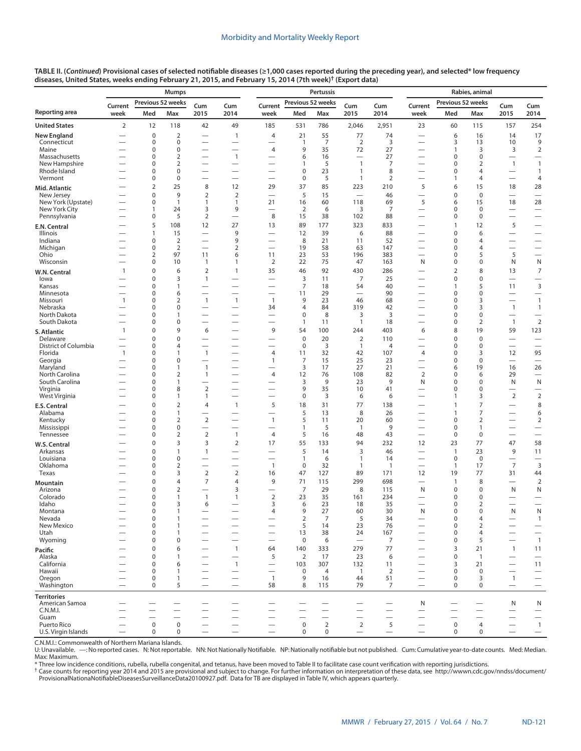**TABLE II. (*Continued*) Provisional cases of selected notifiable diseases (≥1,000 cases reported during the preceding year), and selected* low frequency diseases, United States, weeks ending February 21, 2015, and February 15, 2014 (7th week)† (Export data)**

| Reporting area | Mumps | | | | | Pertussis | | | | | Rabies, animal | | | | |
|---|---|---|---|---|---|---|---|---|---|---|---|---|---|---|---|
| | Current week | Previous 52 weeks Med | Previous 52 weeks Max | Cum 2015 | Cum 2014 | Current week | Previous 52 weeks Med | Previous 52 weeks Max | Cum 2015 | Cum 2014 | Current week | Previous 52 weeks Med | Previous 52 weeks Max | Cum 2015 | Cum 2014 |
| **United States** | 2 | 12 | 118 | 42 | 49 | 185 | 531 | 786 | 2,046 | 2,951 | 23 | 60 | 115 | 157 | 254 |
| **New England** | — | 0 | 2 | — | 1 | 4 | 21 | 55 | 77 | 74 | — | 6 | 16 | 14 | 17 |
| Connecticut | — | 0 | 0 | — | — | — | 1 | 7 | 2 | 3 | — | 3 | 13 | 10 | 9 |
| Maine | — | 0 | 0 | — | — | 4 | 9 | 35 | 72 | 27 | — | 1 | 3 | 3 | 2 |
| Massachusetts | — | 0 | 2 | — | 1 | — | 6 | 16 | — | 27 | — | 0 | 0 | — | — |
| New Hampshire | — | 0 | 2 | — | — | — | 1 | 5 | 1 | 7 | — | 0 | 2 | 1 | 1 |
| Rhode Island | — | 0 | 0 | — | — | — | 0 | 23 | 1 | 8 | — | 0 | 4 | — | 1 |
| Vermont | — | 0 | 0 | — | — | — | 0 | 5 | 1 | 2 | — | 1 | 4 | — | 4 |
| **Mid. Atlantic** | — | 2 | 25 | 8 | 12 | 29 | 37 | 85 | 223 | 210 | 5 | 6 | 15 | 18 | 28 |
| New Jersey | — | 0 | 9 | 2 | 2 | — | 5 | 15 | — | 46 | — | 0 | 0 | — | — |
| New York (Upstate) | — | 0 | 1 | 1 | 1 | 21 | 16 | 60 | 118 | 69 | 5 | 6 | 15 | 18 | 28 |
| New York City | — | 1 | 24 | 3 | 9 | — | 2 | 6 | 3 | 7 | — | 0 | 0 | — | — |
| Pennsylvania | — | 0 | 5 | 2 | — | 8 | 15 | 38 | 102 | 88 | — | 0 | 0 | — | — |
| **E.N. Central** | — | 5 | 108 | 12 | 27 | 13 | 89 | 177 | 323 | 833 | — | 1 | 12 | 5 | — |
| Illinois | — | 1 | 15 | — | 9 | — | 12 | 39 | 6 | 88 | — | 0 | 6 | — | — |
| Indiana | — | 0 | 2 | — | 9 | — | 8 | 21 | 11 | 52 | — | 0 | 4 | — | — |
| Michigan | — | 0 | 2 | — | 2 | — | 19 | 58 | 63 | 147 | — | 0 | 4 | — | — |
| Ohio | — | 2 | 97 | 11 | 6 | 11 | 23 | 53 | 196 | 383 | — | 0 | 5 | 5 | — |
| Wisconsin | — | 0 | 10 | 1 | 1 | 2 | 22 | 75 | 47 | 163 | N | 0 | 0 | N | N |
| **W.N. Central** | 1 | 0 | 6 | 2 | 1 | 35 | 46 | 92 | 430 | 286 | — | 2 | 8 | 13 | 7 |
| Iowa | — | 0 | 3 | 1 | — | — | 3 | 11 | 7 | 25 | — | 0 | 0 | — | — |
| Kansas | — | 0 | 1 | — | — | — | 7 | 18 | 54 | 40 | — | 1 | 5 | 11 | 3 |
| Minnesota | — | 0 | 6 | — | — | — | 11 | 29 | — | 90 | — | 0 | 0 | — | — |
| Missouri | 1 | 0 | 2 | 1 | 1 | 1 | 9 | 23 | 46 | 68 | — | 0 | 3 | — | 1 |
| Nebraska | — | 0 | 0 | — | — | 34 | 4 | 84 | 319 | 42 | — | 0 | 3 | 1 | 1 |
| North Dakota | — | 0 | 1 | — | — | — | 0 | 8 | 3 | 3 | — | 0 | 0 | — | — |
| South Dakota | — | 0 | 0 | — | — | — | 1 | 11 | 1 | 18 | — | 0 | 2 | 1 | 2 |
| **S. Atlantic** | 1 | 0 | 9 | 6 | — | 9 | 54 | 100 | 244 | 403 | 6 | 8 | 19 | 59 | 123 |
| Delaware | — | 0 | 0 | — | — | — | 0 | 20 | 2 | 110 | — | 0 | 0 | — | — |
| District of Columbia | — | 0 | 4 | — | — | — | 0 | 3 | 1 | 4 | — | 0 | 0 | — | — |
| Florida | 1 | 0 | 1 | 1 | — | 4 | 11 | 32 | 42 | 107 | 4 | 0 | 3 | 12 | 95 |
| Georgia | — | 0 | 0 | — | — | 1 | 7 | 15 | 25 | 23 | — | 0 | 0 | — | — |
| Maryland | — | 0 | 1 | 1 | — | — | 3 | 17 | 27 | 21 | — | 6 | 19 | 16 | 26 |
| North Carolina | — | 0 | 2 | 1 | — | 4 | 12 | 76 | 108 | 82 | 2 | 0 | 6 | 29 | — |
| South Carolina | — | 0 | 1 | — | — | — | 3 | 9 | 23 | 9 | N | 0 | 0 | N | N |
| Virginia | — | 0 | 8 | 2 | — | — | 9 | 35 | 10 | 41 | — | 0 | 0 | — | — |
| West Virginia | — | 0 | 1 | 1 | — | — | 0 | 3 | 6 | 6 | — | 1 | 3 | 2 | 2 |
| **E.S. Central** | — | 0 | 2 | 4 | 1 | 5 | 18 | 31 | 77 | 138 | — | 1 | 7 | — | 8 |
| Alabama | — | 0 | 1 | — | — | — | 5 | 13 | 8 | 26 | — | 1 | 7 | — | 6 |
| Kentucky | — | 0 | 2 | 2 | — | 1 | 5 | 11 | 20 | 60 | — | 0 | 2 | — | 2 |
| Mississippi | — | 0 | 0 | — | — | — | 1 | 5 | 1 | 9 | — | 0 | 1 | — | — |
| Tennessee | — | 0 | 2 | 2 | 1 | 4 | 5 | 16 | 48 | 43 | — | 0 | 0 | — | — |
| **W.S. Central** | — | 0 | 3 | 3 | 2 | 17 | 55 | 133 | 94 | 232 | 12 | 23 | 77 | 47 | 58 |
| Arkansas | — | 0 | 1 | 1 | — | — | 5 | 14 | 3 | 46 | — | 1 | 23 | 9 | 11 |
| Louisiana | — | 0 | 0 | — | — | — | 1 | 6 | 1 | 14 | — | 0 | 0 | — | — |
| Oklahoma | — | 0 | 2 | — | — | 1 | 0 | 32 | 1 | 1 | — | 1 | 17 | 7 | 3 |
| Texas | — | 0 | 3 | 2 | 2 | 16 | 47 | 127 | 89 | 171 | 12 | 19 | 77 | 31 | 44 |
| **Mountain** | — | 0 | 4 | 7 | 4 | 9 | 71 | 115 | 299 | 698 | — | 1 | 8 | — | 2 |
| Arizona | — | 0 | 2 | — | 3 | — | 7 | 29 | 8 | 115 | N | 0 | 0 | N | N |
| Colorado | — | 0 | 1 | 1 | 1 | 2 | 23 | 35 | 161 | 234 | — | 0 | 0 | — | — |
| Idaho | — | 0 | 3 | 6 | — | 3 | 6 | 23 | 18 | 35 | — | 0 | 2 | — | — |
| Montana | — | 0 | 1 | — | — | 4 | 9 | 27 | 60 | 30 | N | 0 | 0 | N | N |
| Nevada | — | 0 | 1 | — | — | — | 2 | 7 | 5 | 34 | — | 0 | 4 | — | 1 |
| New Mexico | — | 0 | 1 | — | — | — | 5 | 14 | 23 | 76 | — | 0 | 2 | — | — |
| Utah | — | 0 | 1 | — | — | — | 13 | 38 | 24 | 167 | — | 0 | 4 | — | — |
| Wyoming | — | 0 | 0 | — | — | — | 0 | 6 | — | 7 | — | 0 | 5 | — | 1 |
| **Pacific** | — | 0 | 6 | — | 1 | 64 | 140 | 333 | 279 | 77 | — | 3 | 21 | 1 | 11 |
| Alaska | — | 0 | 1 | — | — | 5 | 2 | 17 | 23 | 6 | — | 0 | 1 | — | — |
| California | — | 0 | 6 | — | 1 | — | 103 | 307 | 132 | 11 | — | 3 | 21 | — | 11 |
| Hawaii | — | 0 | 1 | — | — | — | 0 | 4 | 1 | 2 | — | 0 | 0 | — | — |
| Oregon | — | 0 | 1 | — | — | 1 | 9 | 16 | 44 | 51 | — | 0 | 3 | 1 | — |
| Washington | — | 0 | 5 | — | — | 58 | 8 | 115 | 79 | 7 | — | 0 | 0 | — | — |
| **Territories** | | | | | | | | | | | | | | | |
| American Samoa | — | — | — | — | — | — | — | — | — | — | N | — | — | N | N |
| C.N.M.I. | — | — | — | — | — | — | — | — | — | — | — | — | — | — | — |
| Guam | — | — | — | — | — | — | — | — | — | — | — | — | — | — | — |
| Puerto Rico | — | 0 | 0 | — | — | — | 0 | 2 | 2 | 5 | — | 0 | 4 | — | 1 |
| U.S. Virgin Islands | — | 0 | 0 | — | — | — | 0 | 0 | — | — | — | 0 | 0 | — | — |

C.N.M.I.: Commonwealth of Northern Mariana Islands.
U: Unavailable. —: No reported cases. N: Not reportable. NN: Not Nationally Notifiable. NP: Nationally notifiable but not published. Cum: Cumulative year-to-date counts. Med: Median. Max: Maximum.

\* Three low incidence conditions, rubella, rubella congenital, and tetanus, have been moved to Table II to facilitate case count verification with reporting jurisdictions.

† Case counts for reporting year 2014 and 2015 are provisional and subject to change. For further information on interpretation of these data, see http://wwwn.cdc.gov/nndss/document/ProvisionalNationaNotifiableDiseasesSurveillanceData20100927.pdf. Data for TB are displayed in Table IV, which appears quarterly.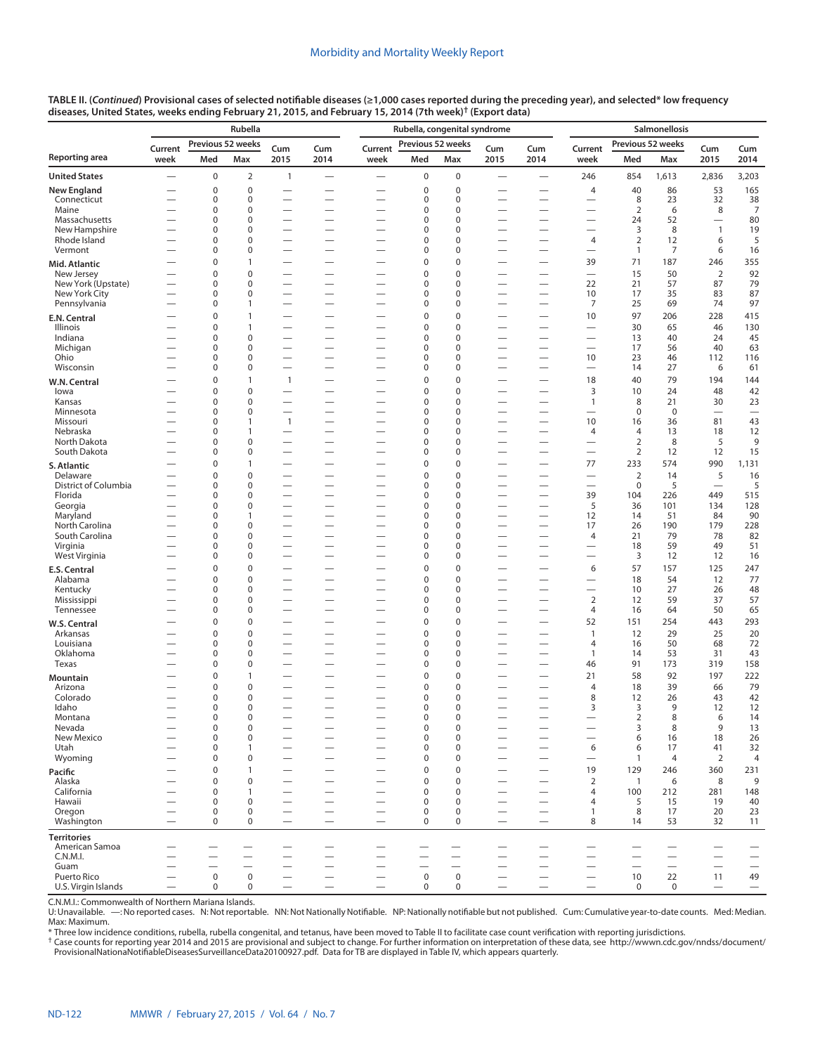**TABLE II. (*Continued*) Provisional cases of selected notifiable diseases (≥1,000 cases reported during the preceding year), and selected* low frequency diseases, United States, weeks ending February 21, 2015, and February 15, 2014 (7th week)† (Export data)**

| Reporting area | Rubella | | | | | Rubella, congenital syndrome | | | | | Salmonellosis | | | | |
|---|---|---|---|---|---|---|---|---|---|---|---|---|---|---|---|
| | Current week | Previous 52 weeks | | Cum 2015 | Cum 2014 | Current week | Previous 52 weeks | | Cum 2015 | Cum 2014 | Current week | Previous 52 weeks | | Cum 2015 | Cum 2014 |
| | | Med | Max | | | | Med | Max | | | | Med | Max | | |
| **United States** | — | 0 | 2 | 1 | — | — | 0 | 0 | — | — | 246 | 854 | 1,613 | 2,836 | 3,203 |
| **New England** | — | 0 | 0 | — | — | — | 0 | 0 | — | — | 4 | 40 | 86 | 53 | 165 |
| Connecticut | — | 0 | 0 | — | — | — | 0 | 0 | — | — | — | 8 | 23 | 32 | 38 |
| Maine | — | 0 | 0 | — | — | — | 0 | 0 | — | — | — | 2 | 6 | 8 | 7 |
| Massachusetts | — | 0 | 0 | — | — | — | 0 | 0 | — | — | — | 24 | 52 | — | 80 |
| New Hampshire | — | 0 | 0 | — | — | — | 0 | 0 | — | — | — | 3 | 8 | 1 | 19 |
| Rhode Island | — | 0 | 0 | — | — | — | 0 | 0 | — | — | 4 | 2 | 12 | 6 | 5 |
| Vermont | — | 0 | 0 | — | — | — | 0 | 0 | — | — | — | 1 | 7 | 6 | 16 |
| **Mid. Atlantic** | — | 0 | 1 | — | — | — | 0 | 0 | — | — | 39 | 71 | 187 | 246 | 355 |
| New Jersey | — | 0 | 0 | — | — | — | 0 | 0 | — | — | — | 15 | 50 | 2 | 92 |
| New York (Upstate) | — | 0 | 0 | — | — | — | 0 | 0 | — | — | 22 | 21 | 57 | 87 | 79 |
| New York City | — | 0 | 0 | — | — | — | 0 | 0 | — | — | 10 | 17 | 35 | 83 | 87 |
| Pennsylvania | — | 0 | 1 | — | — | — | 0 | 0 | — | — | 7 | 25 | 69 | 74 | 97 |
| **E.N. Central** | — | 0 | 1 | — | — | — | 0 | 0 | — | — | 10 | 97 | 206 | 228 | 415 |
| Illinois | — | 0 | 1 | — | — | — | 0 | 0 | — | — | — | 30 | 65 | 46 | 130 |
| Indiana | — | 0 | 0 | — | — | — | 0 | 0 | — | — | — | 13 | 40 | 24 | 45 |
| Michigan | — | 0 | 0 | — | — | — | 0 | 0 | — | — | — | 17 | 56 | 40 | 63 |
| Ohio | — | 0 | 0 | — | — | — | 0 | 0 | — | — | 10 | 23 | 46 | 112 | 116 |
| Wisconsin | — | 0 | 0 | — | — | — | 0 | 0 | — | — | — | 14 | 27 | 6 | 61 |
| **W.N. Central** | — | 0 | 1 | 1 | — | — | 0 | 0 | — | — | 18 | 40 | 79 | 194 | 144 |
| Iowa | — | 0 | 0 | — | — | — | 0 | 0 | — | — | 3 | 10 | 24 | 48 | 42 |
| Kansas | — | 0 | 0 | — | — | — | 0 | 0 | — | — | 1 | 8 | 21 | 30 | 23 |
| Minnesota | — | 0 | 0 | — | — | — | 0 | 0 | — | — | — | 0 | 0 | — | — |
| Missouri | — | 0 | 1 | 1 | — | — | 0 | 0 | — | — | 10 | 16 | 36 | 81 | 43 |
| Nebraska | — | 0 | 1 | — | — | — | 0 | 0 | — | — | 4 | 4 | 13 | 18 | 12 |
| North Dakota | — | 0 | 0 | — | — | — | 0 | 0 | — | — | — | 2 | 8 | 5 | 9 |
| South Dakota | — | 0 | 0 | — | — | — | 0 | 0 | — | — | — | 2 | 12 | 12 | 15 |
| **S. Atlantic** | — | 0 | 1 | — | — | — | 0 | 0 | — | — | 77 | 233 | 574 | 990 | 1,131 |
| Delaware | — | 0 | 0 | — | — | — | 0 | 0 | — | — | — | 2 | 14 | 5 | 16 |
| District of Columbia | — | 0 | 0 | — | — | — | 0 | 0 | — | — | — | 0 | 5 | — | 5 |
| Florida | — | 0 | 0 | — | — | — | 0 | 0 | — | — | 39 | 104 | 226 | 449 | 515 |
| Georgia | — | 0 | 0 | — | — | — | 0 | 0 | — | — | 5 | 36 | 101 | 134 | 128 |
| Maryland | — | 0 | 1 | — | — | — | 0 | 0 | — | — | 12 | 14 | 51 | 84 | 90 |
| North Carolina | — | 0 | 0 | — | — | — | 0 | 0 | — | — | 17 | 26 | 190 | 179 | 228 |
| South Carolina | — | 0 | 0 | — | — | — | 0 | 0 | — | — | 4 | 21 | 79 | 78 | 82 |
| Virginia | — | 0 | 0 | — | — | — | 0 | 0 | — | — | — | 18 | 59 | 49 | 51 |
| West Virginia | — | 0 | 0 | — | — | — | 0 | 0 | — | — | — | 3 | 12 | 12 | 16 |
| **E.S. Central** | — | 0 | 0 | — | — | — | 0 | 0 | — | — | 6 | 57 | 157 | 125 | 247 |
| Alabama | — | 0 | 0 | — | — | — | 0 | 0 | — | — | — | 18 | 54 | 12 | 77 |
| Kentucky | — | 0 | 0 | — | — | — | 0 | 0 | — | — | — | 10 | 27 | 26 | 48 |
| Mississippi | — | 0 | 0 | — | — | — | 0 | 0 | — | — | 2 | 12 | 59 | 37 | 57 |
| Tennessee | — | 0 | 0 | — | — | — | 0 | 0 | — | — | 4 | 16 | 64 | 50 | 65 |
| **W.S. Central** | — | 0 | 0 | — | — | — | 0 | 0 | — | — | 52 | 151 | 254 | 443 | 293 |
| Arkansas | — | 0 | 0 | — | — | — | 0 | 0 | — | — | 1 | 12 | 29 | 25 | 20 |
| Louisiana | — | 0 | 0 | — | — | — | 0 | 0 | — | — | 4 | 16 | 50 | 68 | 72 |
| Oklahoma | — | 0 | 0 | — | — | — | 0 | 0 | — | — | 1 | 14 | 53 | 31 | 43 |
| Texas | — | 0 | 0 | — | — | — | 0 | 0 | — | — | 46 | 91 | 173 | 319 | 158 |
| **Mountain** | — | 0 | 1 | — | — | — | 0 | 0 | — | — | 21 | 58 | 92 | 197 | 222 |
| Arizona | — | 0 | 0 | — | — | — | 0 | 0 | — | — | 4 | 18 | 39 | 66 | 79 |
| Colorado | — | 0 | 0 | — | — | — | 0 | 0 | — | — | 8 | 12 | 26 | 43 | 42 |
| Idaho | — | 0 | 0 | — | — | — | 0 | 0 | — | — | 3 | 3 | 9 | 12 | 12 |
| Montana | — | 0 | 0 | — | — | — | 0 | 0 | — | — | — | 2 | 8 | 6 | 14 |
| Nevada | — | 0 | 0 | — | — | — | 0 | 0 | — | — | — | 3 | 8 | 9 | 13 |
| New Mexico | — | 0 | 0 | — | — | — | 0 | 0 | — | — | — | 6 | 16 | 18 | 26 |
| Utah | — | 0 | 1 | — | — | — | 0 | 0 | — | — | 6 | 6 | 17 | 41 | 32 |
| Wyoming | — | 0 | 0 | — | — | — | 0 | 0 | — | — | — | 1 | 4 | 2 | 4 |
| **Pacific** | — | 0 | 1 | — | — | — | 0 | 0 | — | — | 19 | 129 | 246 | 360 | 231 |
| Alaska | — | 0 | 0 | — | — | — | 0 | 0 | — | — | 2 | 1 | 6 | 8 | 9 |
| California | — | 0 | 1 | — | — | — | 0 | 0 | — | — | 4 | 100 | 212 | 281 | 148 |
| Hawaii | — | 0 | 0 | — | — | — | 0 | 0 | — | — | 4 | 5 | 15 | 19 | 40 |
| Oregon | — | 0 | 0 | — | — | — | 0 | 0 | — | — | 1 | 8 | 17 | 20 | 23 |
| Washington | — | 0 | 0 | — | — | — | 0 | 0 | — | — | 8 | 14 | 53 | 32 | 11 |
| **Territories** | | | | | | | | | | | | | | | |
| American Samoa | — | — | — | — | — | — | — | — | — | — | — | — | — | — | — |
| C.N.M.I. | — | — | — | — | — | — | — | — | — | — | — | — | — | — | — |
| Guam | — | — | — | — | — | — | — | — | — | — | — | — | — | — | — |
| Puerto Rico | — | 0 | 0 | — | — | — | 0 | 0 | — | — | — | 10 | 22 | 11 | 49 |
| U.S. Virgin Islands | — | 0 | 0 | — | — | — | 0 | 0 | — | — | — | 0 | 0 | — | — |

C.N.M.I.: Commonwealth of Northern Mariana Islands.
U: Unavailable. —: No reported cases. N: Not reportable. NN: Not Nationally Notifiable. NP: Nationally notifiable but not published. Cum: Cumulative year-to-date counts. Med: Median. Max: Maximum.

\* Three low incidence conditions, rubella, rubella congenital, and tetanus, have been moved to Table II to facilitate case count verification with reporting jurisdictions.
† Case counts for reporting year 2014 and 2015 are provisional and subject to change. For further information on interpretation of these data, see http://wwwn.cdc.gov/nndss/document/ProvisionalNationaNotifiableDiseasesSurveillanceData20100927.pdf. Data for TB are displayed in Table IV, which appears quarterly.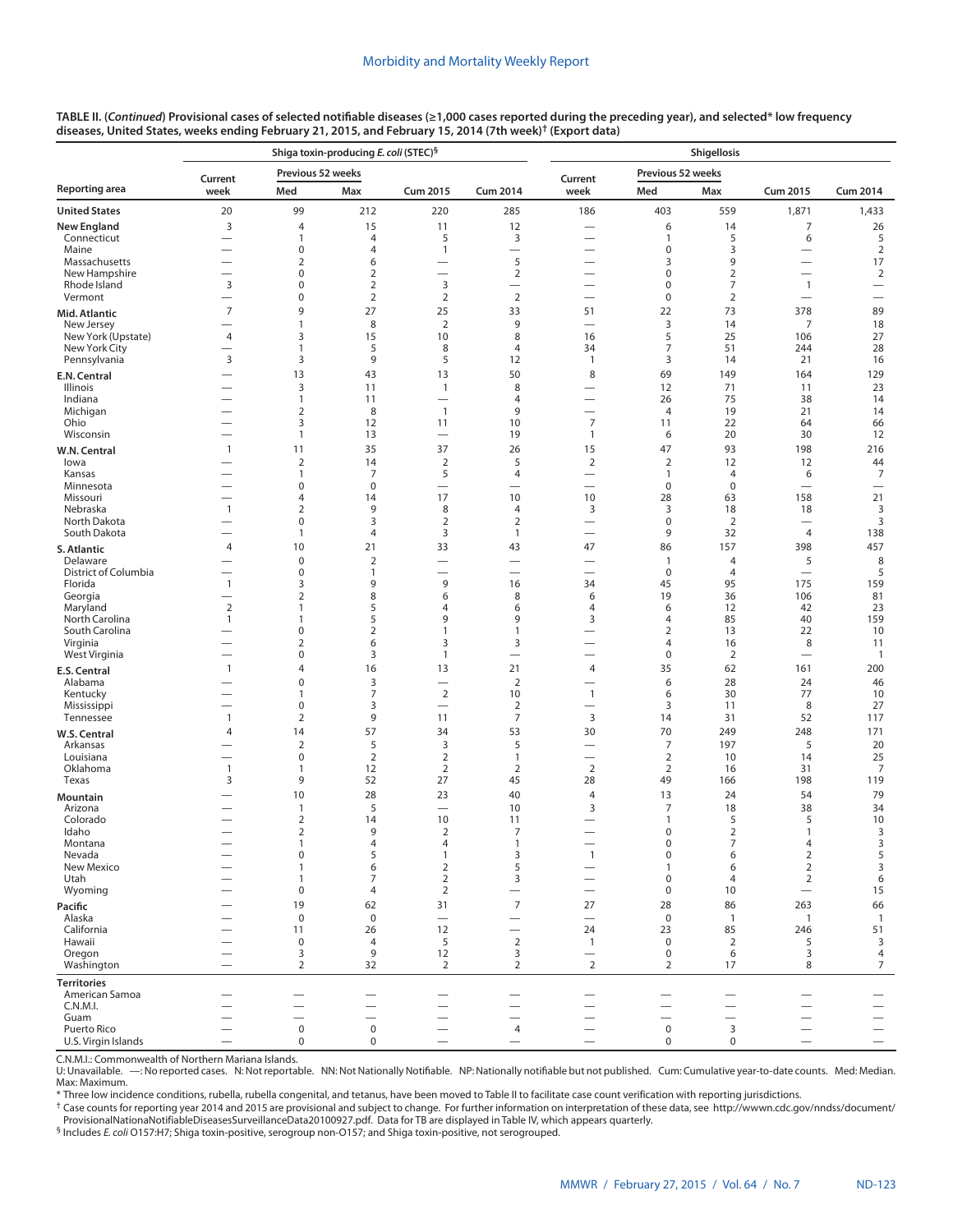**TABLE II. (*Continued*) Provisional cases of selected notifiable diseases (≥1,000 cases reported during the preceding year), and selected* low frequency diseases, United States, weeks ending February 21, 2015, and February 15, 2014 (7th week)† (Export data)**

| Reporting area | Shiga toxin-producing *E. coli* (STEC)§ | | | | | Shigellosis | | | | |
|---|---|---|---|---|---|---|---|---|---|---|
| | Current week | Previous 52 weeks | | Cum 2015 | Cum 2014 | Current week | Previous 52 weeks | | Cum 2015 | Cum 2014 |
| | | Med | Max | | | | Med | Max | | |
| **United States** | 20 | 99 | 212 | 220 | 285 | 186 | 403 | 559 | 1,871 | 1,433 |
| **New England** | 3 | 4 | 15 | 11 | 12 | — | 6 | 14 | 7 | 26 |
| Connecticut | — | 1 | 4 | 5 | 3 | — | 1 | 5 | 6 | 5 |
| Maine | — | 0 | 4 | 1 | — | — | 0 | 3 | — | 2 |
| Massachusetts | — | 2 | 6 | — | 5 | — | 3 | 9 | — | 17 |
| New Hampshire | — | 0 | 2 | — | 2 | — | 0 | 2 | — | 2 |
| Rhode Island | 3 | 0 | 2 | 3 | — | — | 0 | 7 | 1 | — |
| Vermont | — | 0 | 2 | 2 | 2 | — | 0 | 2 | — | — |
| **Mid. Atlantic** | 7 | 9 | 27 | 25 | 33 | 51 | 22 | 73 | 378 | 89 |
| New Jersey | — | 1 | 8 | 2 | 9 | — | 3 | 14 | 7 | 18 |
| New York (Upstate) | 4 | 3 | 15 | 10 | 8 | 16 | 5 | 25 | 106 | 27 |
| New York City | — | 1 | 5 | 8 | 4 | 34 | 7 | 51 | 244 | 28 |
| Pennsylvania | 3 | 3 | 9 | 5 | 12 | 1 | 3 | 14 | 21 | 16 |
| **E.N. Central** | — | 13 | 43 | 13 | 50 | 8 | 69 | 149 | 164 | 129 |
| Illinois | — | 3 | 11 | 1 | 8 | — | 12 | 71 | 11 | 23 |
| Indiana | — | 1 | 11 | — | 4 | — | 26 | 75 | 38 | 14 |
| Michigan | — | 2 | 8 | 1 | 9 | — | 4 | 19 | 21 | 14 |
| Ohio | — | 3 | 12 | 11 | 10 | 7 | 11 | 22 | 64 | 66 |
| Wisconsin | — | 1 | 13 | — | 19 | 1 | 6 | 20 | 30 | 12 |
| **W.N. Central** | 1 | 11 | 35 | 37 | 26 | 15 | 47 | 93 | 198 | 216 |
| Iowa | — | 2 | 14 | 2 | 5 | 2 | 2 | 12 | 12 | 44 |
| Kansas | — | 1 | 7 | 5 | 4 | — | 1 | 4 | 6 | 7 |
| Minnesota | — | 0 | 0 | — | — | — | 0 | 0 | — | — |
| Missouri | — | 4 | 14 | 17 | 10 | 10 | 28 | 63 | 158 | 21 |
| Nebraska | 1 | 2 | 9 | 8 | 4 | 3 | 3 | 18 | 18 | 3 |
| North Dakota | — | 0 | 3 | 2 | 2 | — | 0 | 2 | — | 3 |
| South Dakota | — | 1 | 4 | 3 | 1 | — | 9 | 32 | 4 | 138 |
| **S. Atlantic** | 4 | 10 | 21 | 33 | 43 | 47 | 86 | 157 | 398 | 457 |
| Delaware | — | 0 | 2 | — | — | — | 1 | 4 | 5 | 8 |
| District of Columbia | — | 0 | 1 | — | — | — | 0 | 4 | — | 5 |
| Florida | 1 | 3 | 9 | 9 | 16 | 34 | 45 | 95 | 175 | 159 |
| Georgia | — | 2 | 8 | 6 | 8 | 6 | 19 | 36 | 106 | 81 |
| Maryland | 2 | 1 | 5 | 4 | 6 | 4 | 6 | 12 | 42 | 23 |
| North Carolina | 1 | 1 | 5 | 9 | 9 | 3 | 4 | 85 | 40 | 159 |
| South Carolina | — | 0 | 2 | 1 | 1 | — | 2 | 13 | 22 | 10 |
| Virginia | — | 2 | 6 | 3 | 3 | — | 4 | 16 | 8 | 11 |
| West Virginia | — | 0 | 3 | 1 | — | — | 0 | 2 | — | 1 |
| **E.S. Central** | 1 | 4 | 16 | 13 | 21 | 4 | 35 | 62 | 161 | 200 |
| Alabama | — | 0 | 3 | — | 2 | — | 6 | 28 | 24 | 46 |
| Kentucky | — | 1 | 7 | 2 | 10 | 1 | 6 | 30 | 77 | 10 |
| Mississippi | — | 0 | 3 | — | 2 | — | 3 | 11 | 8 | 27 |
| Tennessee | 1 | 2 | 9 | 11 | 7 | 3 | 14 | 31 | 52 | 117 |
| **W.S. Central** | 4 | 14 | 57 | 34 | 53 | 30 | 70 | 249 | 248 | 171 |
| Arkansas | — | 2 | 5 | 3 | 5 | — | 7 | 197 | 5 | 20 |
| Louisiana | — | 0 | 2 | 2 | 1 | — | 2 | 10 | 14 | 25 |
| Oklahoma | 1 | 1 | 12 | 2 | 2 | 2 | 2 | 16 | 31 | 7 |
| Texas | 3 | 9 | 52 | 27 | 45 | 28 | 49 | 166 | 198 | 119 |
| **Mountain** | — | 10 | 28 | 23 | 40 | 4 | 13 | 24 | 54 | 79 |
| Arizona | — | 1 | 5 | — | 10 | 3 | 7 | 18 | 38 | 34 |
| Colorado | — | 2 | 14 | 10 | 11 | — | 1 | 5 | 5 | 10 |
| Idaho | — | 2 | 9 | 2 | 7 | — | 0 | 2 | 1 | 3 |
| Montana | — | 1 | 4 | 4 | 1 | — | 0 | 7 | 4 | 3 |
| Nevada | — | 0 | 5 | 1 | 3 | 1 | 0 | 6 | 2 | 5 |
| New Mexico | — | 1 | 6 | 2 | 5 | — | 1 | 6 | 2 | 3 |
| Utah | — | 1 | 7 | 2 | 3 | — | 0 | 4 | 2 | 6 |
| Wyoming | — | 0 | 4 | 2 | — | — | 0 | 10 | — | 15 |
| **Pacific** | — | 19 | 62 | 31 | 7 | 27 | 28 | 86 | 263 | 66 |
| Alaska | — | 0 | 0 | — | — | — | 0 | 1 | 1 | 1 |
| California | — | 11 | 26 | 12 | — | 24 | 23 | 85 | 246 | 51 |
| Hawaii | — | 0 | 4 | 5 | 2 | 1 | 0 | 2 | 5 | 3 |
| Oregon | — | 3 | 9 | 12 | 3 | — | 0 | 6 | 3 | 4 |
| Washington | — | 2 | 32 | 2 | 2 | 2 | 2 | 17 | 8 | 7 |
| **Territories** | | | | | | | | | | |
| American Samoa | — | — | — | — | — | — | — | — | — | — |
| C.N.M.I. | — | — | — | — | — | — | — | — | — | — |
| Guam | — | — | — | — | — | — | — | — | — | — |
| Puerto Rico | — | 0 | 0 | — | 4 | — | 0 | 3 | — | — |
| U.S. Virgin Islands | — | 0 | 0 | — | — | — | 0 | 0 | — | — |

C.N.M.I.: Commonwealth of Northern Mariana Islands.
U: Unavailable. —: No reported cases. N: Not reportable. NN: Not Nationally Notifiable. NP: Nationally notifiable but not published. Cum: Cumulative year-to-date counts. Med: Median. Max: Maximum.
* Three low incidence conditions, rubella, rubella congenital, and tetanus, have been moved to Table II to facilitate case count verification with reporting jurisdictions.
† Case counts for reporting year 2014 and 2015 are provisional and subject to change. For further information on interpretation of these data, see http://wwwn.cdc.gov/nndss/document/ProvisionalNationaNotifiableDiseasesSurveillanceData20100927.pdf. Data for TB are displayed in Table IV, which appears quarterly.
§ Includes *E. coli* O157:H7; Shiga toxin-positive, serogroup non-O157; and Shiga toxin-positive, not serogrouped.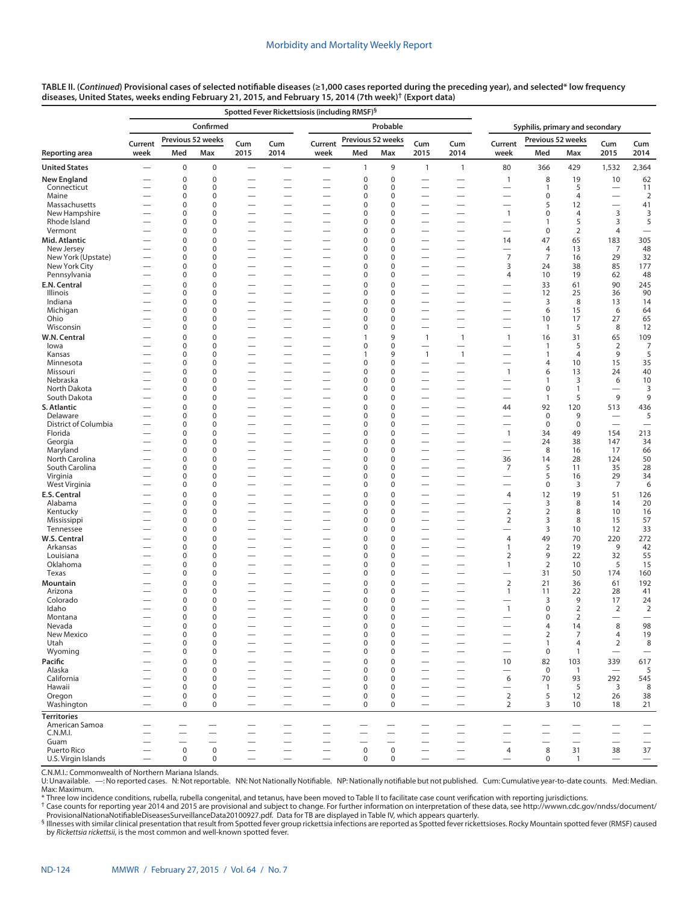**TABLE II. (*Continued*) Provisional cases of selected notifiable diseases (≥1,000 cases reported during the preceding year), and selected* low frequency diseases, United States, weeks ending February 21, 2015, and February 15, 2014 (7th week)† (Export data)**

| Reporting area | Spotted Fever Rickettsiosis (including RMSF)§ | | | | | | | | | | Syphilis, primary and secondary | | | | |
|---|---|---|---|---|---|---|---|---|---|---|---|---|---|---|---|
| | Confirmed | | | | | Probable | | | | | | | | | |
| | Current week | Previous 52 weeks Med | Previous 52 weeks Max | Cum 2015 | Cum 2014 | Current week | Previous 52 weeks Med | Previous 52 weeks Max | Cum 2015 | Cum 2014 | Current week | Previous 52 weeks Med | Previous 52 weeks Max | Cum 2015 | Cum 2014 |
| **United States** | — | 0 | 0 | — | — | — | 1 | 9 | 1 | 1 | 80 | 366 | 429 | 1,532 | 2,364 |
| **New England** | — | 0 | 0 | — | — | — | 0 | 0 | — | — | 1 | 8 | 19 | 10 | 62 |
| Connecticut | — | 0 | 0 | — | — | — | 0 | 0 | — | — | — | 1 | 5 | — | 11 |
| Maine | — | 0 | 0 | — | — | — | 0 | 0 | — | — | — | 0 | 4 | — | 2 |
| Massachusetts | — | 0 | 0 | — | — | — | 0 | 0 | — | — | — | 5 | 12 | — | 41 |
| New Hampshire | — | 0 | 0 | — | — | — | 0 | 0 | — | — | 1 | 0 | 4 | 3 | 3 |
| Rhode Island | — | 0 | 0 | — | — | — | 0 | 0 | — | — | — | 1 | 5 | 3 | 5 |
| Vermont | — | 0 | 0 | — | — | — | 0 | 0 | — | — | — | 0 | 2 | 4 | — |
| **Mid. Atlantic** | — | 0 | 0 | — | — | — | 0 | 0 | — | — | 14 | 47 | 65 | 183 | 305 |
| New Jersey | — | 0 | 0 | — | — | — | 0 | 0 | — | — | — | 4 | 13 | 7 | 48 |
| New York (Upstate) | — | 0 | 0 | — | — | — | 0 | 0 | — | — | 7 | 7 | 16 | 29 | 32 |
| New York City | — | 0 | 0 | — | — | — | 0 | 0 | — | — | 3 | 24 | 38 | 85 | 177 |
| Pennsylvania | — | 0 | 0 | — | — | — | 0 | 0 | — | — | 4 | 10 | 19 | 62 | 48 |
| **E.N. Central** | — | 0 | 0 | — | — | — | 0 | 0 | — | — | — | 33 | 61 | 90 | 245 |
| Illinois | — | 0 | 0 | — | — | — | 0 | 0 | — | — | — | 12 | 25 | 36 | 90 |
| Indiana | — | 0 | 0 | — | — | — | 0 | 0 | — | — | — | 3 | 8 | 13 | 14 |
| Michigan | — | 0 | 0 | — | — | — | 0 | 0 | — | — | — | 6 | 15 | 6 | 64 |
| Ohio | — | 0 | 0 | — | — | — | 0 | 0 | — | — | — | 10 | 17 | 27 | 65 |
| Wisconsin | — | 0 | 0 | — | — | — | 0 | 0 | — | — | — | 1 | 5 | 8 | 12 |
| **W.N. Central** | — | 0 | 0 | — | — | — | 1 | 9 | 1 | 1 | 1 | 16 | 31 | 65 | 109 |
| Iowa | — | 0 | 0 | — | — | — | 0 | 0 | — | — | — | 1 | 5 | 2 | 7 |
| Kansas | — | 0 | 0 | — | — | — | 1 | 9 | 1 | 1 | — | 1 | 4 | 9 | 5 |
| Minnesota | — | 0 | 0 | — | — | — | 0 | 0 | — | — | — | 4 | 10 | 15 | 35 |
| Missouri | — | 0 | 0 | — | — | — | 0 | 0 | — | — | 1 | 6 | 13 | 24 | 40 |
| Nebraska | — | 0 | 0 | — | — | — | 0 | 0 | — | — | — | 1 | 3 | 6 | 10 |
| North Dakota | — | 0 | 0 | — | — | — | 0 | 0 | — | — | — | 0 | 1 | — | 3 |
| South Dakota | — | 0 | 0 | — | — | — | 0 | 0 | — | — | — | 1 | 5 | 9 | 9 |
| **S. Atlantic** | — | 0 | 0 | — | — | — | 0 | 0 | — | — | 44 | 92 | 120 | 513 | 436 |
| Delaware | — | 0 | 0 | — | — | — | 0 | 0 | — | — | — | 0 | 9 | — | 5 |
| District of Columbia | — | 0 | 0 | — | — | — | 0 | 0 | — | — | — | 0 | 0 | — | — |
| Florida | — | 0 | 0 | — | — | — | 0 | 0 | — | — | 1 | 34 | 49 | 154 | 213 |
| Georgia | — | 0 | 0 | — | — | — | 0 | 0 | — | — | — | 24 | 38 | 147 | 34 |
| Maryland | — | 0 | 0 | — | — | — | 0 | 0 | — | — | — | 8 | 16 | 17 | 66 |
| North Carolina | — | 0 | 0 | — | — | — | 0 | 0 | — | — | 36 | 14 | 28 | 124 | 50 |
| South Carolina | — | 0 | 0 | — | — | — | 0 | 0 | — | — | 7 | 5 | 11 | 35 | 28 |
| Virginia | — | 0 | 0 | — | — | — | 0 | 0 | — | — | — | 5 | 16 | 29 | 34 |
| West Virginia | — | 0 | 0 | — | — | — | 0 | 0 | — | — | — | 0 | 3 | 7 | 6 |
| **E.S. Central** | — | 0 | 0 | — | — | — | 0 | 0 | — | — | 4 | 12 | 19 | 51 | 126 |
| Alabama | — | 0 | 0 | — | — | — | 0 | 0 | — | — | — | 3 | 8 | 14 | 20 |
| Kentucky | — | 0 | 0 | — | — | — | 0 | 0 | — | — | 2 | 2 | 8 | 10 | 16 |
| Mississippi | — | 0 | 0 | — | — | — | 0 | 0 | — | — | 2 | 3 | 8 | 15 | 57 |
| Tennessee | — | 0 | 0 | — | — | — | 0 | 0 | — | — | — | 3 | 10 | 12 | 33 |
| **W.S. Central** | — | 0 | 0 | — | — | — | 0 | 0 | — | — | 4 | 49 | 70 | 220 | 272 |
| Arkansas | — | 0 | 0 | — | — | — | 0 | 0 | — | — | 1 | 2 | 19 | 9 | 42 |
| Louisiana | — | 0 | 0 | — | — | — | 0 | 0 | — | — | 2 | 9 | 22 | 32 | 55 |
| Oklahoma | — | 0 | 0 | — | — | — | 0 | 0 | — | — | 1 | 2 | 10 | 5 | 15 |
| Texas | — | 0 | 0 | — | — | — | 0 | 0 | — | — | — | 31 | 50 | 174 | 160 |
| **Mountain** | — | 0 | 0 | — | — | — | 0 | 0 | — | — | 2 | 21 | 36 | 61 | 192 |
| Arizona | — | 0 | 0 | — | — | — | 0 | 0 | — | — | 1 | 11 | 22 | 28 | 41 |
| Colorado | — | 0 | 0 | — | — | — | 0 | 0 | — | — | — | 3 | 9 | 17 | 24 |
| Idaho | — | 0 | 0 | — | — | — | 0 | 0 | — | — | 1 | 0 | 2 | 2 | 2 |
| Montana | — | 0 | 0 | — | — | — | 0 | 0 | — | — | — | 0 | 2 | — | — |
| Nevada | — | 0 | 0 | — | — | — | 0 | 0 | — | — | — | 4 | 14 | 8 | 98 |
| New Mexico | — | 0 | 0 | — | — | — | 0 | 0 | — | — | — | 2 | 7 | 4 | 19 |
| Utah | — | 0 | 0 | — | — | — | 0 | 0 | — | — | — | 1 | 4 | 2 | 8 |
| Wyoming | — | 0 | 0 | — | — | — | 0 | 0 | — | — | — | 0 | 1 | — | — |
| **Pacific** | — | 0 | 0 | — | — | — | 0 | 0 | — | — | 10 | 82 | 103 | 339 | 617 |
| Alaska | — | 0 | 0 | — | — | — | 0 | 0 | — | — | — | 0 | 1 | — | 5 |
| California | — | 0 | 0 | — | — | — | 0 | 0 | — | — | 6 | 70 | 93 | 292 | 545 |
| Hawaii | — | 0 | 0 | — | — | — | 0 | 0 | — | — | — | 1 | 5 | 3 | 8 |
| Oregon | — | 0 | 0 | — | — | — | 0 | 0 | — | — | 2 | 5 | 12 | 26 | 38 |
| Washington | — | 0 | 0 | — | — | — | 0 | 0 | — | — | 2 | 3 | 10 | 18 | 21 |
| **Territories** | | | | | | | | | | | | | | | |
| American Samoa | — | — | — | — | — | — | — | — | — | — | — | — | — | — | — |
| C.N.M.I. | — | — | — | — | — | — | — | — | — | — | — | — | — | — | — |
| Guam | — | — | — | — | — | — | — | — | — | — | — | — | — | — | — |
| Puerto Rico | — | 0 | 0 | — | — | — | 0 | 0 | — | — | 4 | 8 | 31 | 38 | 37 |
| U.S. Virgin Islands | — | 0 | 0 | — | — | — | 0 | 0 | — | — | — | 0 | 1 | — | — |

C.N.M.I.: Commonwealth of Northern Mariana Islands.
U: Unavailable. —: No reported cases. N: Not reportable. NN: Not Nationally Notifiable. NP: Nationally notifiable but not published. Cum: Cumulative year-to-date counts. Med: Median. Max: Maximum.
\* Three low incidence conditions, rubella, rubella congenital, and tetanus, have been moved to Table II to facilitate case count verification with reporting jurisdictions.
† Case counts for reporting year 2014 and 2015 are provisional and subject to change. For further information on interpretation of these data, see http://wwwn.cdc.gov/nndss/document/ProvisionalNationaNotifiableDiseasesSurveillanceData20100927.pdf. Data for TB are displayed in Table IV, which appears quarterly.
§ Illnesses with similar clinical presentation that result from Spotted fever group rickettsia infections are reported as Spotted fever rickettsioses. Rocky Mountain spotted fever (RMSF) caused by *Rickettsia rickettsii*, is the most common and well-known spotted fever.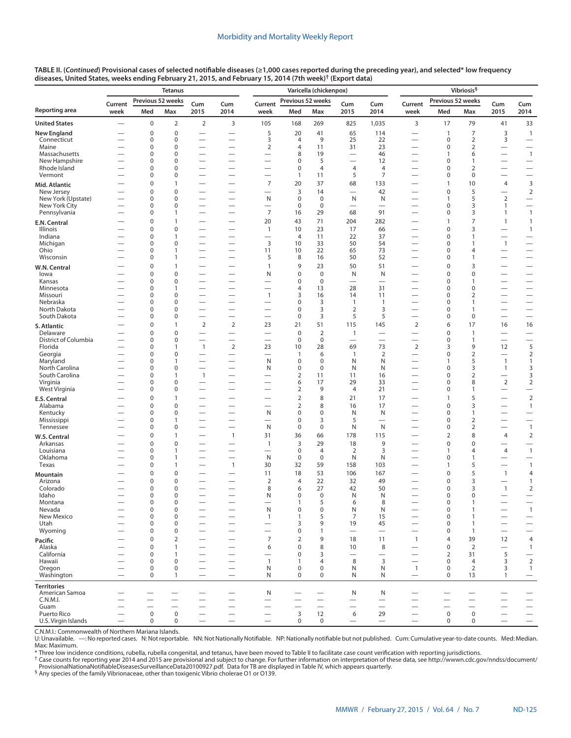**TABLE II. (*Continued*) Provisional cases of selected notifiable diseases (≥1,000 cases reported during the preceding year), and selected* low frequency diseases, United States, weeks ending February 21, 2015, and February 15, 2014 (7th week)† (Export data)**

| Reporting area | Tetanus | | | | | Varicella (chickenpox) | | | | | Vibriosis§ | | | | |
|---|---|---|---|---|---|---|---|---|---|---|---|---|---|---|---|
| | Current week | Previous 52 weeks Med | Previous 52 weeks Max | Cum 2015 | Cum 2014 | Current week | Previous 52 weeks Med | Previous 52 weeks Max | Cum 2015 | Cum 2014 | Current week | Previous 52 weeks Med | Previous 52 weeks Max | Cum 2015 | Cum 2014 |
| **United States** | — | 0 | 2 | 2 | 3 | 105 | 168 | 269 | 825 | 1,035 | 3 | 17 | 79 | 41 | 33 |
| **New England** | — | 0 | 0 | — | — | 5 | 20 | 41 | 65 | 114 | — | 1 | 7 | 3 | 1 |
| Connecticut | — | 0 | 0 | — | — | 3 | 4 | 9 | 25 | 22 | — | 0 | 2 | 3 | — |
| Maine | — | 0 | 0 | — | — | 2 | 4 | 11 | 31 | 23 | — | 0 | 2 | — | — |
| Massachusetts | — | 0 | 0 | — | — | — | 8 | 19 | — | 46 | — | 1 | 6 | — | 1 |
| New Hampshire | — | 0 | 0 | — | — | — | 0 | 5 | — | 12 | — | 0 | 1 | — | — |
| Rhode Island | — | 0 | 0 | — | — | — | 0 | 4 | 4 | 4 | — | 0 | 2 | — | — |
| Vermont | — | 0 | 0 | — | — | — | 1 | 11 | 5 | 7 | — | 0 | 0 | — | — |
| **Mid. Atlantic** | — | 0 | 1 | — | — | 7 | 20 | 37 | 68 | 133 | — | 1 | 10 | 4 | 3 |
| New Jersey | — | 0 | 0 | — | — | — | 3 | 14 | — | 42 | — | 0 | 5 | — | 2 |
| New York (Upstate) | — | 0 | 0 | — | — | N | 0 | 0 | N | N | — | 1 | 5 | 2 | — |
| New York City | — | 0 | 0 | — | — | — | 0 | 0 | — | — | — | 0 | 3 | 1 | — |
| Pennsylvania | — | 0 | 1 | — | — | 7 | 16 | 29 | 68 | 91 | — | 0 | 3 | 1 | 1 |
| **E.N. Central** | — | 0 | 1 | — | — | 20 | 43 | 71 | 204 | 282 | — | 1 | 7 | 1 | 1 |
| Illinois | — | 0 | 0 | — | — | 1 | 10 | 23 | 17 | 66 | — | 0 | 3 | — | 1 |
| Indiana | — | 0 | 1 | — | — | — | 4 | 11 | 22 | 37 | — | 0 | 1 | — | — |
| Michigan | — | 0 | 0 | — | — | 3 | 10 | 33 | 50 | 54 | — | 0 | 1 | 1 | — |
| Ohio | — | 0 | 1 | — | — | 11 | 10 | 22 | 65 | 73 | — | 0 | 4 | — | — |
| Wisconsin | — | 0 | 1 | — | — | 5 | 8 | 16 | 50 | 52 | — | 0 | 1 | — | — |
| **W.N. Central** | — | 0 | 1 | — | — | 1 | 9 | 23 | 50 | 51 | — | 0 | 3 | — | — |
| Iowa | — | 0 | 0 | — | — | N | 0 | 0 | N | N | — | 0 | 0 | — | — |
| Kansas | — | 0 | 0 | — | — | — | 0 | 0 | — | — | — | 0 | 1 | — | — |
| Minnesota | — | 0 | 1 | — | — | — | 4 | 13 | 28 | 31 | — | 0 | 0 | — | — |
| Missouri | — | 0 | 0 | — | — | 1 | 3 | 16 | 14 | 11 | — | 0 | 2 | — | — |
| Nebraska | — | 0 | 0 | — | — | — | 0 | 3 | 1 | 1 | — | 0 | 1 | — | — |
| North Dakota | — | 0 | 0 | — | — | — | 0 | 3 | 2 | 3 | — | 0 | 1 | — | — |
| South Dakota | — | 0 | 0 | — | — | — | 0 | 3 | 5 | 5 | — | 0 | 0 | — | — |
| **S. Atlantic** | — | 0 | 1 | 2 | 2 | 23 | 21 | 51 | 115 | 145 | 2 | 6 | 17 | 16 | 16 |
| Delaware | — | 0 | 0 | — | — | — | 0 | 2 | 1 | — | — | 0 | 1 | — | — |
| District of Columbia | — | 0 | 0 | — | — | — | 0 | 0 | — | — | — | 0 | 1 | — | — |
| Florida | — | 0 | 1 | 1 | 2 | 23 | 10 | 28 | 69 | 73 | 2 | 3 | 9 | 12 | 5 |
| Georgia | — | 0 | 0 | — | — | — | 1 | 6 | 1 | 2 | — | 0 | 2 | — | 2 |
| Maryland | — | 0 | 1 | — | — | N | 0 | 0 | N | N | — | 1 | 5 | 1 | 1 |
| North Carolina | — | 0 | 0 | — | — | N | 0 | 0 | N | N | — | 0 | 3 | 1 | 3 |
| South Carolina | — | 0 | 1 | 1 | — | — | 2 | 11 | 11 | 16 | — | 0 | 2 | — | 3 |
| Virginia | — | 0 | 0 | — | — | — | 6 | 17 | 29 | 33 | — | 0 | 8 | 2 | 2 |
| West Virginia | — | 0 | 0 | — | — | — | 2 | 9 | 4 | 21 | — | 0 | 1 | — | — |
| **E.S. Central** | — | 0 | 1 | — | — | — | 2 | 8 | 21 | 17 | — | 1 | 5 | — | 2 |
| Alabama | — | 0 | 0 | — | — | — | 2 | 8 | 16 | 17 | — | 0 | 3 | — | 1 |
| Kentucky | — | 0 | 0 | — | — | N | 0 | 0 | N | N | — | 0 | 1 | — | — |
| Mississippi | — | 0 | 1 | — | — | — | 0 | 3 | 5 | — | — | 0 | 2 | — | — |
| Tennessee | — | 0 | 0 | — | — | N | 0 | 0 | N | N | — | 0 | 2 | — | 1 |
| **W.S. Central** | — | 0 | 1 | — | 1 | 31 | 36 | 66 | 178 | 115 | — | 2 | 8 | 4 | 2 |
| Arkansas | — | 0 | 0 | — | — | 1 | 3 | 29 | 18 | 9 | — | 0 | 0 | — | — |
| Louisiana | — | 0 | 1 | — | — | — | 0 | 4 | 2 | 3 | — | 1 | 4 | 4 | 1 |
| Oklahoma | — | 0 | 1 | — | — | N | 0 | 0 | N | N | — | 0 | 1 | — | — |
| Texas | — | 0 | 1 | — | 1 | 30 | 32 | 59 | 158 | 103 | — | 1 | 5 | — | 1 |
| **Mountain** | — | 0 | 0 | — | — | 11 | 18 | 53 | 106 | 167 | — | 0 | 5 | 1 | 4 |
| Arizona | — | 0 | 0 | — | — | 2 | 4 | 22 | 32 | 49 | — | 0 | 3 | — | 1 |
| Colorado | — | 0 | 0 | — | — | 8 | 6 | 27 | 42 | 50 | — | 0 | 3 | 1 | 2 |
| Idaho | — | 0 | 0 | — | — | N | 0 | 0 | N | N | — | 0 | 0 | — | — |
| Montana | — | 0 | 0 | — | — | — | 1 | 5 | 6 | 8 | — | 0 | 1 | — | — |
| Nevada | — | 0 | 0 | — | — | N | 0 | 0 | N | N | — | 0 | 1 | — | 1 |
| New Mexico | — | 0 | 0 | — | — | 1 | 1 | 5 | 7 | 15 | — | 0 | 1 | — | — |
| Utah | — | 0 | 0 | — | — | — | 3 | 9 | 19 | 45 | — | 0 | 1 | — | — |
| Wyoming | — | 0 | 0 | — | — | — | 0 | 1 | — | — | — | 0 | 1 | — | — |
| **Pacific** | — | 0 | 2 | — | — | 7 | 2 | 9 | 18 | 11 | 1 | 4 | 39 | 12 | 4 |
| Alaska | — | 0 | 1 | — | — | 6 | 0 | 8 | 10 | 8 | — | 0 | 2 | — | 1 |
| California | — | 0 | 1 | — | — | — | 0 | 3 | — | — | — | 2 | 31 | 5 | — |
| Hawaii | — | 0 | 0 | — | — | 1 | 1 | 4 | 8 | 3 | — | 0 | 4 | 3 | 2 |
| Oregon | — | 0 | 0 | — | — | N | 0 | 0 | N | N | 1 | 0 | 2 | 3 | 1 |
| Washington | — | 0 | 1 | — | — | N | 0 | 0 | N | N | — | 0 | 13 | 1 | — |
| **Territories** | | | | | | | | | | | | | | | |
| American Samoa | — | — | — | — | — | N | — | — | N | N | — | — | — | — | — |
| C.N.M.I. | — | — | — | — | — | — | — | — | — | — | — | — | — | — | — |
| Guam | — | — | — | — | — | — | — | — | — | — | — | — | — | — | — |
| Puerto Rico | — | 0 | 0 | — | — | — | 3 | 12 | 6 | 29 | — | 0 | 0 | — | — |
| U.S. Virgin Islands | — | 0 | 0 | — | — | — | 0 | 0 | — | — | — | 0 | 0 | — | — |

C.N.M.I.: Commonwealth of Northern Mariana Islands.
U: Unavailable. —: No reported cases. N: Not reportable. NN: Not Nationally Notifiable. NP: Nationally notifiable but not published. Cum: Cumulative year-to-date counts. Med: Median. Max: Maximum.
\* Three low incidence conditions, rubella, rubella congenital, and tetanus, have been moved to Table II to facilitate case count verification with reporting jurisdictions.
† Case counts for reporting year 2014 and 2015 are provisional and subject to change. For further information on interpretation of these data, see http://wwwn.cdc.gov/nndss/document/ProvisionalNationaNotifiableDiseasesSurveillanceData20100927.pdf. Data for TB are displayed in Table IV, which appears quarterly.
§ Any species of the family Vibrionaceae, other than toxigenic Vibrio cholerae O1 or O139.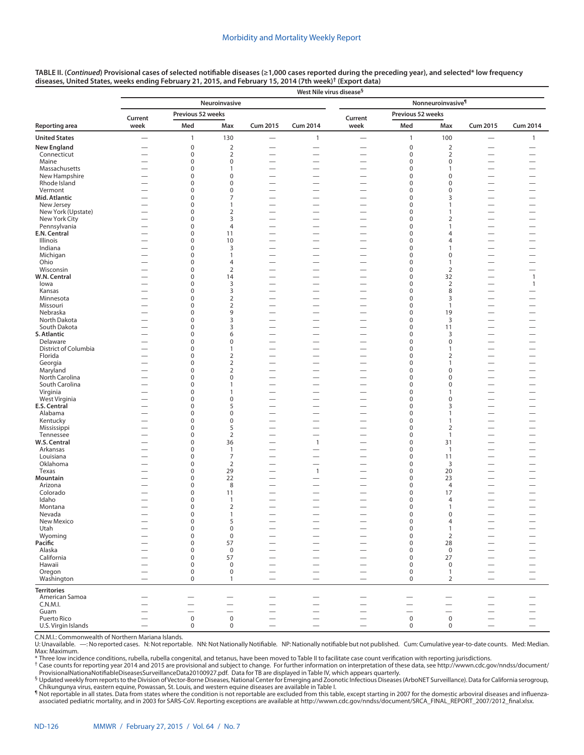**TABLE II. (*Continued*) Provisional cases of selected notifiable diseases (≥1,000 cases reported during the preceding year), and selected* low frequency diseases, United States, weeks ending February 21, 2015, and February 15, 2014 (7th week)† (Export data)**

| Reporting area | West Nile virus disease§ | | | | | | | | | |
|---|---|---|---|---|---|---|---|---|---|---|
| | Neuroinvasive | | | | | Nonneuroinvasive¶ | | | | |
| | Current week | Previous 52 weeks | | Cum 2015 | Cum 2014 | Current week | Previous 52 weeks | | Cum 2015 | Cum 2014 |
| | | Med | Max | | | | Med | Max | | |
| **United States** | — | 1 | 130 | — | 1 | — | 1 | 100 | — | 1 |
| **New England** | — | 0 | 2 | — | — | — | 0 | 2 | — | — |
| Connecticut | — | 0 | 2 | — | — | — | 0 | 2 | — | — |
| Maine | — | 0 | 0 | — | — | — | 0 | 0 | — | — |
| Massachusetts | — | 0 | 1 | — | — | — | 0 | 1 | — | — |
| New Hampshire | — | 0 | 0 | — | — | — | 0 | 0 | — | — |
| Rhode Island | — | 0 | 0 | — | — | — | 0 | 0 | — | — |
| Vermont | — | 0 | 0 | — | — | — | 0 | 0 | — | — |
| **Mid. Atlantic** | — | 0 | 7 | — | — | — | 0 | 3 | — | — |
| New Jersey | — | 0 | 1 | — | — | — | 0 | 1 | — | — |
| New York (Upstate) | — | 0 | 2 | — | — | — | 0 | 1 | — | — |
| New York City | — | 0 | 3 | — | — | — | 0 | 2 | — | — |
| Pennsylvania | — | 0 | 4 | — | — | — | 0 | 1 | — | — |
| **E.N. Central** | — | 0 | 11 | — | — | — | 0 | 4 | — | — |
| Illinois | — | 0 | 10 | — | — | — | 0 | 4 | — | — |
| Indiana | — | 0 | 3 | — | — | — | 0 | 1 | — | — |
| Michigan | — | 0 | 1 | — | — | — | 0 | 0 | — | — |
| Ohio | — | 0 | 4 | — | — | — | 0 | 1 | — | — |
| Wisconsin | — | 0 | 2 | — | — | — | 0 | 2 | — | — |
| **W.N. Central** | — | 0 | 14 | — | — | — | 0 | 32 | — | 1 |
| Iowa | — | 0 | 3 | — | — | — | 0 | 2 | — | 1 |
| Kansas | — | 0 | 3 | — | — | — | 0 | 8 | — | — |
| Minnesota | — | 0 | 2 | — | — | — | 0 | 3 | — | — |
| Missouri | — | 0 | 2 | — | — | — | 0 | 1 | — | — |
| Nebraska | — | 0 | 9 | — | — | — | 0 | 19 | — | — |
| North Dakota | — | 0 | 3 | — | — | — | 0 | 3 | — | — |
| South Dakota | — | 0 | 3 | — | — | — | 0 | 11 | — | — |
| **S. Atlantic** | — | 0 | 6 | — | — | — | 0 | 3 | — | — |
| Delaware | — | 0 | 0 | — | — | — | 0 | 0 | — | — |
| District of Columbia | — | 0 | 1 | — | — | — | 0 | 1 | — | — |
| Florida | — | 0 | 2 | — | — | — | 0 | 2 | — | — |
| Georgia | — | 0 | 2 | — | — | — | 0 | 1 | — | — |
| Maryland | — | 0 | 2 | — | — | — | 0 | 0 | — | — |
| North Carolina | — | 0 | 0 | — | — | — | 0 | 0 | — | — |
| South Carolina | — | 0 | 1 | — | — | — | 0 | 0 | — | — |
| Virginia | — | 0 | 1 | — | — | — | 0 | 1 | — | — |
| West Virginia | — | 0 | 0 | — | — | — | 0 | 0 | — | — |
| **E.S. Central** | — | 0 | 5 | — | — | — | 0 | 3 | — | — |
| Alabama | — | 0 | 0 | — | — | — | 0 | 1 | — | — |
| Kentucky | — | 0 | 0 | — | — | — | 0 | 1 | — | — |
| Mississippi | — | 0 | 5 | — | — | — | 0 | 2 | — | — |
| Tennessee | — | 0 | 2 | — | — | — | 0 | 1 | — | — |
| **W.S. Central** | — | 0 | 36 | — | 1 | — | 0 | 31 | — | — |
| Arkansas | — | 0 | 1 | — | — | — | 0 | 1 | — | — |
| Louisiana | — | 0 | 7 | — | — | — | 0 | 11 | — | — |
| Oklahoma | — | 0 | 2 | — | — | — | 0 | 3 | — | — |
| Texas | — | 0 | 29 | — | 1 | — | 0 | 20 | — | — |
| **Mountain** | — | 0 | 22 | — | — | — | 0 | 23 | — | — |
| Arizona | — | 0 | 8 | — | — | — | 0 | 4 | — | — |
| Colorado | — | 0 | 11 | — | — | — | 0 | 17 | — | — |
| Idaho | — | 0 | 1 | — | — | — | 0 | 4 | — | — |
| Montana | — | 0 | 2 | — | — | — | 0 | 1 | — | — |
| Nevada | — | 0 | 1 | — | — | — | 0 | 0 | — | — |
| New Mexico | — | 0 | 5 | — | — | — | 0 | 4 | — | — |
| Utah | — | 0 | 0 | — | — | — | 0 | 1 | — | — |
| Wyoming | — | 0 | 0 | — | — | — | 0 | 2 | — | — |
| **Pacific** | — | 0 | 57 | — | — | — | 0 | 28 | — | — |
| Alaska | — | 0 | 0 | — | — | — | 0 | 0 | — | — |
| California | — | 0 | 57 | — | — | — | 0 | 27 | — | — |
| Hawaii | — | 0 | 0 | — | — | — | 0 | 0 | — | — |
| Oregon | — | 0 | 0 | — | — | — | 0 | 1 | — | — |
| Washington | — | 0 | 1 | — | — | — | 0 | 2 | — | — |
| **Territories** | | | | | | | | | | |
| American Samoa | — | — | — | — | — | — | — | — | — | — |
| C.N.M.I. | — | — | — | — | — | — | — | — | — | — |
| Guam | — | — | — | — | — | — | — | — | — | — |
| Puerto Rico | — | 0 | 0 | — | — | — | 0 | 0 | — | — |
| U.S. Virgin Islands | — | 0 | 0 | — | — | — | 0 | 0 | — | — |

C.N.M.I.: Commonwealth of Northern Mariana Islands.
U: Unavailable. —: No reported cases. N: Not reportable. NN: Not Nationally Notifiable. NP: Nationally notifiable but not published. Cum: Cumulative year-to-date counts. Med: Median. Max: Maximum.

\* Three low incidence conditions, rubella, rubella congenital, and tetanus, have been moved to Table II to facilitate case count verification with reporting jurisdictions.

† Case counts for reporting year 2014 and 2015 are provisional and subject to change. For further information on interpretation of these data, see http://wwwn.cdc.gov/nndss/document/ProvisionalNationaNotifiableDiseasesSurveillanceData20100927.pdf. Data for TB are displayed in Table IV, which appears quarterly.

§ Updated weekly from reports to the Division of Vector-Borne Diseases, National Center for Emerging and Zoonotic Infectious Diseases (ArboNET Surveillance). Data for California serogroup, Chikungunya virus, eastern equine, Powassan, St. Louis, and western equine diseases are available in Table I.

¶ Not reportable in all states. Data from states where the condition is not reportable are excluded from this table, except starting in 2007 for the domestic arboviral diseases and influenza-associated pediatric mortality, and in 2003 for SARS-CoV. Reporting exceptions are available at http://wwwn.cdc.gov/nndss/document/SRCA_FINAL_REPORT_2007/2012_final.xlsx.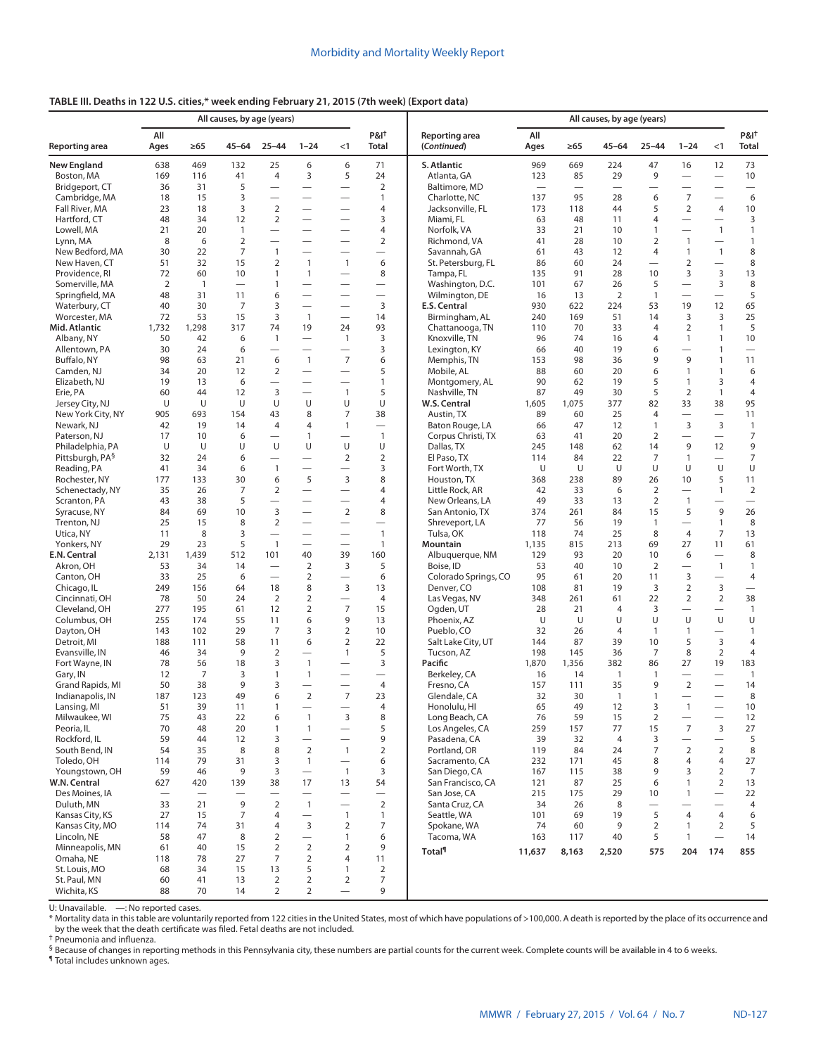**TABLE III. Deaths in 122 U.S. cities,* week ending February 21, 2015 (7th week) (Export data)**

| Reporting area | All causes, by age (years) | | | | | | P&I† |
|---|---|---|---|---|---|---|---|
| | All Ages | ≥65 | 45–64 | 25–44 | 1–24 | <1 | Total |
| **New England** | 638 | 469 | 132 | 25 | 6 | 6 | 71 |
| Boston, MA | 169 | 116 | 41 | 4 | 3 | 5 | 24 |
| Bridgeport, CT | 36 | 31 | 5 | — | — | — | 2 |
| Cambridge, MA | 18 | 15 | 3 | — | — | — | 1 |
| Fall River, MA | 23 | 18 | 3 | 2 | — | — | 4 |
| Hartford, CT | 48 | 34 | 12 | 2 | — | — | 3 |
| Lowell, MA | 21 | 20 | 1 | — | — | — | 4 |
| Lynn, MA | 8 | 6 | 2 | — | — | — | 2 |
| New Bedford, MA | 30 | 22 | 7 | 1 | — | — | — |
| New Haven, CT | 51 | 32 | 15 | 2 | 1 | 1 | 6 |
| Providence, RI | 72 | 60 | 10 | 1 | 1 | — | 8 |
| Somerville, MA | 2 | 1 | — | 1 | — | — | — |
| Springfield, MA | 48 | 31 | 11 | 6 | — | — | — |
| Waterbury, CT | 40 | 30 | 7 | 3 | — | — | 3 |
| Worcester, MA | 72 | 53 | 15 | 3 | 1 | — | 14 |
| **Mid. Atlantic** | 1,732 | 1,298 | 317 | 74 | 19 | 24 | 93 |
| Albany, NY | 50 | 42 | 6 | 1 | — | 1 | 3 |
| Allentown, PA | 30 | 24 | 6 | — | — | — | 3 |
| Buffalo, NY | 98 | 63 | 21 | 6 | 1 | 7 | 6 |
| Camden, NJ | 34 | 20 | 12 | 2 | — | — | 5 |
| Elizabeth, NJ | 19 | 13 | 6 | — | — | — | 1 |
| Erie, PA | 60 | 44 | 12 | 3 | — | 1 | 5 |
| Jersey City, NJ | U | U | U | U | U | U | U |
| New York City, NY | 905 | 693 | 154 | 43 | 8 | 7 | 38 |
| Newark, NJ | 42 | 19 | 14 | 4 | 4 | 1 | — |
| Paterson, NJ | 17 | 10 | 6 | — | 1 | — | 1 |
| Philadelphia, PA | U | U | U | U | U | U | U |
| Pittsburgh, PA§ | 32 | 24 | 6 | — | — | 2 | 2 |
| Reading, PA | 41 | 34 | 6 | 1 | — | — | 3 |
| Rochester, NY | 177 | 133 | 30 | 6 | 5 | 3 | 8 |
| Schenectady, NY | 35 | 26 | 7 | 2 | — | — | 4 |
| Scranton, PA | 43 | 38 | 5 | — | — | — | 4 |
| Syracuse, NY | 84 | 69 | 10 | 3 | — | 2 | 8 |
| Trenton, NJ | 25 | 15 | 8 | 2 | — | — | — |
| Utica, NY | 11 | 8 | 3 | — | — | — | 1 |
| Yonkers, NY | 29 | 23 | 5 | 1 | — | — | 1 |
| **E.N. Central** | 2,131 | 1,439 | 512 | 101 | 40 | 39 | 160 |
| Akron, OH | 53 | 34 | 14 | — | 2 | 3 | 5 |
| Canton, OH | 33 | 25 | 6 | — | 2 | — | 6 |
| Chicago, IL | 249 | 156 | 64 | 18 | 8 | 3 | 13 |
| Cincinnati, OH | 78 | 50 | 24 | 2 | 2 | — | 4 |
| Cleveland, OH | 277 | 195 | 61 | 12 | 2 | 7 | 15 |
| Columbus, OH | 255 | 174 | 55 | 11 | 6 | 9 | 13 |
| Dayton, OH | 143 | 102 | 29 | 7 | 3 | 2 | 10 |
| Detroit, MI | 188 | 111 | 58 | 11 | 6 | 2 | 22 |
| Evansville, IN | 46 | 34 | 9 | 2 | — | 1 | 5 |
| Fort Wayne, IN | 78 | 56 | 18 | 3 | 1 | — | 3 |
| Gary, IN | 12 | 7 | 3 | 1 | 1 | — | — |
| Grand Rapids, MI | 50 | 38 | 9 | 3 | — | — | 4 |
| Indianapolis, IN | 187 | 123 | 49 | 6 | 2 | 7 | 23 |
| Lansing, MI | 51 | 39 | 11 | 1 | — | — | 4 |
| Milwaukee, WI | 75 | 43 | 22 | 6 | 1 | 3 | 8 |
| Peoria, IL | 70 | 48 | 20 | 1 | 1 | — | 5 |
| Rockford, IL | 59 | 44 | 12 | 3 | — | — | 9 |
| South Bend, IN | 54 | 35 | 8 | 8 | 2 | 1 | 2 |
| Toledo, OH | 114 | 79 | 31 | 3 | 1 | — | 6 |
| Youngstown, OH | 59 | 46 | 9 | 3 | — | 1 | 3 |
| **W.N. Central** | 627 | 420 | 139 | 38 | 17 | 13 | 54 |
| Des Moines, IA | — | — | — | — | — | — | — |
| Duluth, MN | 33 | 21 | 9 | 2 | 1 | — | 2 |
| Kansas City, KS | 27 | 15 | 7 | 4 | — | 1 | 1 |
| Kansas City, MO | 114 | 74 | 31 | 4 | 3 | 2 | 7 |
| Lincoln, NE | 58 | 47 | 8 | 2 | — | 1 | 6 |
| Minneapolis, MN | 61 | 40 | 15 | 2 | 2 | 2 | 9 |
| Omaha, NE | 118 | 78 | 27 | 7 | 2 | 4 | 11 |
| St. Louis, MO | 68 | 34 | 15 | 13 | 5 | 1 | 2 |
| St. Paul, MN | 60 | 41 | 13 | 2 | 2 | 2 | 7 |
| Wichita, KS | 88 | 70 | 14 | 2 | 2 | — | 9 |
| **S. Atlantic** | 969 | 669 | 224 | 47 | 16 | 12 | 73 |
| Atlanta, GA | 123 | 85 | 29 | 9 | — | — | 10 |
| Baltimore, MD | — | — | — | — | — | — | — |
| Charlotte, NC | 137 | 95 | 28 | 6 | 7 | — | 6 |
| Jacksonville, FL | 173 | 118 | 44 | 5 | 2 | 4 | 10 |
| Miami, FL | 63 | 48 | 11 | 4 | — | — | 3 |
| Norfolk, VA | 33 | 21 | 10 | 1 | — | 1 | 1 |
| Richmond, VA | 41 | 28 | 10 | 2 | 1 | — | 1 |
| Savannah, GA | 61 | 43 | 12 | 4 | 1 | 1 | 8 |
| St. Petersburg, FL | 86 | 60 | 24 | — | 2 | — | 8 |
| Tampa, FL | 135 | 91 | 28 | 10 | 3 | 3 | 13 |
| Washington, D.C. | 101 | 67 | 26 | 5 | — | 3 | 8 |
| Wilmington, DE | 16 | 13 | 2 | 1 | — | — | 5 |
| **E.S. Central** | 930 | 622 | 224 | 53 | 19 | 12 | 65 |
| Birmingham, AL | 240 | 169 | 51 | 14 | 3 | 3 | 25 |
| Chattanooga, TN | 110 | 70 | 33 | 4 | 2 | 1 | 5 |
| Knoxville, TN | 96 | 74 | 16 | 4 | 1 | 1 | 10 |
| Lexington, KY | 66 | 40 | 19 | 6 | — | 1 | — |
| Memphis, TN | 153 | 98 | 36 | 9 | 9 | 1 | 11 |
| Mobile, AL | 88 | 60 | 20 | 6 | 1 | 1 | 6 |
| Montgomery, AL | 90 | 62 | 19 | 5 | 1 | 3 | 4 |
| Nashville, TN | 87 | 49 | 30 | 5 | 2 | 1 | 4 |
| **W.S. Central** | 1,605 | 1,075 | 377 | 82 | 33 | 38 | 95 |
| Austin, TX | 89 | 60 | 25 | 4 | — | — | 11 |
| Baton Rouge, LA | 66 | 47 | 12 | 1 | 3 | 3 | 1 |
| Corpus Christi, TX | 63 | 41 | 20 | 2 | — | — | 7 |
| Dallas, TX | 245 | 148 | 62 | 14 | 9 | 12 | 9 |
| El Paso, TX | 114 | 84 | 22 | 7 | 1 | — | 7 |
| Fort Worth, TX | U | U | U | U | U | U | U |
| Houston, TX | 368 | 238 | 89 | 26 | 10 | 5 | 11 |
| Little Rock, AR | 42 | 33 | 6 | 2 | — | 1 | 2 |
| New Orleans, LA | 49 | 33 | 13 | 2 | 1 | — | — |
| San Antonio, TX | 374 | 261 | 84 | 15 | 5 | 9 | 26 |
| Shreveport, LA | 77 | 56 | 19 | 1 | — | 1 | 8 |
| Tulsa, OK | 118 | 74 | 25 | 8 | 4 | 7 | 13 |
| **Mountain** | 1,135 | 815 | 213 | 69 | 27 | 11 | 61 |
| Albuquerque, NM | 129 | 93 | 20 | 10 | 6 | — | 8 |
| Boise, ID | 53 | 40 | 10 | 2 | — | 1 | 1 |
| Colorado Springs, CO | 95 | 61 | 20 | 11 | 3 | — | 4 |
| Denver, CO | 108 | 81 | 19 | 3 | 2 | 3 | — |
| Las Vegas, NV | 348 | 261 | 61 | 22 | 2 | 2 | 38 |
| Ogden, UT | 28 | 21 | 4 | 3 | — | — | 1 |
| Phoenix, AZ | U | U | U | U | U | U | U |
| Pueblo, CO | 32 | 26 | 4 | 1 | 1 | — | 1 |
| Salt Lake City, UT | 144 | 87 | 39 | 10 | 5 | 3 | 4 |
| Tucson, AZ | 198 | 145 | 36 | 7 | 8 | 2 | 4 |
| **Pacific** | 1,870 | 1,356 | 382 | 86 | 27 | 19 | 183 |
| Berkeley, CA | 16 | 14 | 1 | 1 | — | — | 1 |
| Fresno, CA | 157 | 111 | 35 | 9 | 2 | — | 14 |
| Glendale, CA | 32 | 30 | 1 | 1 | — | — | 8 |
| Honolulu, HI | 65 | 49 | 12 | 3 | 1 | — | 10 |
| Long Beach, CA | 76 | 59 | 15 | 2 | — | — | 12 |
| Los Angeles, CA | 259 | 157 | 77 | 15 | 7 | 3 | 27 |
| Pasadena, CA | 39 | 32 | 4 | 3 | — | — | 5 |
| Portland, OR | 119 | 84 | 24 | 7 | 2 | 2 | 8 |
| Sacramento, CA | 232 | 171 | 45 | 8 | 4 | 4 | 27 |
| San Diego, CA | 167 | 115 | 38 | 9 | 3 | 2 | 7 |
| San Francisco, CA | 121 | 87 | 25 | 6 | 1 | 2 | 13 |
| San Jose, CA | 215 | 175 | 29 | 10 | 1 | — | 22 |
| Santa Cruz, CA | 34 | 26 | 8 | — | — | — | 4 |
| Seattle, WA | 101 | 69 | 19 | 5 | 4 | 4 | 6 |
| Spokane, WA | 74 | 60 | 9 | 2 | 1 | 2 | 5 |
| Tacoma, WA | 163 | 117 | 40 | 5 | 1 | — | 14 |
| **Total¶** | 11,637 | 8,163 | 2,520 | 575 | 204 | 174 | 855 |

U: Unavailable. —: No reported cases.

* Mortality data in this table are voluntarily reported from 122 cities in the United States, most of which have populations of >100,000. A death is reported by the place of its occurrence and by the week that the death certificate was filed. Fetal deaths are not included.

† Pneumonia and influenza.

§ Because of changes in reporting methods in this Pennsylvania city, these numbers are partial counts for the current week. Complete counts will be available in 4 to 6 weeks.

¶ Total includes unknown ages.